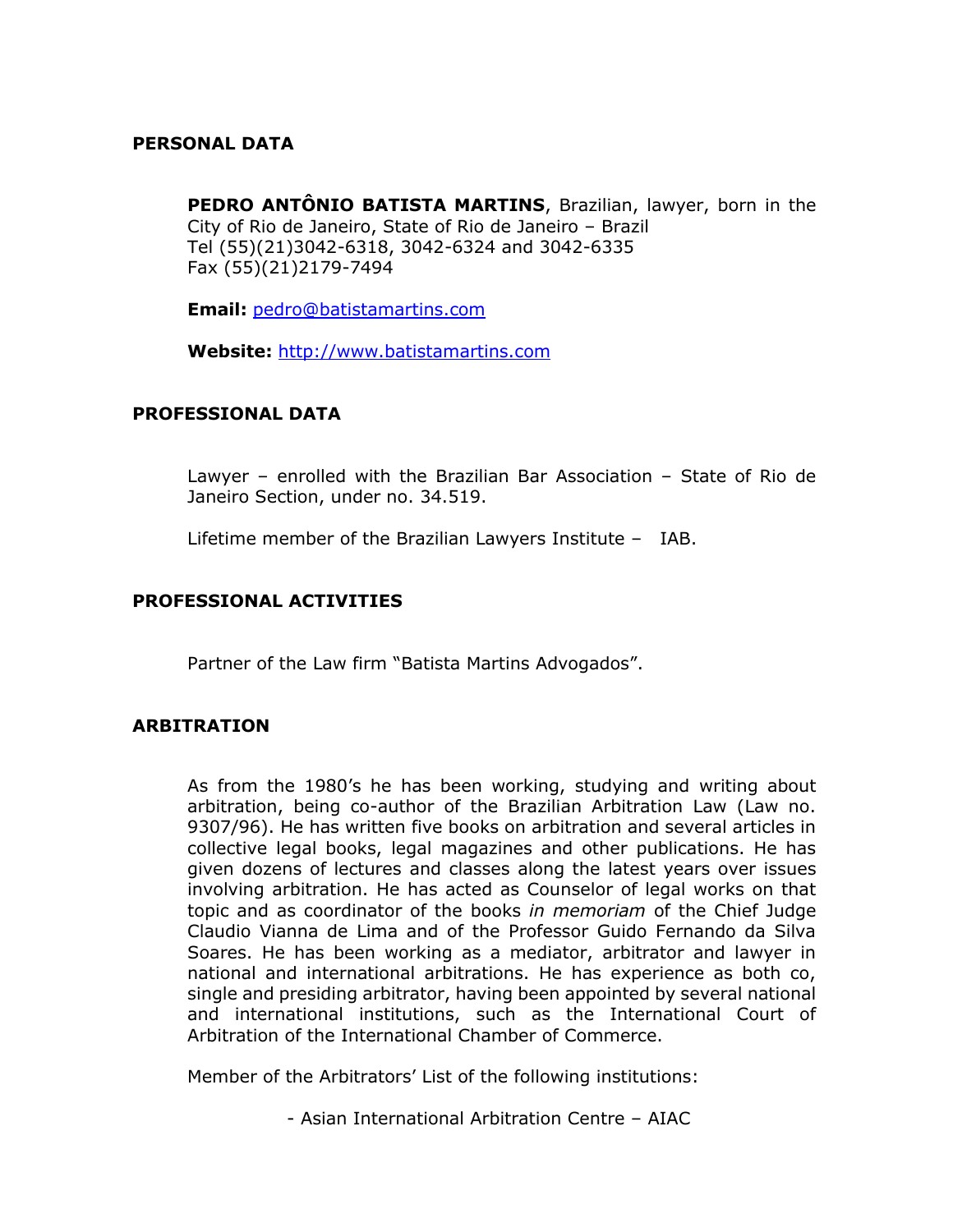## PERSONAL DATA

**PEDRO ANTÔNIO BATISTA MARTINS**, Brazilian, lawyer, born in the City of Rio de Janeiro, State of Rio de Janeiro – Brazil
Tel (55)(21)3042-6318, 3042-6324 and 3042-6335
Fax (55)(21)2179-7494

**Email:** pedro@batistamartins.com

**Website:** http://www.batistamartins.com

## PROFESSIONAL DATA

Lawyer – enrolled with the Brazilian Bar Association – State of Rio de Janeiro Section, under no. 34.519.

Lifetime member of the Brazilian Lawyers Institute – IAB.

## PROFESSIONAL ACTIVITIES

Partner of the Law firm "Batista Martins Advogados".

## ARBITRATION

As from the 1980's he has been working, studying and writing about arbitration, being co-author of the Brazilian Arbitration Law (Law no. 9307/96). He has written five books on arbitration and several articles in collective legal books, legal magazines and other publications. He has given dozens of lectures and classes along the latest years over issues involving arbitration. He has acted as Counselor of legal works on that topic and as coordinator of the books *in memoriam* of the Chief Judge Claudio Vianna de Lima and of the Professor Guido Fernando da Silva Soares. He has been working as a mediator, arbitrator and lawyer in national and international arbitrations. He has experience as both co, single and presiding arbitrator, having been appointed by several national and international institutions, such as the International Court of Arbitration of the International Chamber of Commerce.

Member of the Arbitrators' List of the following institutions:

- Asian International Arbitration Centre – AIAC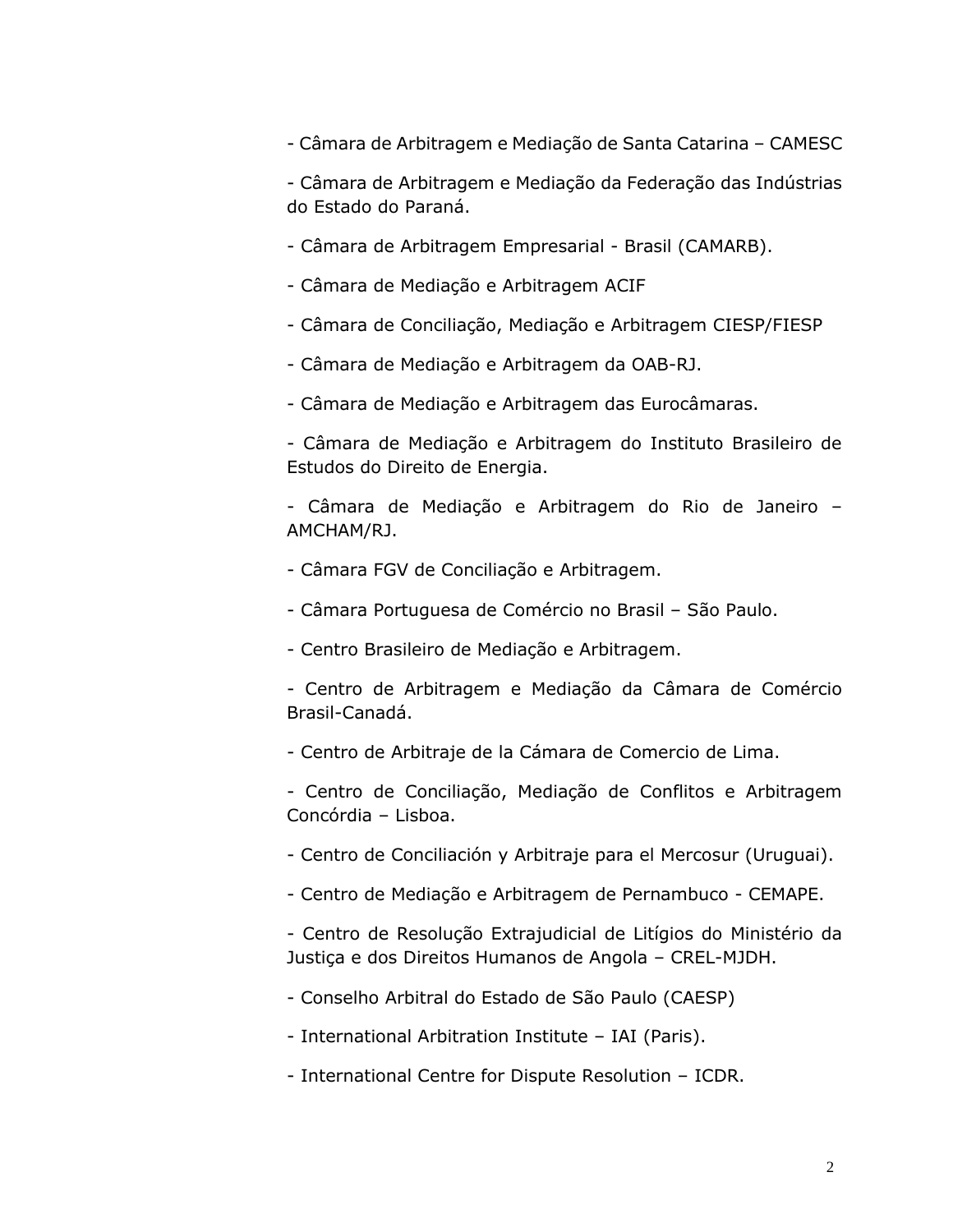- Câmara de Arbitragem e Mediação de Santa Catarina – CAMESC

- Câmara de Arbitragem e Mediação da Federação das Indústrias do Estado do Paraná.

- Câmara de Arbitragem Empresarial - Brasil (CAMARB).

- Câmara de Mediação e Arbitragem ACIF

- Câmara de Conciliação, Mediação e Arbitragem CIESP/FIESP

- Câmara de Mediação e Arbitragem da OAB-RJ.

- Câmara de Mediação e Arbitragem das Eurocâmaras.

- Câmara de Mediação e Arbitragem do Instituto Brasileiro de Estudos do Direito de Energia.

- Câmara de Mediação e Arbitragem do Rio de Janeiro – AMCHAM/RJ.

- Câmara FGV de Conciliação e Arbitragem.

- Câmara Portuguesa de Comércio no Brasil – São Paulo.

- Centro Brasileiro de Mediação e Arbitragem.

- Centro de Arbitragem e Mediação da Câmara de Comércio Brasil-Canadá.

- Centro de Arbitraje de la Cámara de Comercio de Lima.

- Centro de Conciliação, Mediação de Conflitos e Arbitragem Concórdia – Lisboa.

- Centro de Conciliación y Arbitraje para el Mercosur (Uruguai).

- Centro de Mediação e Arbitragem de Pernambuco - CEMAPE.

- Centro de Resolução Extrajudicial de Litígios do Ministério da Justiça e dos Direitos Humanos de Angola – CREL-MJDH.

- Conselho Arbitral do Estado de São Paulo (CAESP)

- International Arbitration Institute – IAI (Paris).

- International Centre for Dispute Resolution – ICDR.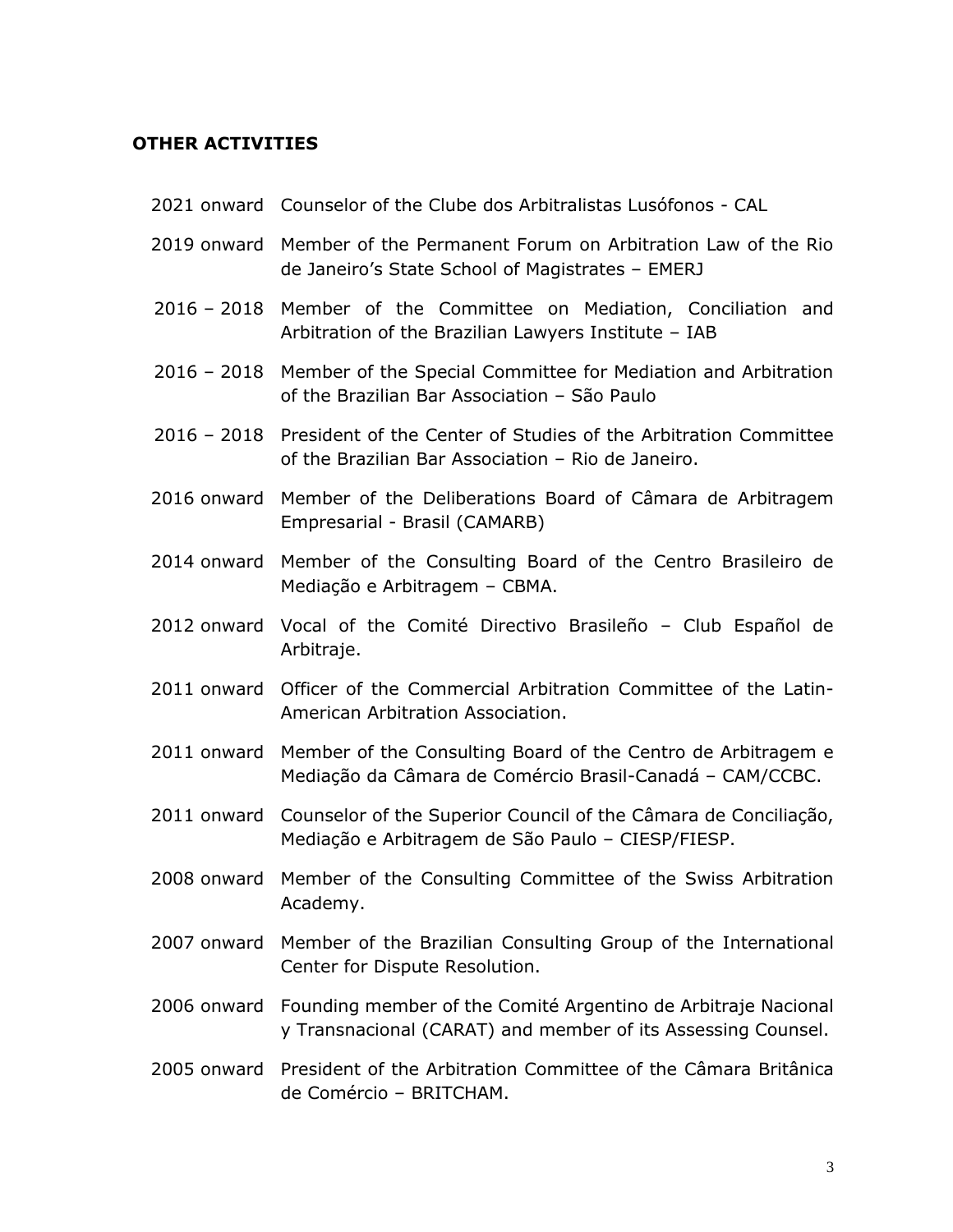## OTHER ACTIVITIES

| | |
|---|---|
| 2021 onward | Counselor of the Clube dos Arbitralistas Lusófonos - CAL |
| 2019 onward | Member of the Permanent Forum on Arbitration Law of the Rio de Janeiro's State School of Magistrates – EMERJ |
| 2016 – 2018 | Member of the Committee on Mediation, Conciliation and Arbitration of the Brazilian Lawyers Institute – IAB |
| 2016 – 2018 | Member of the Special Committee for Mediation and Arbitration of the Brazilian Bar Association – São Paulo |
| 2016 – 2018 | President of the Center of Studies of the Arbitration Committee of the Brazilian Bar Association – Rio de Janeiro. |
| 2016 onward | Member of the Deliberations Board of Câmara de Arbitragem Empresarial - Brasil (CAMARB) |
| 2014 onward | Member of the Consulting Board of the Centro Brasileiro de Mediação e Arbitragem – CBMA. |
| 2012 onward | Vocal of the Comité Directivo Brasileño – Club Español de Arbitraje. |
| 2011 onward | Officer of the Commercial Arbitration Committee of the Latin-American Arbitration Association. |
| 2011 onward | Member of the Consulting Board of the Centro de Arbitragem e Mediação da Câmara de Comércio Brasil-Canadá – CAM/CCBC. |
| 2011 onward | Counselor of the Superior Council of the Câmara de Conciliação, Mediação e Arbitragem de São Paulo – CIESP/FIESP. |
| 2008 onward | Member of the Consulting Committee of the Swiss Arbitration Academy. |
| 2007 onward | Member of the Brazilian Consulting Group of the International Center for Dispute Resolution. |
| 2006 onward | Founding member of the Comité Argentino de Arbitraje Nacional y Transnacional (CARAT) and member of its Assessing Counsel. |
| 2005 onward | President of the Arbitration Committee of the Câmara Britânica de Comércio – BRITCHAM. |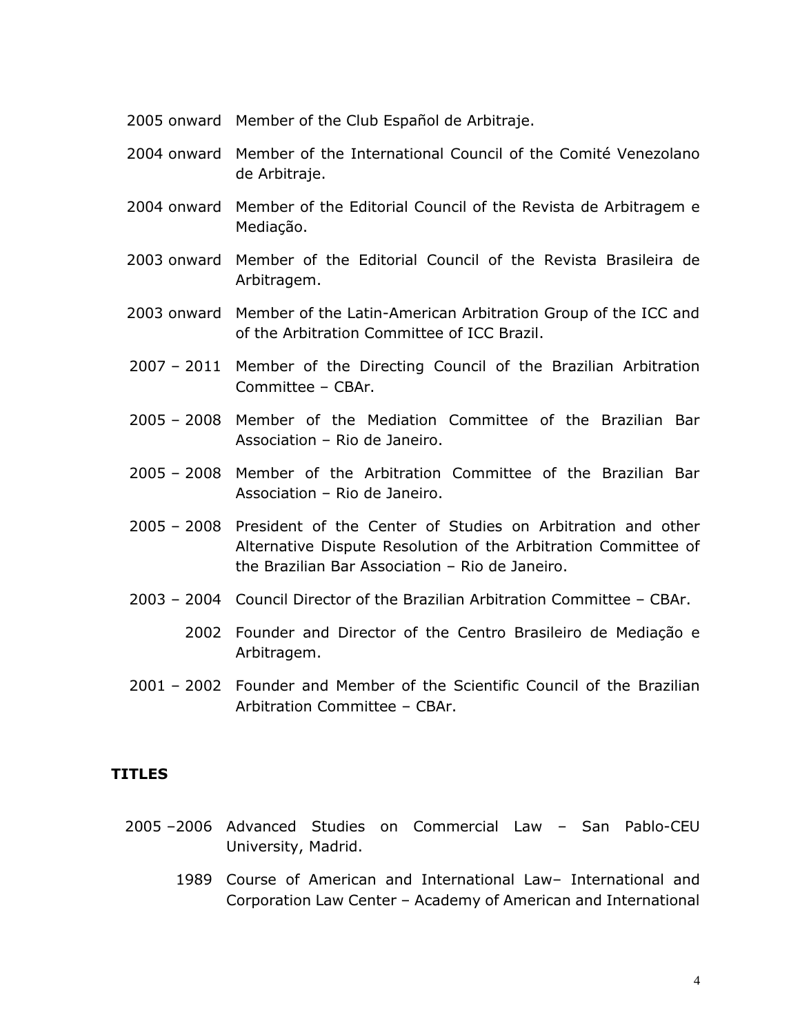| | |
|---|---|
| 2005 onward | Member of the Club Español de Arbitraje. |
| 2004 onward | Member of the International Council of the Comité Venezolano de Arbitraje. |
| 2004 onward | Member of the Editorial Council of the Revista de Arbitragem e Mediação. |
| 2003 onward | Member of the Editorial Council of the Revista Brasileira de Arbitragem. |
| 2003 onward | Member of the Latin-American Arbitration Group of the ICC and of the Arbitration Committee of ICC Brazil. |
| 2007 – 2011 | Member of the Directing Council of the Brazilian Arbitration Committee – CBAr. |
| 2005 – 2008 | Member of the Mediation Committee of the Brazilian Bar Association – Rio de Janeiro. |
| 2005 – 2008 | Member of the Arbitration Committee of the Brazilian Bar Association – Rio de Janeiro. |
| 2005 – 2008 | President of the Center of Studies on Arbitration and other Alternative Dispute Resolution of the Arbitration Committee of the Brazilian Bar Association – Rio de Janeiro. |
| 2003 – 2004 | Council Director of the Brazilian Arbitration Committee – CBAr. |
| 2002 | Founder and Director of the Centro Brasileiro de Mediação e Arbitragem. |
| 2001 – 2002 | Founder and Member of the Scientific Council of the Brazilian Arbitration Committee – CBAr. |

**TITLES**

| | |
|---|---|
| 2005 –2006 | Advanced Studies on Commercial Law – San Pablo-CEU University, Madrid. |
| 1989 | Course of American and International Law– International and Corporation Law Center – Academy of American and International |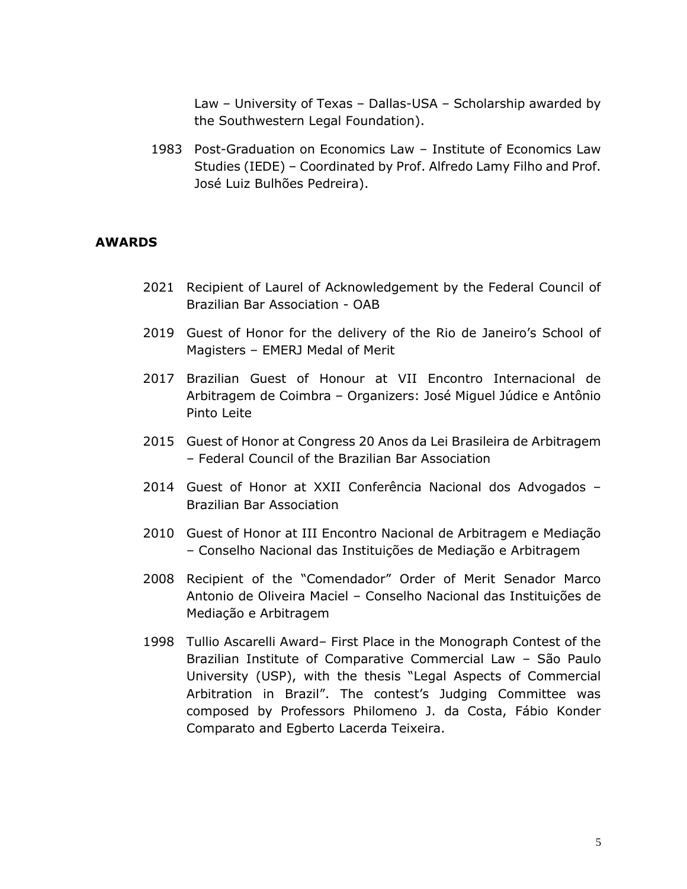Law – University of Texas – Dallas-USA – Scholarship awarded by the Southwestern Legal Foundation).

1983 Post-Graduation on Economics Law – Institute of Economics Law Studies (IEDE) – Coordinated by Prof. Alfredo Lamy Filho and Prof. José Luiz Bulhões Pedreira).

## AWARDS

2021 Recipient of Laurel of Acknowledgement by the Federal Council of Brazilian Bar Association - OAB

2019 Guest of Honor for the delivery of the Rio de Janeiro's School of Magisters – EMERJ Medal of Merit

2017 Brazilian Guest of Honour at VII Encontro Internacional de Arbitragem de Coimbra – Organizers: José Miguel Júdice e Antônio Pinto Leite

2015 Guest of Honor at Congress 20 Anos da Lei Brasileira de Arbitragem – Federal Council of the Brazilian Bar Association

2014 Guest of Honor at XXII Conferência Nacional dos Advogados – Brazilian Bar Association

2010 Guest of Honor at III Encontro Nacional de Arbitragem e Mediação – Conselho Nacional das Instituições de Mediação e Arbitragem

2008 Recipient of the "Comendador" Order of Merit Senador Marco Antonio de Oliveira Maciel – Conselho Nacional das Instituições de Mediação e Arbitragem

1998 Tullio Ascarelli Award– First Place in the Monograph Contest of the Brazilian Institute of Comparative Commercial Law – São Paulo University (USP), with the thesis "Legal Aspects of Commercial Arbitration in Brazil". The contest's Judging Committee was composed by Professors Philomeno J. da Costa, Fábio Konder Comparato and Egberto Lacerda Teixeira.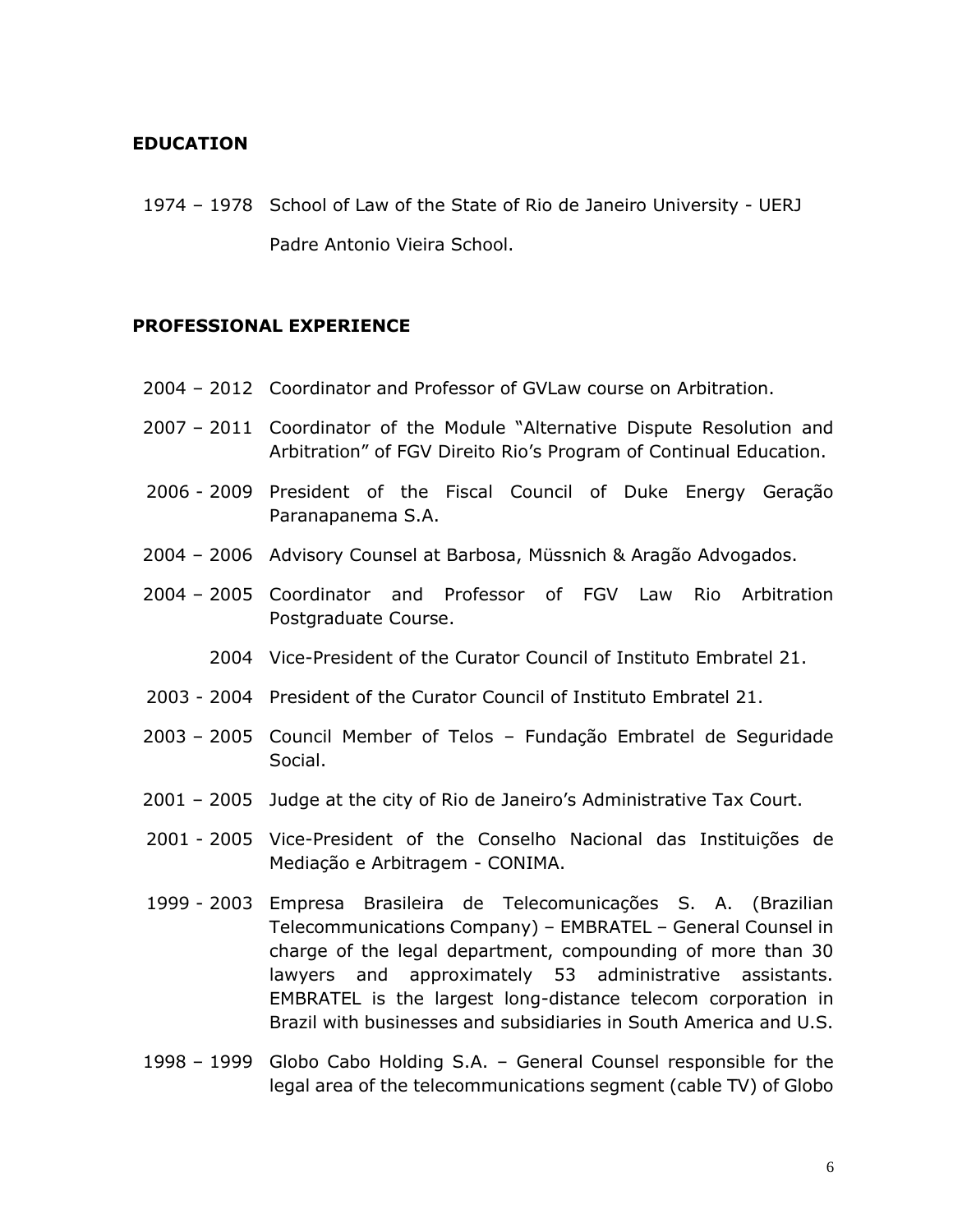## EDUCATION

1974 – 1978 School of Law of the State of Rio de Janeiro University - UERJ

Padre Antonio Vieira School.

## PROFESSIONAL EXPERIENCE

2004 – 2012 Coordinator and Professor of GVLaw course on Arbitration.

2007 – 2011 Coordinator of the Module "Alternative Dispute Resolution and Arbitration" of FGV Direito Rio's Program of Continual Education.

2006 - 2009 President of the Fiscal Council of Duke Energy Geração Paranapanema S.A.

2004 – 2006 Advisory Counsel at Barbosa, Müssnich & Aragão Advogados.

2004 – 2005 Coordinator and Professor of FGV Law Rio Arbitration Postgraduate Course.

2004 Vice-President of the Curator Council of Instituto Embratel 21.

2003 - 2004 President of the Curator Council of Instituto Embratel 21.

2003 – 2005 Council Member of Telos – Fundação Embratel de Seguridade Social.

2001 – 2005 Judge at the city of Rio de Janeiro's Administrative Tax Court.

2001 - 2005 Vice-President of the Conselho Nacional das Instituições de Mediação e Arbitragem - CONIMA.

1999 - 2003 Empresa Brasileira de Telecomunicações S. A. (Brazilian Telecommunications Company) – EMBRATEL – General Counsel in charge of the legal department, compounding of more than 30 lawyers and approximately 53 administrative assistants. EMBRATEL is the largest long-distance telecom corporation in Brazil with businesses and subsidiaries in South America and U.S.

1998 – 1999 Globo Cabo Holding S.A. – General Counsel responsible for the legal area of the telecommunications segment (cable TV) of Globo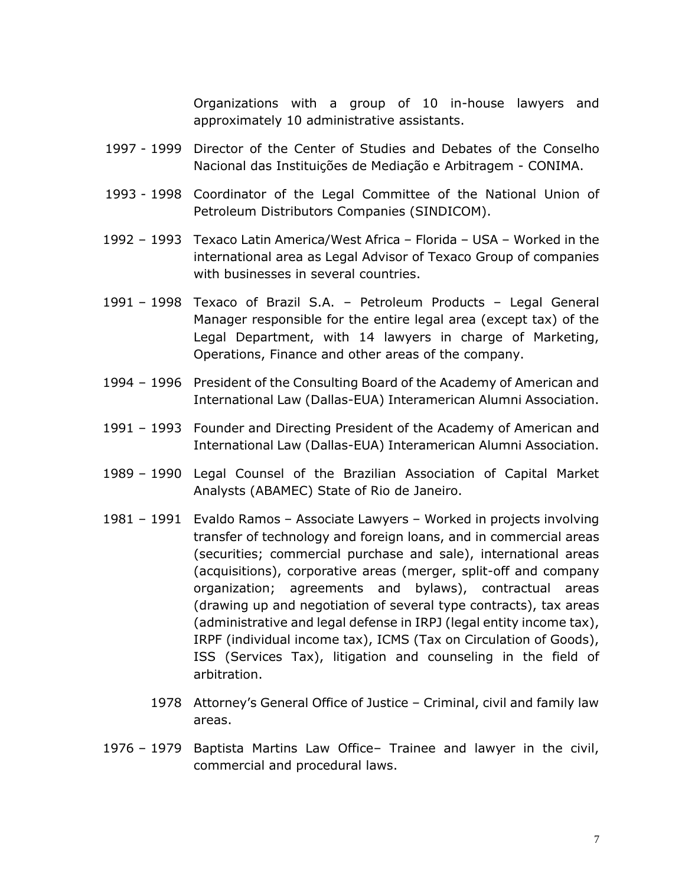Organizations with a group of 10 in-house lawyers and approximately 10 administrative assistants.

1997 - 1999 Director of the Center of Studies and Debates of the Conselho Nacional das Instituições de Mediação e Arbitragem - CONIMA.

1993 - 1998 Coordinator of the Legal Committee of the National Union of Petroleum Distributors Companies (SINDICOM).

1992 – 1993 Texaco Latin America/West Africa – Florida – USA – Worked in the international area as Legal Advisor of Texaco Group of companies with businesses in several countries.

1991 – 1998 Texaco of Brazil S.A. – Petroleum Products – Legal General Manager responsible for the entire legal area (except tax) of the Legal Department, with 14 lawyers in charge of Marketing, Operations, Finance and other areas of the company.

1994 – 1996 President of the Consulting Board of the Academy of American and International Law (Dallas-EUA) Interamerican Alumni Association.

1991 – 1993 Founder and Directing President of the Academy of American and International Law (Dallas-EUA) Interamerican Alumni Association.

1989 – 1990 Legal Counsel of the Brazilian Association of Capital Market Analysts (ABAMEC) State of Rio de Janeiro.

1981 – 1991 Evaldo Ramos – Associate Lawyers – Worked in projects involving transfer of technology and foreign loans, and in commercial areas (securities; commercial purchase and sale), international areas (acquisitions), corporative areas (merger, split-off and company organization; agreements and bylaws), contractual areas (drawing up and negotiation of several type contracts), tax areas (administrative and legal defense in IRPJ (legal entity income tax), IRPF (individual income tax), ICMS (Tax on Circulation of Goods), ISS (Services Tax), litigation and counseling in the field of arbitration.

1978 Attorney's General Office of Justice – Criminal, civil and family law areas.

1976 – 1979 Baptista Martins Law Office– Trainee and lawyer in the civil, commercial and procedural laws.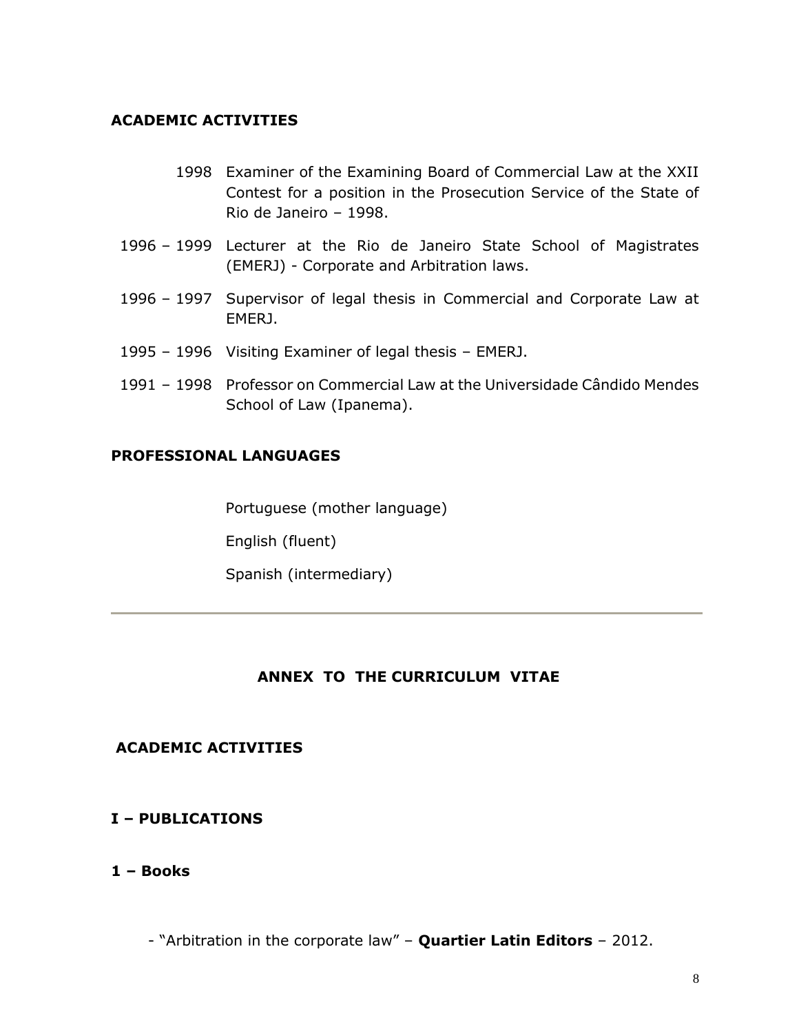## ACADEMIC ACTIVITIES

1998 Examiner of the Examining Board of Commercial Law at the XXII Contest for a position in the Prosecution Service of the State of Rio de Janeiro – 1998.

1996 – 1999 Lecturer at the Rio de Janeiro State School of Magistrates (EMERJ) - Corporate and Arbitration laws.

1996 – 1997 Supervisor of legal thesis in Commercial and Corporate Law at EMERJ.

1995 – 1996 Visiting Examiner of legal thesis – EMERJ.

1991 – 1998 Professor on Commercial Law at the Universidade Cândido Mendes School of Law (Ipanema).

## PROFESSIONAL LANGUAGES

Portuguese (mother language)

English (fluent)

Spanish (intermediary)

---

# ANNEX TO THE CURRICULUM VITAE

## ACADEMIC ACTIVITIES

## I – PUBLICATIONS

### 1 – Books

- "Arbitration in the corporate law" – **Quartier Latin Editors** – 2012.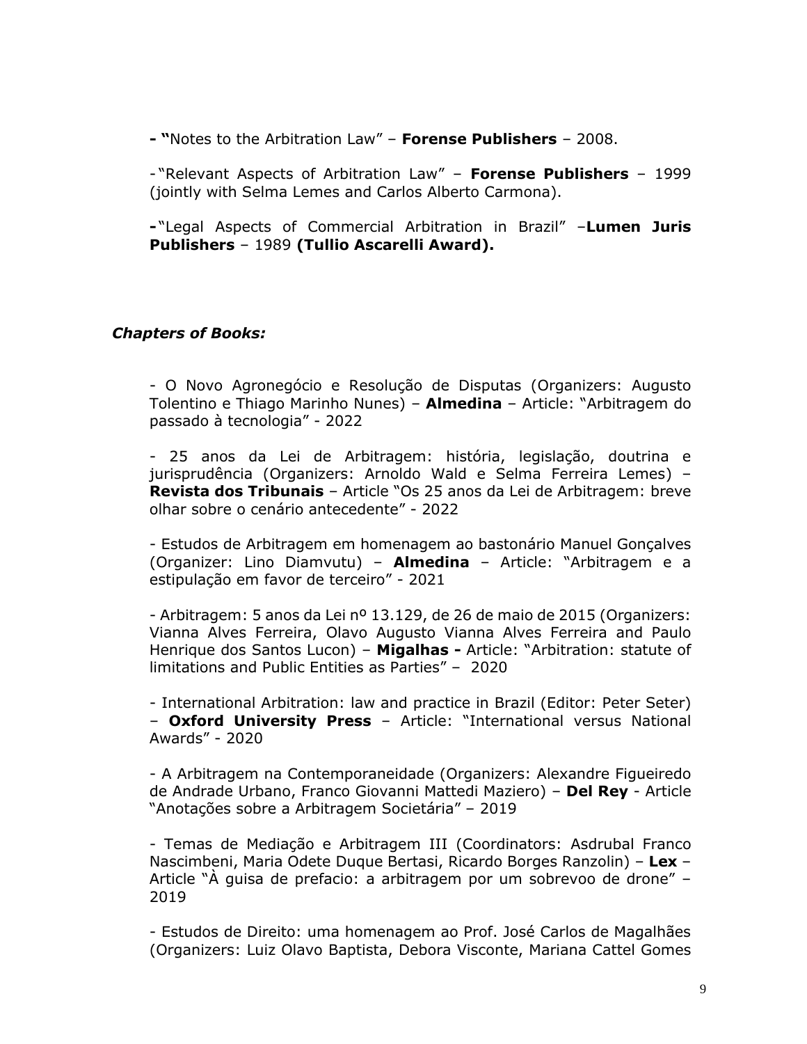- **"**Notes to the Arbitration Law" – **Forense Publishers** – 2008.

- "Relevant Aspects of Arbitration Law" – **Forense Publishers** – 1999 (jointly with Selma Lemes and Carlos Alberto Carmona).

- "Legal Aspects of Commercial Arbitration in Brazil" –**Lumen Juris Publishers** – 1989 **(Tullio Ascarelli Award).**

***Chapters of Books:***

- O Novo Agronegócio e Resolução de Disputas (Organizers: Augusto Tolentino e Thiago Marinho Nunes) – **Almedina** – Article: "Arbitragem do passado à tecnologia" - 2022

- 25 anos da Lei de Arbitragem: história, legislação, doutrina e jurisprudência (Organizers: Arnoldo Wald e Selma Ferreira Lemes) – **Revista dos Tribunais** – Article "Os 25 anos da Lei de Arbitragem: breve olhar sobre o cenário antecedente" - 2022

- Estudos de Arbitragem em homenagem ao bastonário Manuel Gonçalves (Organizer: Lino Diamvutu) – **Almedina** – Article: "Arbitragem e a estipulação em favor de terceiro" - 2021

- Arbitragem: 5 anos da Lei nº 13.129, de 26 de maio de 2015 (Organizers: Vianna Alves Ferreira, Olavo Augusto Vianna Alves Ferreira and Paulo Henrique dos Santos Lucon) – **Migalhas -** Article: "Arbitration: statute of limitations and Public Entities as Parties" – 2020

- International Arbitration: law and practice in Brazil (Editor: Peter Seter) – **Oxford University Press** – Article: "International versus National Awards" - 2020

- A Arbitragem na Contemporaneidade (Organizers: Alexandre Figueiredo de Andrade Urbano, Franco Giovanni Mattedi Maziero) – **Del Rey** - Article "Anotações sobre a Arbitragem Societária" – 2019

- Temas de Mediação e Arbitragem III (Coordinators: Asdrubal Franco Nascimbeni, Maria Odete Duque Bertasi, Ricardo Borges Ranzolin) – **Lex** – Article "À guisa de prefacio: a arbitragem por um sobrevoo de drone" – 2019

- Estudos de Direito: uma homenagem ao Prof. José Carlos de Magalhães (Organizers: Luiz Olavo Baptista, Debora Visconte, Mariana Cattel Gomes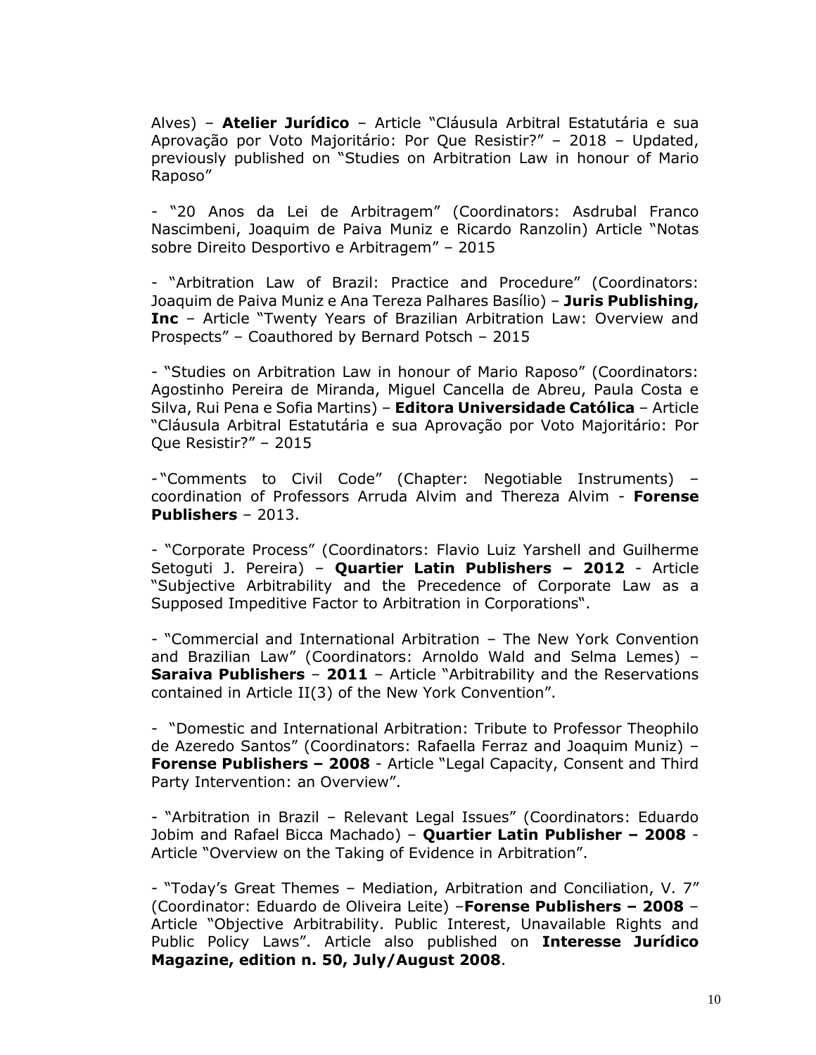Alves) – **Atelier Jurídico** – Article "Cláusula Arbitral Estatutária e sua Aprovação por Voto Majoritário: Por Que Resistir?" – 2018 – Updated, previously published on "Studies on Arbitration Law in honour of Mario Raposo"

- "20 Anos da Lei de Arbitragem" (Coordinators: Asdrubal Franco Nascimbeni, Joaquim de Paiva Muniz e Ricardo Ranzolin) Article "Notas sobre Direito Desportivo e Arbitragem" – 2015

- "Arbitration Law of Brazil: Practice and Procedure" (Coordinators: Joaquim de Paiva Muniz e Ana Tereza Palhares Basílio) – **Juris Publishing, Inc** – Article "Twenty Years of Brazilian Arbitration Law: Overview and Prospects" – Coauthored by Bernard Potsch – 2015

- "Studies on Arbitration Law in honour of Mario Raposo" (Coordinators: Agostinho Pereira de Miranda, Miguel Cancella de Abreu, Paula Costa e Silva, Rui Pena e Sofia Martins) – **Editora Universidade Católica** – Article "Cláusula Arbitral Estatutária e sua Aprovação por Voto Majoritário: Por Que Resistir?" – 2015

- "Comments to Civil Code" (Chapter: Negotiable Instruments) – coordination of Professors Arruda Alvim and Thereza Alvim - **Forense Publishers** – 2013.

- "Corporate Process" (Coordinators: Flavio Luiz Yarshell and Guilherme Setoguti J. Pereira) – **Quartier Latin Publishers – 2012** - Article "Subjective Arbitrability and the Precedence of Corporate Law as a Supposed Impeditive Factor to Arbitration in Corporations".

- "Commercial and International Arbitration – The New York Convention and Brazilian Law" (Coordinators: Arnoldo Wald and Selma Lemes) – **Saraiva Publishers** – **2011** – Article "Arbitrability and the Reservations contained in Article II(3) of the New York Convention".

- "Domestic and International Arbitration: Tribute to Professor Theophilo de Azeredo Santos" (Coordinators: Rafaella Ferraz and Joaquim Muniz) – **Forense Publishers – 2008** - Article "Legal Capacity, Consent and Third Party Intervention: an Overview".

- "Arbitration in Brazil – Relevant Legal Issues" (Coordinators: Eduardo Jobim and Rafael Bicca Machado) – **Quartier Latin Publisher – 2008** - Article "Overview on the Taking of Evidence in Arbitration".

- "Today's Great Themes – Mediation, Arbitration and Conciliation, V. 7" (Coordinator: Eduardo de Oliveira Leite) –**Forense Publishers – 2008** – Article "Objective Arbitrability. Public Interest, Unavailable Rights and Public Policy Laws". Article also published on **Interesse Jurídico Magazine, edition n. 50, July/August 2008**.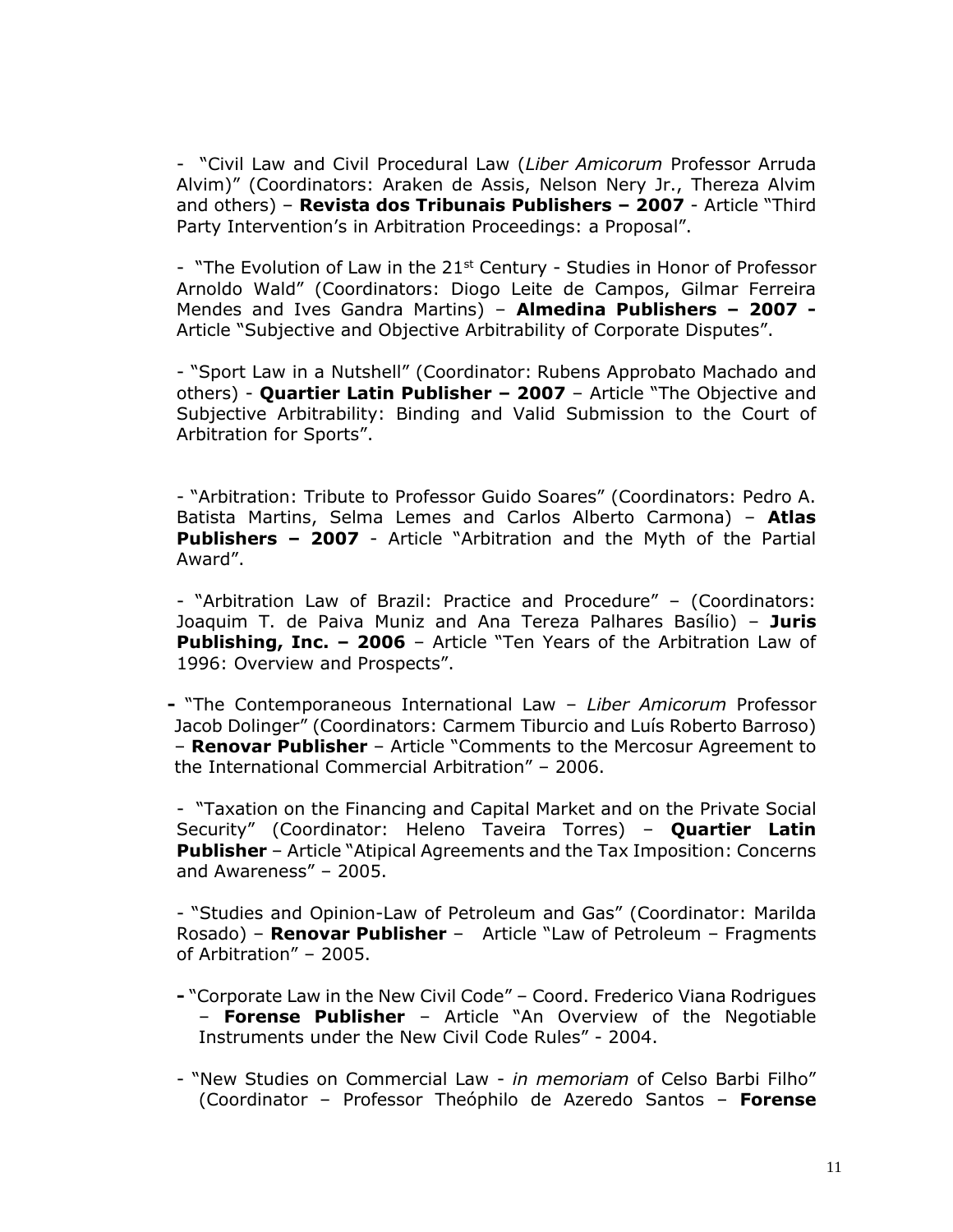- "Civil Law and Civil Procedural Law (*Liber Amicorum* Professor Arruda Alvim)" (Coordinators: Araken de Assis, Nelson Nery Jr., Thereza Alvim and others) – **Revista dos Tribunais Publishers – 2007** - Article "Third Party Intervention's in Arbitration Proceedings: a Proposal".

- "The Evolution of Law in the 21st Century - Studies in Honor of Professor Arnoldo Wald" (Coordinators: Diogo Leite de Campos, Gilmar Ferreira Mendes and Ives Gandra Martins) – **Almedina Publishers – 2007 -** Article "Subjective and Objective Arbitrability of Corporate Disputes".

- "Sport Law in a Nutshell" (Coordinator: Rubens Approbato Machado and others) - **Quartier Latin Publisher – 2007** – Article "The Objective and Subjective Arbitrability: Binding and Valid Submission to the Court of Arbitration for Sports".

- "Arbitration: Tribute to Professor Guido Soares" (Coordinators: Pedro A. Batista Martins, Selma Lemes and Carlos Alberto Carmona) – **Atlas Publishers – 2007** - Article "Arbitration and the Myth of the Partial Award".

- "Arbitration Law of Brazil: Practice and Procedure" – (Coordinators: Joaquim T. de Paiva Muniz and Ana Tereza Palhares Basílio) – **Juris Publishing, Inc. – 2006** – Article "Ten Years of the Arbitration Law of 1996: Overview and Prospects".

**-** "The Contemporaneous International Law – *Liber Amicorum* Professor Jacob Dolinger" (Coordinators: Carmem Tiburcio and Luís Roberto Barroso) – **Renovar Publisher** – Article "Comments to the Mercosur Agreement to the International Commercial Arbitration" – 2006.

- "Taxation on the Financing and Capital Market and on the Private Social Security" (Coordinator: Heleno Taveira Torres) – **Quartier Latin Publisher** – Article "Atipical Agreements and the Tax Imposition: Concerns and Awareness" – 2005.

- "Studies and Opinion-Law of Petroleum and Gas" (Coordinator: Marilda Rosado) – **Renovar Publisher** – Article "Law of Petroleum – Fragments of Arbitration" – 2005.

**-** "Corporate Law in the New Civil Code" – Coord. Frederico Viana Rodrigues – **Forense Publisher** – Article "An Overview of the Negotiable Instruments under the New Civil Code Rules" - 2004.

- "New Studies on Commercial Law - *in memoriam* of Celso Barbi Filho" (Coordinator – Professor Theóphilo de Azeredo Santos – **Forense**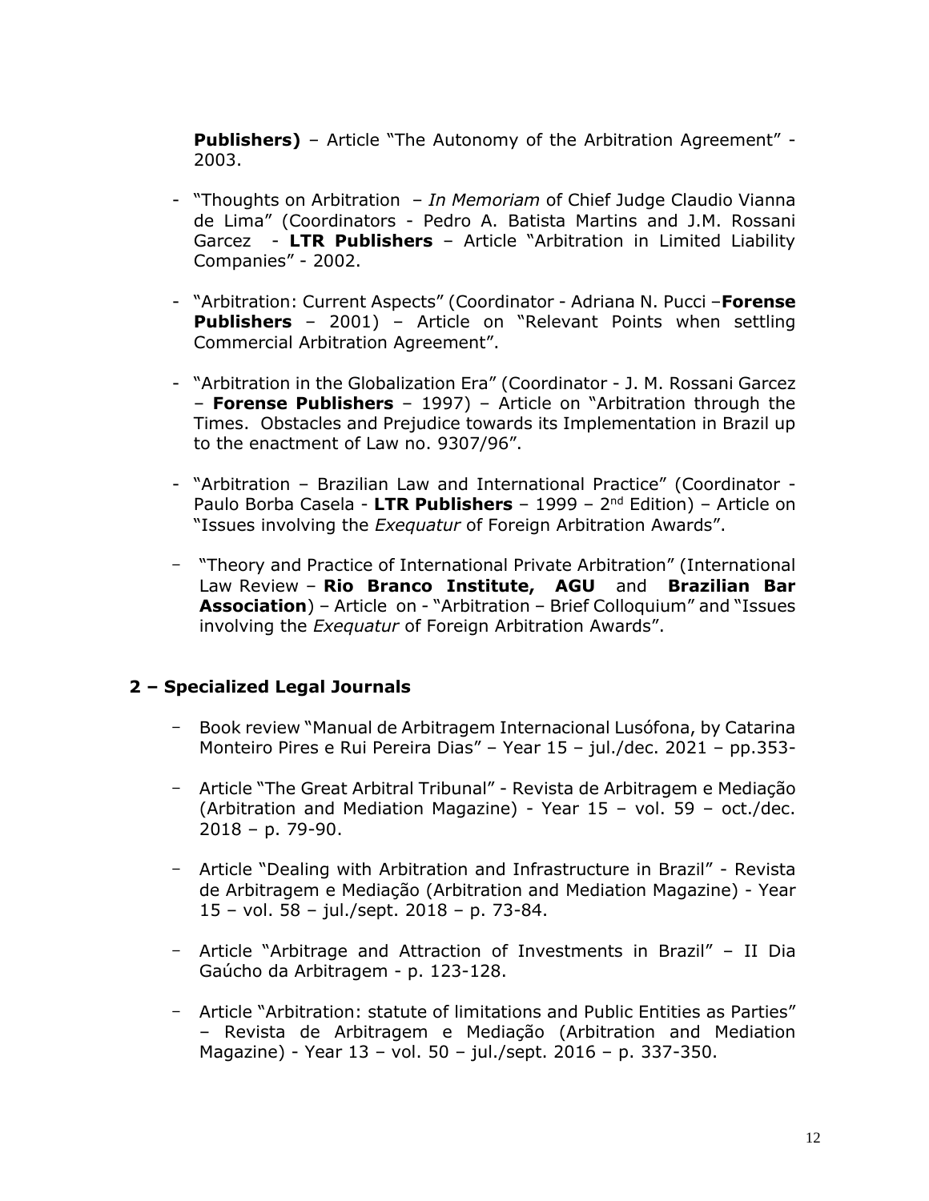**Publishers)** – Article "The Autonomy of the Arbitration Agreement" - 2003.

- "Thoughts on Arbitration – *In Memoriam* of Chief Judge Claudio Vianna de Lima" (Coordinators - Pedro A. Batista Martins and J.M. Rossani Garcez - **LTR Publishers** – Article "Arbitration in Limited Liability Companies" - 2002.
- "Arbitration: Current Aspects" (Coordinator - Adriana N. Pucci –**Forense Publishers** – 2001) – Article on "Relevant Points when settling Commercial Arbitration Agreement".
- "Arbitration in the Globalization Era" (Coordinator - J. M. Rossani Garcez – **Forense Publishers** – 1997) – Article on "Arbitration through the Times. Obstacles and Prejudice towards its Implementation in Brazil up to the enactment of Law no. 9307/96".
- "Arbitration – Brazilian Law and International Practice" (Coordinator - Paulo Borba Casela - **LTR Publishers** – 1999 – 2nd Edition) – Article on "Issues involving the *Exequatur* of Foreign Arbitration Awards".
- "Theory and Practice of International Private Arbitration" (International Law Review – **Rio Branco Institute, AGU** and **Brazilian Bar Association**) – Article on - "Arbitration – Brief Colloquium" and "Issues involving the *Exequatur* of Foreign Arbitration Awards".

## 2 – Specialized Legal Journals

- Book review "Manual de Arbitragem Internacional Lusófona, by Catarina Monteiro Pires e Rui Pereira Dias" – Year 15 – jul./dec. 2021 – pp.353-
- Article "The Great Arbitral Tribunal" - Revista de Arbitragem e Mediação (Arbitration and Mediation Magazine) - Year 15 – vol. 59 – oct./dec. 2018 – p. 79-90.
- Article "Dealing with Arbitration and Infrastructure in Brazil" - Revista de Arbitragem e Mediação (Arbitration and Mediation Magazine) - Year 15 – vol. 58 – jul./sept. 2018 – p. 73-84.
- Article "Arbitrage and Attraction of Investments in Brazil" – II Dia Gaúcho da Arbitragem - p. 123-128.
- Article "Arbitration: statute of limitations and Public Entities as Parties" – Revista de Arbitragem e Mediação (Arbitration and Mediation Magazine) - Year 13 – vol. 50 – jul./sept. 2016 – p. 337-350.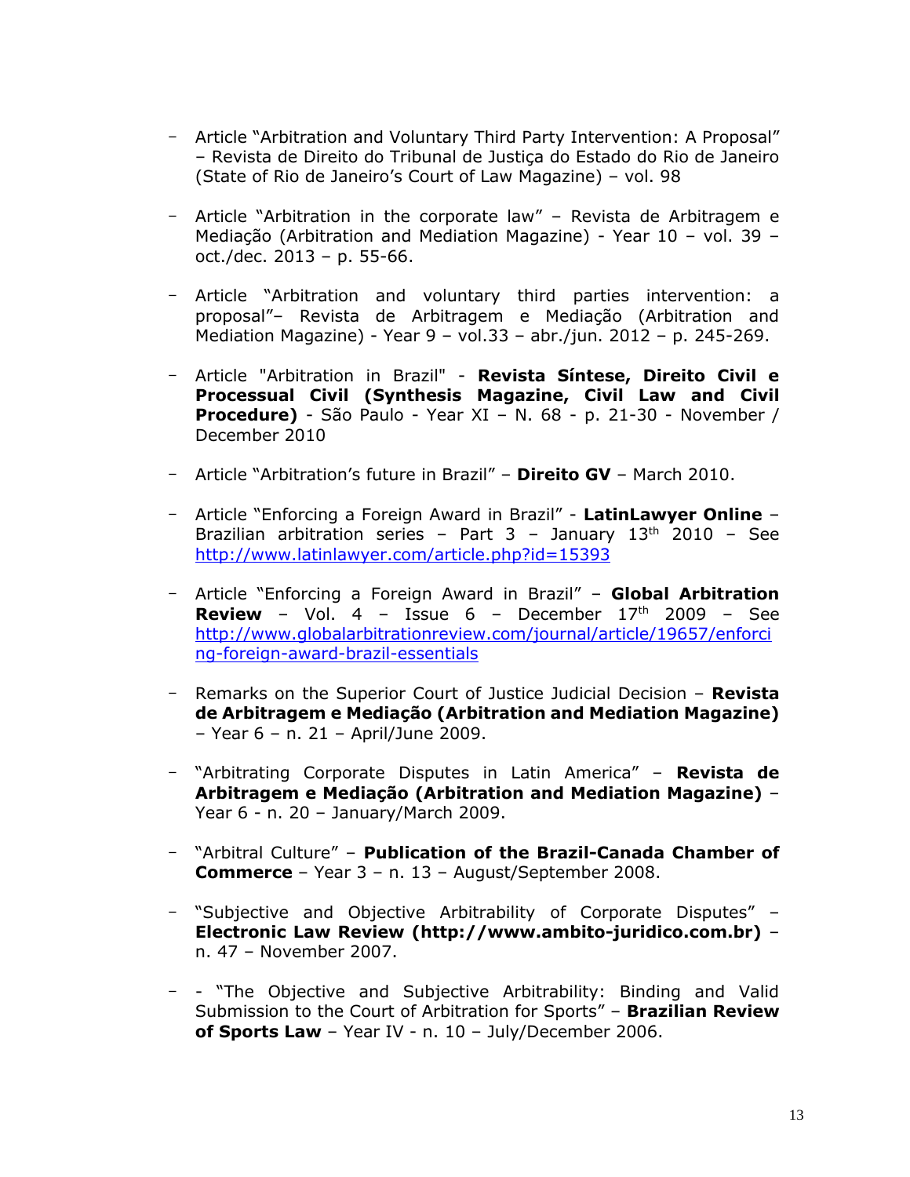- Article "Arbitration and Voluntary Third Party Intervention: A Proposal" – Revista de Direito do Tribunal de Justiça do Estado do Rio de Janeiro (State of Rio de Janeiro's Court of Law Magazine) – vol. 98

- Article "Arbitration in the corporate law" – Revista de Arbitragem e Mediação (Arbitration and Mediation Magazine) - Year 10 – vol. 39 – oct./dec. 2013 – p. 55-66.

- Article "Arbitration and voluntary third parties intervention: a proposal"– Revista de Arbitragem e Mediação (Arbitration and Mediation Magazine) - Year 9 – vol.33 – abr./jun. 2012 – p. 245-269.

- Article "Arbitration in Brazil" - **Revista Síntese, Direito Civil e Processual Civil (Synthesis Magazine, Civil Law and Civil Procedure)** - São Paulo - Year XI – N. 68 - p. 21-30 - November / December 2010

- Article "Arbitration's future in Brazil" – **Direito GV** – March 2010.

- Article "Enforcing a Foreign Award in Brazil" - **LatinLawyer Online** – Brazilian arbitration series – Part 3 – January 13th 2010 – See http://www.latinlawyer.com/article.php?id=15393

- Article "Enforcing a Foreign Award in Brazil" – **Global Arbitration Review** – Vol. 4 – Issue 6 – December 17th 2009 – See http://www.globalarbitrationreview.com/journal/article/19657/enforcing-foreign-award-brazil-essentials

- Remarks on the Superior Court of Justice Judicial Decision – **Revista de Arbitragem e Mediação (Arbitration and Mediation Magazine)** – Year 6 – n. 21 – April/June 2009.

- "Arbitrating Corporate Disputes in Latin America" – **Revista de Arbitragem e Mediação (Arbitration and Mediation Magazine)** – Year 6 - n. 20 – January/March 2009.

- "Arbitral Culture" – **Publication of the Brazil-Canada Chamber of Commerce** – Year 3 – n. 13 – August/September 2008.

- "Subjective and Objective Arbitrability of Corporate Disputes" – **Electronic Law Review (http://www.ambito-juridico.com.br)** – n. 47 – November 2007.

- - "The Objective and Subjective Arbitrability: Binding and Valid Submission to the Court of Arbitration for Sports" – **Brazilian Review of Sports Law** – Year IV - n. 10 – July/December 2006.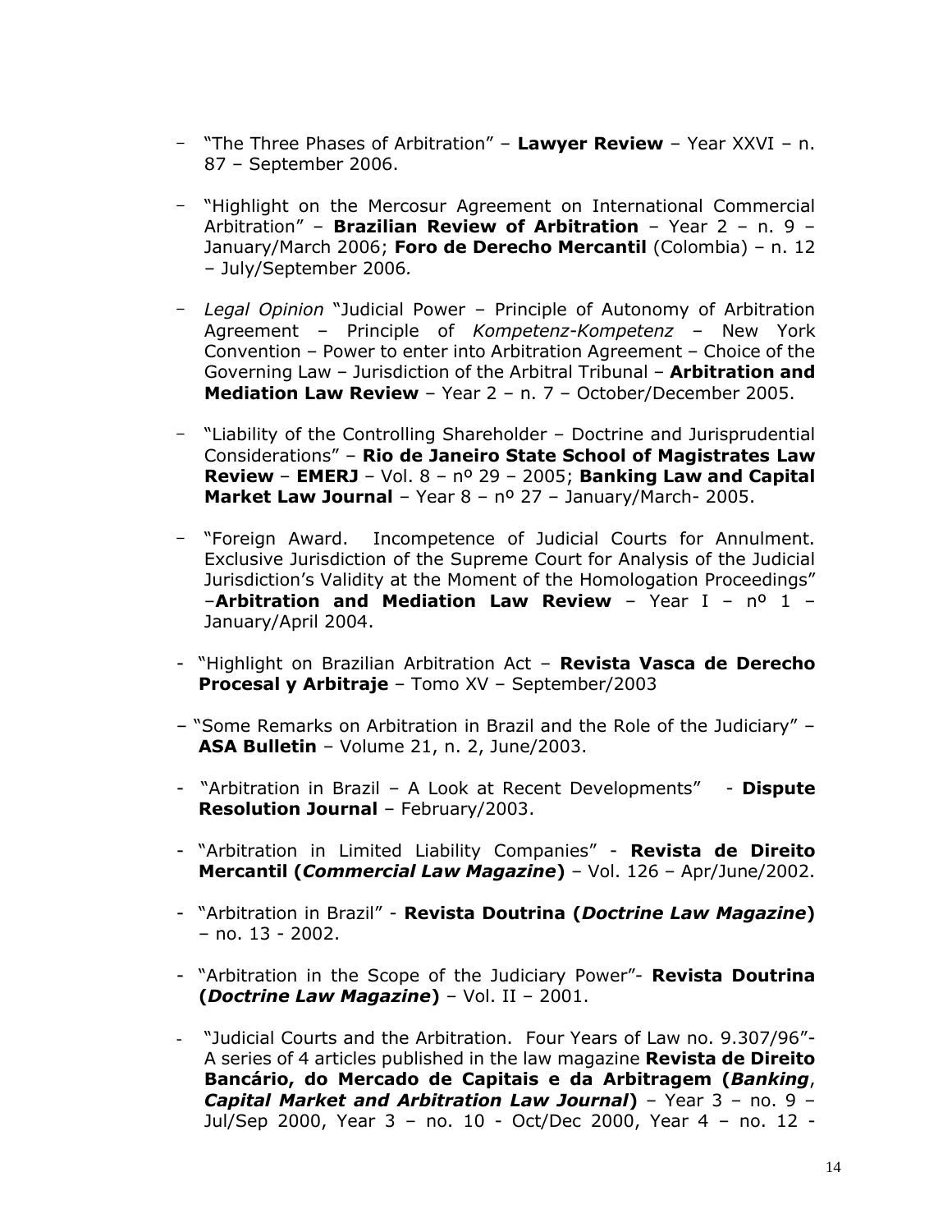- "The Three Phases of Arbitration" – **Lawyer Review** – Year XXVI – n. 87 – September 2006.

- "Highlight on the Mercosur Agreement on International Commercial Arbitration" – **Brazilian Review of Arbitration** – Year 2 – n. 9 – January/March 2006; **Foro de Derecho Mercantil** (Colombia) – n. 12 – July/September 2006.

- *Legal Opinion* "Judicial Power – Principle of Autonomy of Arbitration Agreement – Principle of *Kompetenz-Kompetenz* – New York Convention – Power to enter into Arbitration Agreement – Choice of the Governing Law – Jurisdiction of the Arbitral Tribunal – **Arbitration and Mediation Law Review** – Year 2 – n. 7 – October/December 2005.

- "Liability of the Controlling Shareholder – Doctrine and Jurisprudential Considerations" – **Rio de Janeiro State School of Magistrates Law Review** – **EMERJ** – Vol. 8 – nº 29 – 2005; **Banking Law and Capital Market Law Journal** – Year 8 – nº 27 – January/March- 2005.

- "Foreign Award. Incompetence of Judicial Courts for Annulment. Exclusive Jurisdiction of the Supreme Court for Analysis of the Judicial Jurisdiction's Validity at the Moment of the Homologation Proceedings" –**Arbitration and Mediation Law Review** – Year I – nº 1 – January/April 2004.

- "Highlight on Brazilian Arbitration Act – **Revista Vasca de Derecho Procesal y Arbitraje** – Tomo XV – September/2003

- "Some Remarks on Arbitration in Brazil and the Role of the Judiciary" – **ASA Bulletin** – Volume 21, n. 2, June/2003.

- "Arbitration in Brazil – A Look at Recent Developments" - **Dispute Resolution Journal** – February/2003.

- "Arbitration in Limited Liability Companies" - **Revista de Direito Mercantil (*Commercial Law Magazine*)** – Vol. 126 – Apr/June/2002.

- "Arbitration in Brazil" - **Revista Doutrina (*Doctrine Law Magazine*)** – no. 13 - 2002.

- "Arbitration in the Scope of the Judiciary Power"- **Revista Doutrina (*Doctrine Law Magazine*)** – Vol. II – 2001.

- "Judicial Courts and the Arbitration. Four Years of Law no. 9.307/96"- A series of 4 articles published in the law magazine **Revista de Direito Bancário, do Mercado de Capitais e da Arbitragem (*Banking*, *Capital Market and Arbitration Law Journal*)** – Year 3 – no. 9 – Jul/Sep 2000, Year 3 – no. 10 - Oct/Dec 2000, Year 4 – no. 12 -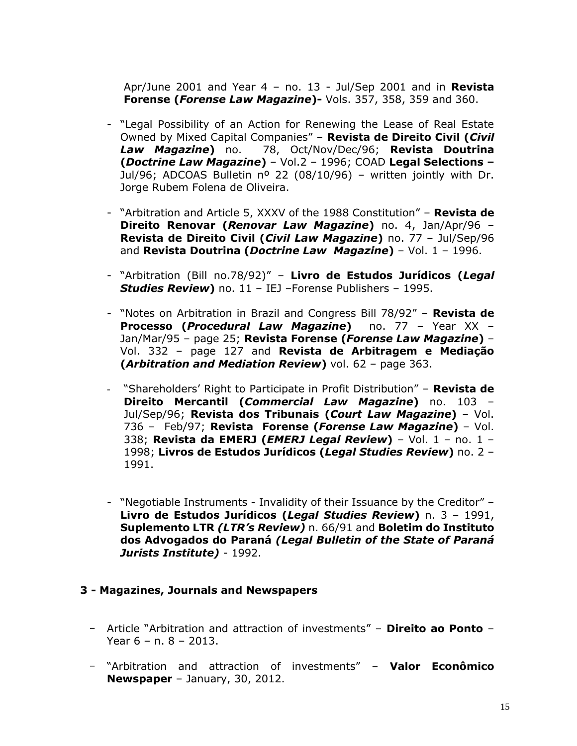Apr/June 2001 and Year 4 – no. 13 - Jul/Sep 2001 and in **Revista Forense (*Forense Law Magazine*)-** Vols. 357, 358, 359 and 360.

- "Legal Possibility of an Action for Renewing the Lease of Real Estate Owned by Mixed Capital Companies" – **Revista de Direito Civil (*Civil Law Magazine*)** no. 78, Oct/Nov/Dec/96; **Revista Doutrina (*Doctrine Law Magazine*)** – Vol.2 – 1996; COAD **Legal Selections –** Jul/96; ADCOAS Bulletin nº 22 (08/10/96) – written jointly with Dr. Jorge Rubem Folena de Oliveira.

- "Arbitration and Article 5, XXXV of the 1988 Constitution" – **Revista de Direito Renovar (*Renovar Law Magazine*)** no. 4, Jan/Apr/96 – **Revista de Direito Civil (*Civil Law Magazine*)** no. 77 – Jul/Sep/96 and **Revista Doutrina (*Doctrine Law Magazine*)** – Vol. 1 – 1996.

- "Arbitration (Bill no.78/92)" – **Livro de Estudos Jurídicos (*Legal Studies Review*)** no. 11 – IEJ –Forense Publishers – 1995.

- "Notes on Arbitration in Brazil and Congress Bill 78/92" – **Revista de Processo (*Procedural Law Magazine*)** no. 77 – Year XX – Jan/Mar/95 – page 25; **Revista Forense (*Forense Law Magazine*)** – Vol. 332 – page 127 and **Revista de Arbitragem e Mediação (*Arbitration and Mediation Review*)** vol. 62 – page 363.

- "Shareholders' Right to Participate in Profit Distribution" – **Revista de Direito Mercantil (*Commercial Law Magazine*)** no. 103 – Jul/Sep/96; **Revista dos Tribunais (*Court Law Magazine*)** – Vol. 736 – Feb/97; **Revista Forense (*Forense Law Magazine*)** – Vol. 338; **Revista da EMERJ (*EMERJ Legal Review*)** – Vol. 1 – no. 1 – 1998; **Livros de Estudos Jurídicos (*Legal Studies Review*)** no. 2 – 1991.

- "Negotiable Instruments - Invalidity of their Issuance by the Creditor" – **Livro de Estudos Jurídicos (*Legal Studies Review*)** n. 3 – 1991, **Suplemento LTR *(LTR's Review)*** n. 66/91 and **Boletim do Instituto dos Advogados do Paraná *(Legal Bulletin of the State of Paraná Jurists Institute)*** - 1992.

### 3 - Magazines, Journals and Newspapers

- Article "Arbitration and attraction of investments" – **Direito ao Ponto** – Year 6 – n. 8 – 2013.

- "Arbitration and attraction of investments" – **Valor Econômico Newspaper** – January, 30, 2012.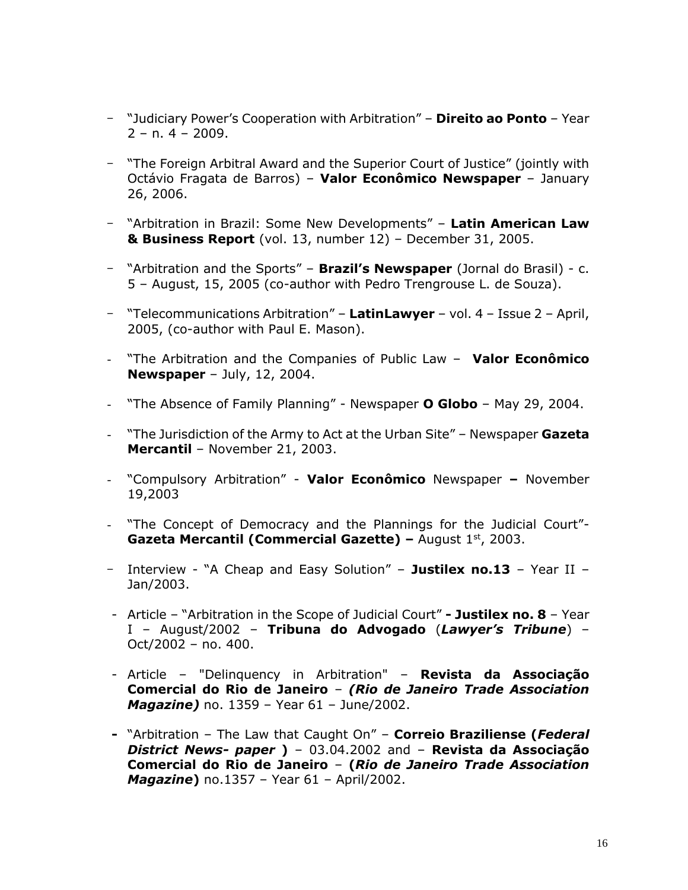- "Judiciary Power's Cooperation with Arbitration" – **Direito ao Ponto** – Year 2 – n. 4 – 2009.

- "The Foreign Arbitral Award and the Superior Court of Justice" (jointly with Octávio Fragata de Barros) – **Valor Econômico Newspaper** – January 26, 2006.

- "Arbitration in Brazil: Some New Developments" – **Latin American Law & Business Report** (vol. 13, number 12) – December 31, 2005.

- "Arbitration and the Sports" – **Brazil's Newspaper** (Jornal do Brasil) - c. 5 – August, 15, 2005 (co-author with Pedro Trengrouse L. de Souza).

- "Telecommunications Arbitration" – **LatinLawyer** – vol. 4 – Issue 2 – April, 2005, (co-author with Paul E. Mason).

- "The Arbitration and the Companies of Public Law – **Valor Econômico Newspaper** – July, 12, 2004.

- "The Absence of Family Planning" - Newspaper **O Globo** – May 29, 2004.

- "The Jurisdiction of the Army to Act at the Urban Site" – Newspaper **Gazeta Mercantil** – November 21, 2003.

- "Compulsory Arbitration" - **Valor Econômico** Newspaper **–** November 19,2003

- "The Concept of Democracy and the Plannings for the Judicial Court"- **Gazeta Mercantil (Commercial Gazette) –** August 1st, 2003.

- Interview - "A Cheap and Easy Solution" – **Justilex no.13** – Year II – Jan/2003.

- Article – "Arbitration in the Scope of Judicial Court" **- Justilex no. 8** – Year I – August/2002 – **Tribuna do Advogado** (***Lawyer's Tribune***) – Oct/2002 – no. 400.

- Article – "Delinquency in Arbitration" – **Revista da Associação Comercial do Rio de Janeiro** – ***(Rio de Janeiro Trade Association Magazine)*** no. 1359 – Year 61 – June/2002.

- "Arbitration – The Law that Caught On" – **Correio Braziliense (*Federal District News- paper* )** – 03.04.2002 and – **Revista da Associação Comercial do Rio de Janeiro** – **(*Rio de Janeiro Trade Association Magazine*)** no.1357 – Year 61 – April/2002.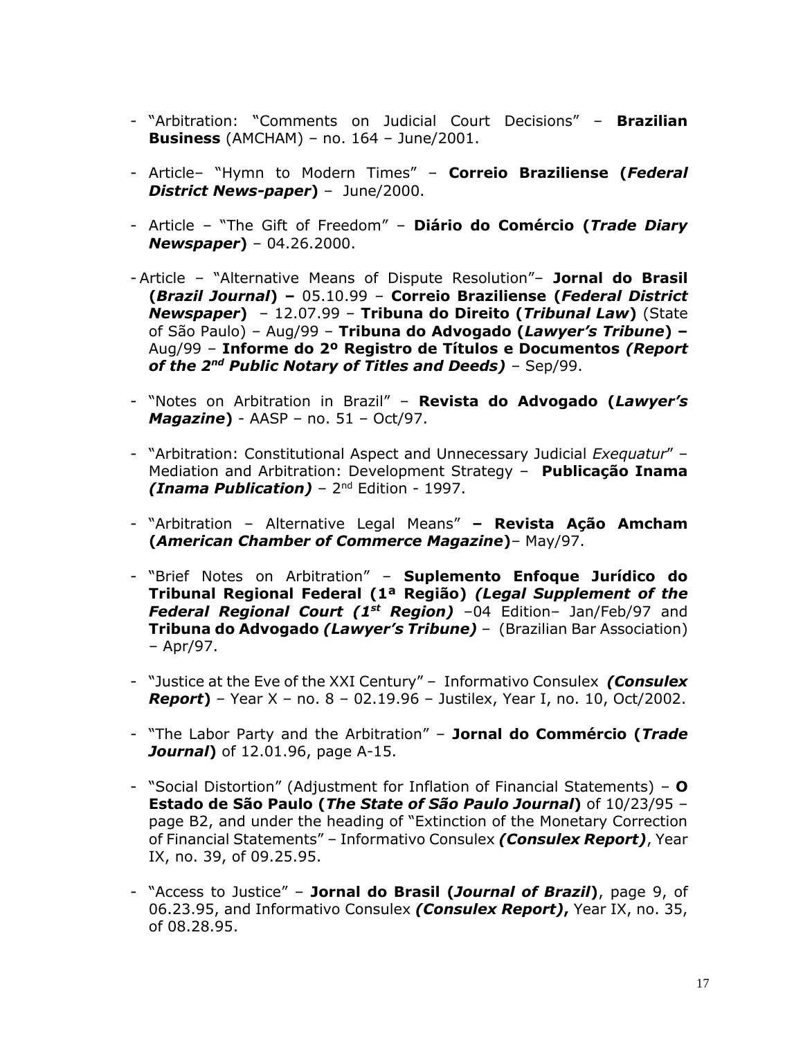- "Arbitration: "Comments on Judicial Court Decisions" – **Brazilian Business** (AMCHAM) – no. 164 – June/2001.

- Article– "Hymn to Modern Times" – **Correio Braziliense (*Federal District News-paper*)** – June/2000.

- Article – "The Gift of Freedom" – **Diário do Comércio (*Trade Diary Newspaper*)** – 04.26.2000.

- Article – "Alternative Means of Dispute Resolution"– **Jornal do Brasil (*Brazil Journal*) –** 05.10.99 – **Correio Braziliense (*Federal District Newspaper*)** – 12.07.99 – **Tribuna do Direito (*Tribunal Law*)** (State of São Paulo) – Aug/99 – **Tribuna do Advogado (*Lawyer's Tribune*) –** Aug/99 – **Informe do 2º Registro de Títulos e Documentos *(Report of the 2nd Public Notary of Titles and Deeds)*** – Sep/99.

- "Notes on Arbitration in Brazil" – **Revista do Advogado (*Lawyer's Magazine*)** - AASP – no. 51 – Oct/97.

- "Arbitration: Constitutional Aspect and Unnecessary Judicial *Exequatur*" – Mediation and Arbitration: Development Strategy – **Publicação Inama *(Inama Publication)*** – 2nd Edition - 1997.

- "Arbitration – Alternative Legal Means" **– Revista Ação Amcham (*American Chamber of Commerce Magazine*)**– May/97.

- "Brief Notes on Arbitration" – **Suplemento Enfoque Jurídico do Tribunal Regional Federal (1ª Região) *(Legal Supplement of the Federal Regional Court (1st Region)*** –04 Edition– Jan/Feb/97 and **Tribuna do Advogado *(Lawyer's Tribune)*** – (Brazilian Bar Association) – Apr/97.

- "Justice at the Eve of the XXI Century" – Informativo Consulex ***(Consulex Report*)** – Year X – no. 8 – 02.19.96 – Justilex, Year I, no. 10, Oct/2002.

- "The Labor Party and the Arbitration" – **Jornal do Commércio (*Trade Journal*)** of 12.01.96, page A-15.

- "Social Distortion" (Adjustment for Inflation of Financial Statements) – **O Estado de São Paulo (*The State of São Paulo Journal*)** of 10/23/95 – page B2, and under the heading of "Extinction of the Monetary Correction of Financial Statements" – Informativo Consulex ***(Consulex Report)***, Year IX, no. 39, of 09.25.95.

- "Access to Justice" – **Jornal do Brasil (*Journal of Brazil*)**, page 9, of 06.23.95, and Informativo Consulex ***(Consulex Report)*,** Year IX, no. 35, of 08.28.95.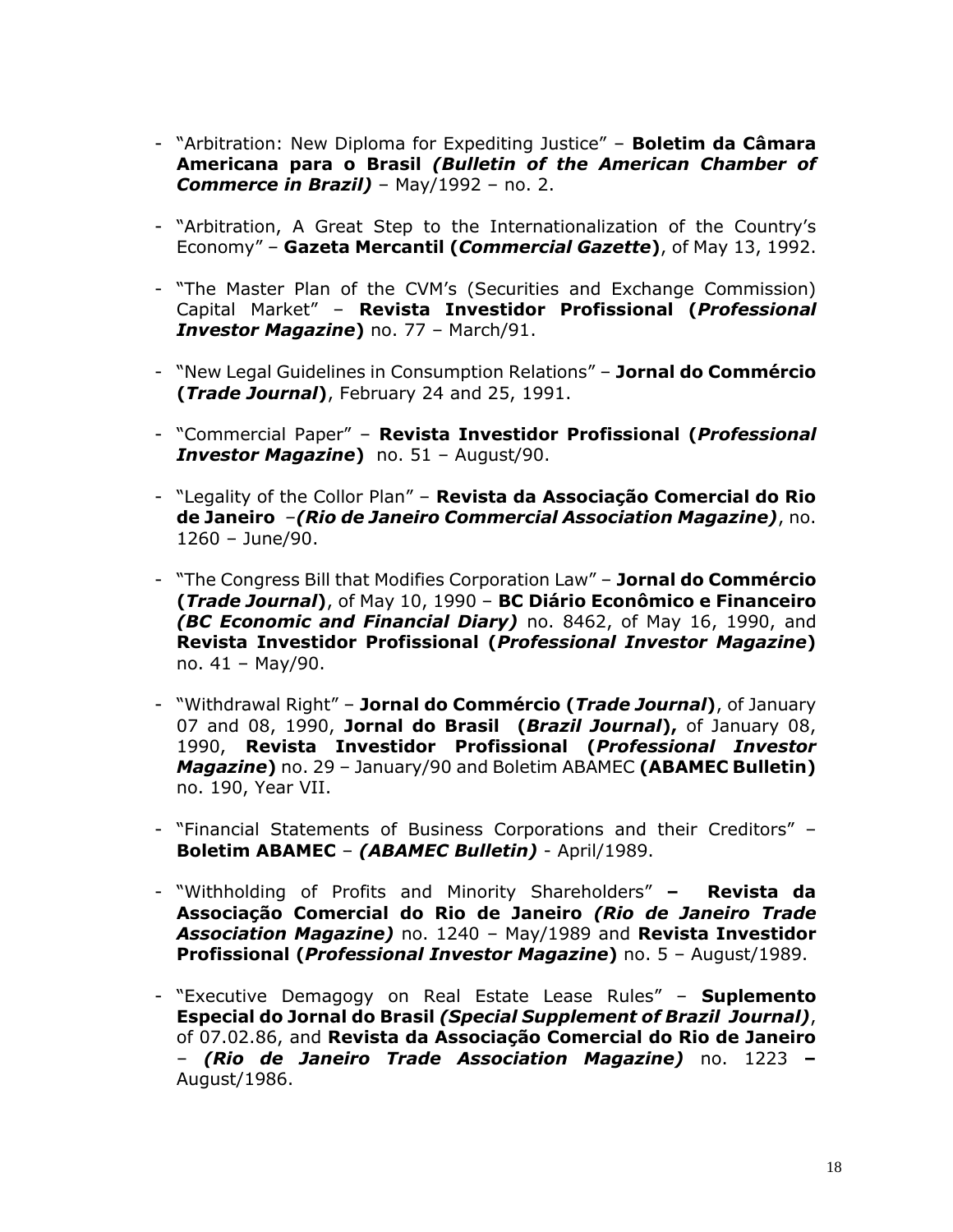- "Arbitration: New Diploma for Expediting Justice" – **Boletim da Câmara Americana para o Brasil *(Bulletin of the American Chamber of Commerce in Brazil)*** – May/1992 – no. 2.

- "Arbitration, A Great Step to the Internationalization of the Country's Economy" – **Gazeta Mercantil (*Commercial Gazette*)**, of May 13, 1992.

- "The Master Plan of the CVM's (Securities and Exchange Commission) Capital Market" – **Revista Investidor Profissional (*Professional Investor Magazine*)** no. 77 – March/91.

- "New Legal Guidelines in Consumption Relations" – **Jornal do Commércio (*Trade Journal*)**, February 24 and 25, 1991.

- "Commercial Paper" – **Revista Investidor Profissional (*Professional Investor Magazine*)** no. 51 – August/90.

- "Legality of the Collor Plan" – **Revista da Associação Comercial do Rio de Janeiro** –***(Rio de Janeiro Commercial Association Magazine)***, no. 1260 – June/90.

- "The Congress Bill that Modifies Corporation Law" – **Jornal do Commércio (*Trade Journal*)**, of May 10, 1990 – **BC Diário Econômico e Financeiro *(BC Economic and Financial Diary)*** no. 8462, of May 16, 1990, and **Revista Investidor Profissional (*Professional Investor Magazine*)** no. 41 – May/90.

- "Withdrawal Right" – **Jornal do Commércio (*Trade Journal*)**, of January 07 and 08, 1990, **Jornal do Brasil (*Brazil Journal*),** of January 08, 1990, **Revista Investidor Profissional (*Professional Investor Magazine*)** no. 29 – January/90 and Boletim ABAMEC **(ABAMEC Bulletin)** no. 190, Year VII.

- "Financial Statements of Business Corporations and their Creditors" – **Boletim ABAMEC** – ***(ABAMEC Bulletin)*** - April/1989.

- "Withholding of Profits and Minority Shareholders" **– Revista da Associação Comercial do Rio de Janeiro *(Rio de Janeiro Trade Association Magazine)*** no. 1240 – May/1989 and **Revista Investidor Profissional (*Professional Investor Magazine*)** no. 5 – August/1989.

- "Executive Demagogy on Real Estate Lease Rules" – **Suplemento Especial do Jornal do Brasil *(Special Supplement of Brazil Journal)***, of 07.02.86, and **Revista da Associação Comercial do Rio de Janeiro** – ***(Rio de Janeiro Trade Association Magazine)*** no. 1223 **–** August/1986.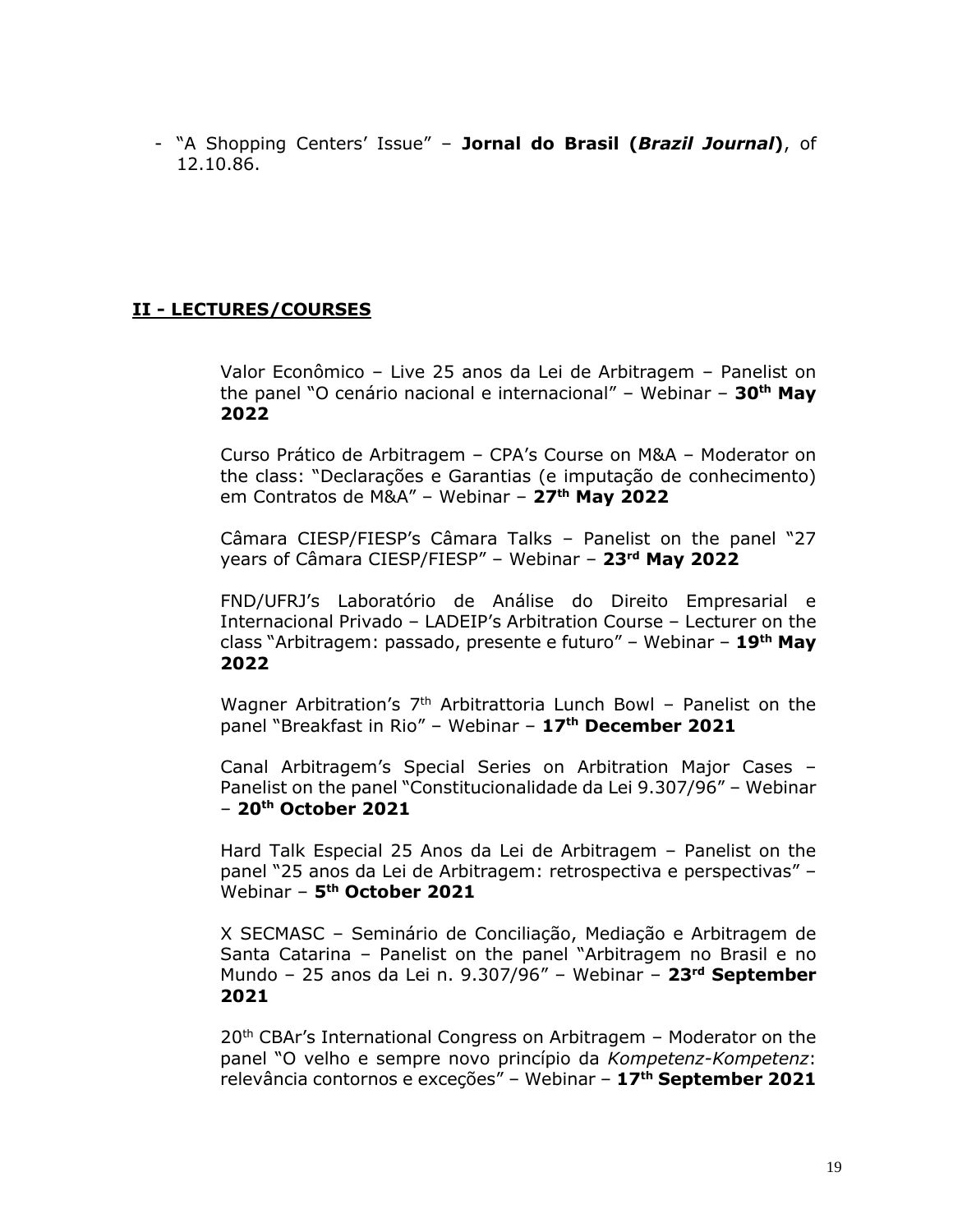- "A Shopping Centers' Issue" – **Jornal do Brasil (*Brazil Journal*)**, of 12.10.86.

## II - LECTURES/COURSES

Valor Econômico – Live 25 anos da Lei de Arbitragem – Panelist on the panel "O cenário nacional e internacional" – Webinar – **30th May 2022**

Curso Prático de Arbitragem – CPA's Course on M&A – Moderator on the class: "Declarações e Garantias (e imputação de conhecimento) em Contratos de M&A" – Webinar – **27th May 2022**

Câmara CIESP/FIESP's Câmara Talks – Panelist on the panel "27 years of Câmara CIESP/FIESP" – Webinar – **23rd May 2022**

FND/UFRJ's Laboratório de Análise do Direito Empresarial e Internacional Privado – LADEIP's Arbitration Course – Lecturer on the class "Arbitragem: passado, presente e futuro" – Webinar – **19th May 2022**

Wagner Arbitration's 7th Arbitrattoria Lunch Bowl – Panelist on the panel "Breakfast in Rio" – Webinar – **17th December 2021**

Canal Arbitragem's Special Series on Arbitration Major Cases – Panelist on the panel "Constitucionalidade da Lei 9.307/96" – Webinar – **20th October 2021**

Hard Talk Especial 25 Anos da Lei de Arbitragem – Panelist on the panel "25 anos da Lei de Arbitragem: retrospectiva e perspectivas" – Webinar – **5th October 2021**

X SECMASC – Seminário de Conciliação, Mediação e Arbitragem de Santa Catarina – Panelist on the panel "Arbitragem no Brasil e no Mundo – 25 anos da Lei n. 9.307/96" – Webinar – **23rd September 2021**

20th CBAr's International Congress on Arbitragem – Moderator on the panel "O velho e sempre novo princípio da *Kompetenz-Kompetenz*: relevância contornos e exceções" – Webinar – **17th September 2021**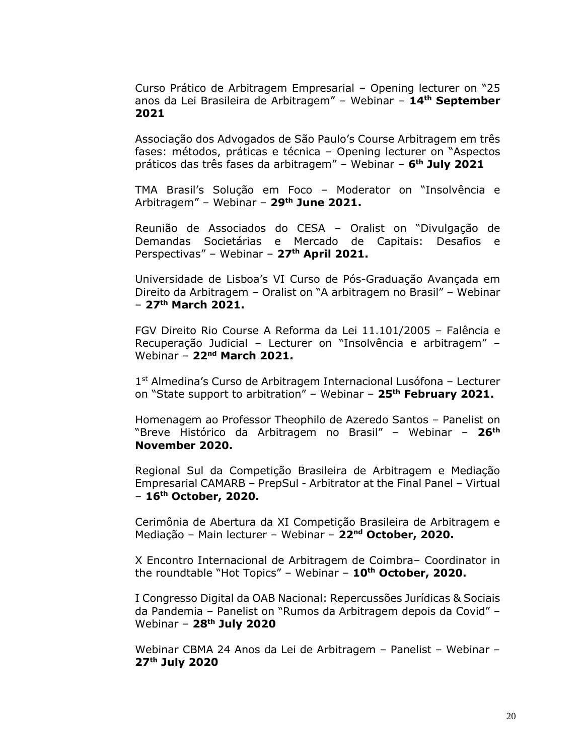Curso Prático de Arbitragem Empresarial – Opening lecturer on "25 anos da Lei Brasileira de Arbitragem" – Webinar – **14th September 2021**

Associação dos Advogados de São Paulo's Course Arbitragem em três fases: métodos, práticas e técnica – Opening lecturer on "Aspectos práticos das três fases da arbitragem" – Webinar – **6th July 2021**

TMA Brasil's Solução em Foco – Moderator on "Insolvência e Arbitragem" – Webinar – **29th June 2021.**

Reunião de Associados do CESA – Oralist on "Divulgação de Demandas Societárias e Mercado de Capitais: Desafios e Perspectivas" – Webinar – **27th April 2021.**

Universidade de Lisboa's VI Curso de Pós-Graduação Avançada em Direito da Arbitragem – Oralist on "A arbitragem no Brasil" – Webinar – **27th March 2021.**

FGV Direito Rio Course A Reforma da Lei 11.101/2005 – Falência e Recuperação Judicial – Lecturer on "Insolvência e arbitragem" – Webinar – **22nd March 2021.**

1st Almedina's Curso de Arbitragem Internacional Lusófona – Lecturer on "State support to arbitration" – Webinar – **25th February 2021.**

Homenagem ao Professor Theophilo de Azeredo Santos – Panelist on "Breve Histórico da Arbitragem no Brasil" – Webinar – **26th November 2020.**

Regional Sul da Competição Brasileira de Arbitragem e Mediação Empresarial CAMARB – PrepSul - Arbitrator at the Final Panel – Virtual – **16th October, 2020.**

Cerimônia de Abertura da XI Competição Brasileira de Arbitragem e Mediação – Main lecturer – Webinar – **22nd October, 2020.**

X Encontro Internacional de Arbitragem de Coimbra– Coordinator in the roundtable "Hot Topics" – Webinar – **10th October, 2020.**

I Congresso Digital da OAB Nacional: Repercussões Jurídicas & Sociais da Pandemia – Panelist on "Rumos da Arbitragem depois da Covid" – Webinar – **28th July 2020**

Webinar CBMA 24 Anos da Lei de Arbitragem – Panelist – Webinar – **27th July 2020**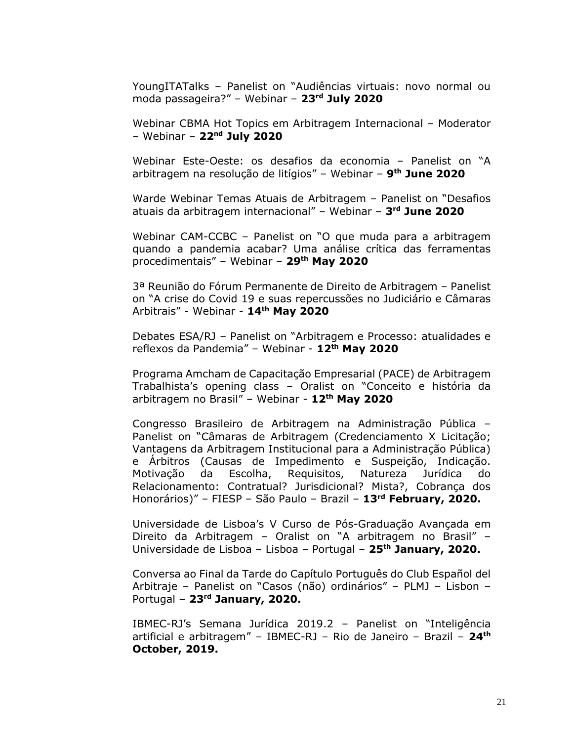YoungITATalks – Panelist on "Audiências virtuais: novo normal ou moda passageira?" – Webinar – **23rd July 2020**

Webinar CBMA Hot Topics em Arbitragem Internacional – Moderator – Webinar – **22nd July 2020**

Webinar Este-Oeste: os desafios da economia – Panelist on "A arbitragem na resolução de litígios" – Webinar – **9th June 2020**

Warde Webinar Temas Atuais de Arbitragem – Panelist on "Desafios atuais da arbitragem internacional" – Webinar – **3rd June 2020**

Webinar CAM-CCBC – Panelist on "O que muda para a arbitragem quando a pandemia acabar? Uma análise crítica das ferramentas procedimentais" – Webinar – **29th May 2020**

3ª Reunião do Fórum Permanente de Direito de Arbitragem – Panelist on "A crise do Covid 19 e suas repercussões no Judiciário e Câmaras Arbitrais" - Webinar - **14th May 2020**

Debates ESA/RJ – Panelist on "Arbitragem e Processo: atualidades e reflexos da Pandemia" – Webinar - **12th May 2020**

Programa Amcham de Capacitação Empresarial (PACE) de Arbitragem Trabalhista's opening class – Oralist on "Conceito e história da arbitragem no Brasil" – Webinar - **12th May 2020**

Congresso Brasileiro de Arbitragem na Administração Pública – Panelist on "Câmaras de Arbitragem (Credenciamento X Licitação; Vantagens da Arbitragem Institucional para a Administração Pública) e Árbitros (Causas de Impedimento e Suspeição, Indicação. Motivação da Escolha, Requisitos, Natureza Jurídica do Relacionamento: Contratual? Jurisdicional? Mista?, Cobrança dos Honorários)" – FIESP – São Paulo – Brazil – **13rd February, 2020.**

Universidade de Lisboa's V Curso de Pós-Graduação Avançada em Direito da Arbitragem – Oralist on "A arbitragem no Brasil" – Universidade de Lisboa – Lisboa – Portugal – **25th January, 2020.**

Conversa ao Final da Tarde do Capítulo Português do Club Español del Arbitraje – Panelist on "Casos (não) ordinários" – PLMJ – Lisbon – Portugal – **23rd January, 2020.**

IBMEC-RJ's Semana Jurídica 2019.2 – Panelist on "Inteligência artificial e arbitragem" – IBMEC-RJ – Rio de Janeiro – Brazil – **24th October, 2019.**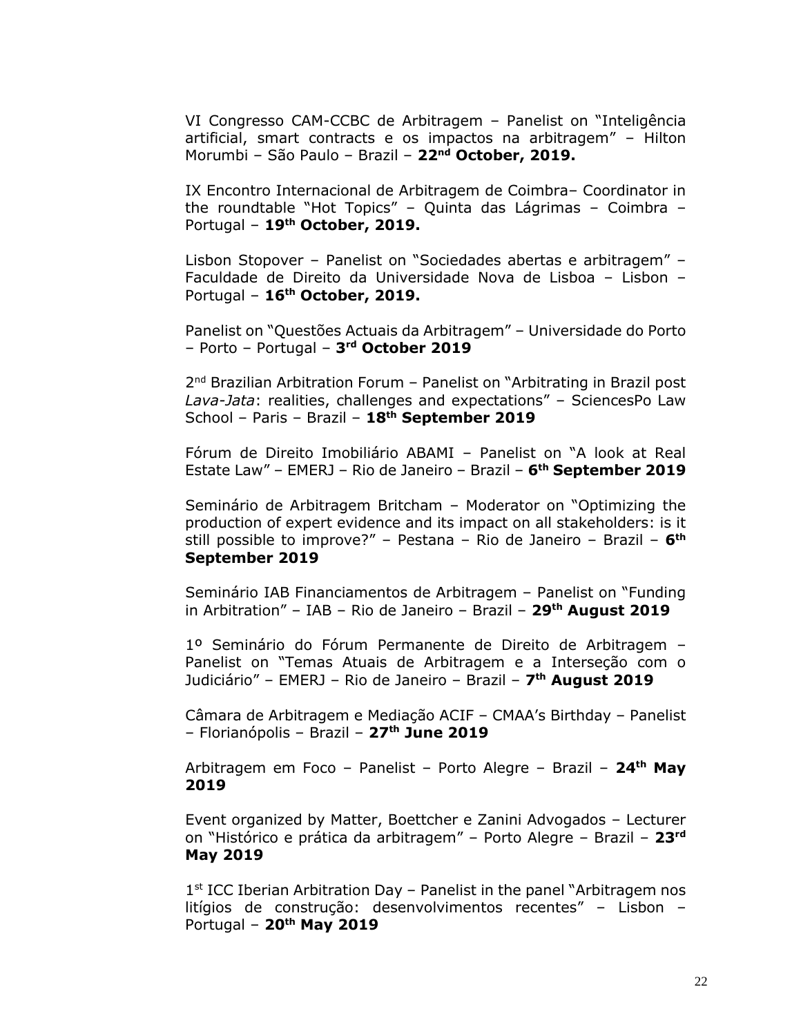VI Congresso CAM-CCBC de Arbitragem – Panelist on "Inteligência artificial, smart contracts e os impactos na arbitragem" – Hilton Morumbi – São Paulo – Brazil – **22nd October, 2019.**

IX Encontro Internacional de Arbitragem de Coimbra– Coordinator in the roundtable "Hot Topics" – Quinta das Lágrimas – Coimbra – Portugal – **19th October, 2019.**

Lisbon Stopover – Panelist on "Sociedades abertas e arbitragem" – Faculdade de Direito da Universidade Nova de Lisboa – Lisbon – Portugal – **16th October, 2019.**

Panelist on "Questões Actuais da Arbitragem" – Universidade do Porto – Porto – Portugal – **3rd October 2019**

2nd Brazilian Arbitration Forum – Panelist on "Arbitrating in Brazil post *Lava-Jata*: realities, challenges and expectations" – SciencesPo Law School – Paris – Brazil – **18th September 2019**

Fórum de Direito Imobiliário ABAMI – Panelist on "A look at Real Estate Law" – EMERJ – Rio de Janeiro – Brazil – **6th September 2019**

Seminário de Arbitragem Britcham – Moderator on "Optimizing the production of expert evidence and its impact on all stakeholders: is it still possible to improve?" – Pestana – Rio de Janeiro – Brazil – **6th September 2019**

Seminário IAB Financiamentos de Arbitragem – Panelist on "Funding in Arbitration" – IAB – Rio de Janeiro – Brazil – **29th August 2019**

1º Seminário do Fórum Permanente de Direito de Arbitragem – Panelist on "Temas Atuais de Arbitragem e a Interseção com o Judiciário" – EMERJ – Rio de Janeiro – Brazil – **7th August 2019**

Câmara de Arbitragem e Mediação ACIF – CMAA's Birthday – Panelist – Florianópolis – Brazil – **27th June 2019**

Arbitragem em Foco – Panelist – Porto Alegre – Brazil – **24th May 2019**

Event organized by Matter, Boettcher e Zanini Advogados – Lecturer on "Histórico e prática da arbitragem" – Porto Alegre – Brazil – **23rd May 2019**

1st ICC Iberian Arbitration Day – Panelist in the panel "Arbitragem nos litígios de construção: desenvolvimentos recentes" – Lisbon – Portugal – **20th May 2019**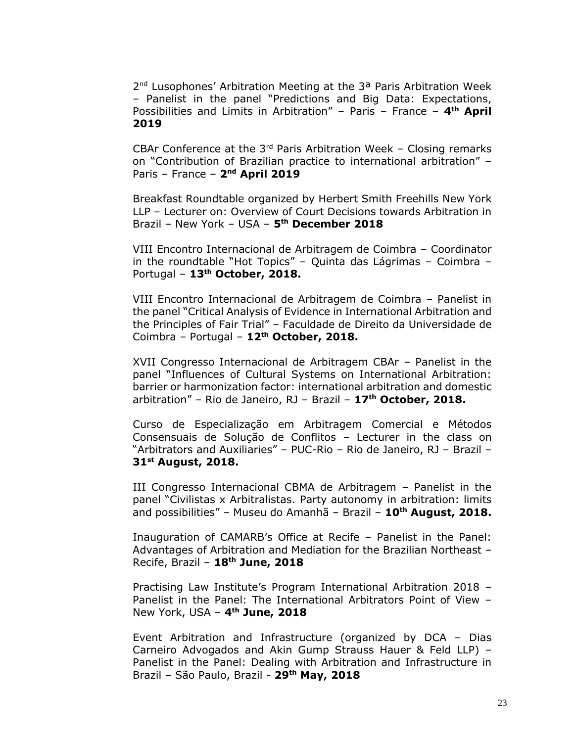2nd Lusophones' Arbitration Meeting at the 3ª Paris Arbitration Week – Panelist in the panel "Predictions and Big Data: Expectations, Possibilities and Limits in Arbitration" – Paris – France – **4th April 2019**

CBAr Conference at the 3rd Paris Arbitration Week – Closing remarks on "Contribution of Brazilian practice to international arbitration" – Paris – France – **2nd April 2019**

Breakfast Roundtable organized by Herbert Smith Freehills New York LLP – Lecturer on: Overview of Court Decisions towards Arbitration in Brazil – New York – USA – **5th December 2018**

VIII Encontro Internacional de Arbitragem de Coimbra – Coordinator in the roundtable "Hot Topics" – Quinta das Lágrimas – Coimbra – Portugal – **13th October, 2018.**

VIII Encontro Internacional de Arbitragem de Coimbra – Panelist in the panel "Critical Analysis of Evidence in International Arbitration and the Principles of Fair Trial" – Faculdade de Direito da Universidade de Coimbra – Portugal – **12th October, 2018.**

XVII Congresso Internacional de Arbitragem CBAr – Panelist in the panel "Influences of Cultural Systems on International Arbitration: barrier or harmonization factor: international arbitration and domestic arbitration" – Rio de Janeiro, RJ – Brazil – **17th October, 2018.**

Curso de Especialização em Arbitragem Comercial e Métodos Consensuais de Solução de Conflitos – Lecturer in the class on "Arbitrators and Auxiliaries" – PUC-Rio – Rio de Janeiro, RJ – Brazil – **31st August, 2018.**

III Congresso Internacional CBMA de Arbitragem – Panelist in the panel "Civilistas x Arbitralistas. Party autonomy in arbitration: limits and possibilities" – Museu do Amanhã – Brazil – **10th August, 2018.**

Inauguration of CAMARB's Office at Recife – Panelist in the Panel: Advantages of Arbitration and Mediation for the Brazilian Northeast – Recife, Brazil – **18th June, 2018**

Practising Law Institute's Program International Arbitration 2018 – Panelist in the Panel: The International Arbitrators Point of View – New York, USA – **4th June, 2018**

Event Arbitration and Infrastructure (organized by DCA – Dias Carneiro Advogados and Akin Gump Strauss Hauer & Feld LLP) – Panelist in the Panel: Dealing with Arbitration and Infrastructure in Brazil – São Paulo, Brazil - **29th May, 2018**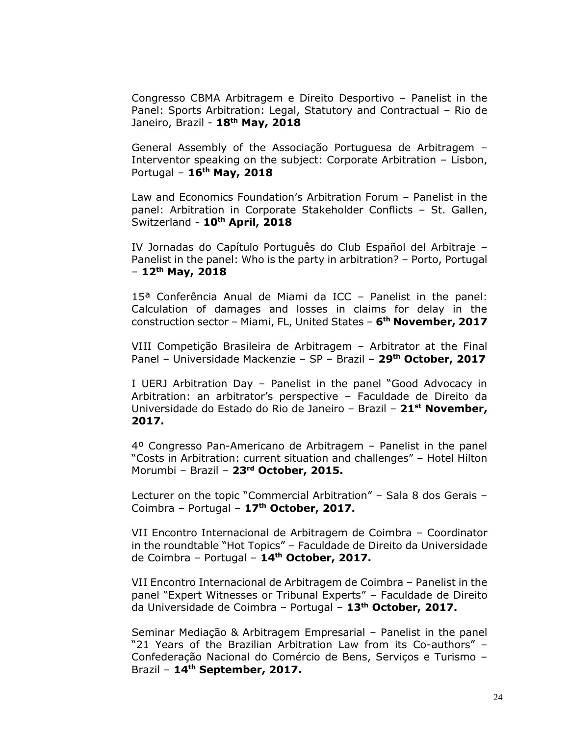Congresso CBMA Arbitragem e Direito Desportivo – Panelist in the Panel: Sports Arbitration: Legal, Statutory and Contractual – Rio de Janeiro, Brazil - **18th May, 2018**

General Assembly of the Associação Portuguesa de Arbitragem – Interventor speaking on the subject: Corporate Arbitration – Lisbon, Portugal – **16th May, 2018**

Law and Economics Foundation's Arbitration Forum – Panelist in the panel: Arbitration in Corporate Stakeholder Conflicts – St. Gallen, Switzerland - **10th April, 2018**

IV Jornadas do Capítulo Português do Club Español del Arbitraje – Panelist in the panel: Who is the party in arbitration? – Porto, Portugal – **12th May, 2018**

15ª Conferência Anual de Miami da ICC – Panelist in the panel: Calculation of damages and losses in claims for delay in the construction sector – Miami, FL, United States – **6th November, 2017**

VIII Competição Brasileira de Arbitragem – Arbitrator at the Final Panel – Universidade Mackenzie – SP – Brazil – **29th October, 2017**

I UERJ Arbitration Day – Panelist in the panel "Good Advocacy in Arbitration: an arbitrator's perspective – Faculdade de Direito da Universidade do Estado do Rio de Janeiro – Brazil – **21st November, 2017.**

4º Congresso Pan-Americano de Arbitragem – Panelist in the panel "Costs in Arbitration: current situation and challenges" – Hotel Hilton Morumbi – Brazil – **23rd October, 2015.**

Lecturer on the topic "Commercial Arbitration" – Sala 8 dos Gerais – Coimbra – Portugal – **17th October, 2017.**

VII Encontro Internacional de Arbitragem de Coimbra – Coordinator in the roundtable "Hot Topics" – Faculdade de Direito da Universidade de Coimbra – Portugal – **14th October, 2017.**

VII Encontro Internacional de Arbitragem de Coimbra – Panelist in the panel "Expert Witnesses or Tribunal Experts" – Faculdade de Direito da Universidade de Coimbra – Portugal – **13th October, 2017.**

Seminar Mediação & Arbitragem Empresarial – Panelist in the panel "21 Years of the Brazilian Arbitration Law from its Co-authors" – Confederação Nacional do Comércio de Bens, Serviços e Turismo – Brazil – **14th September, 2017.**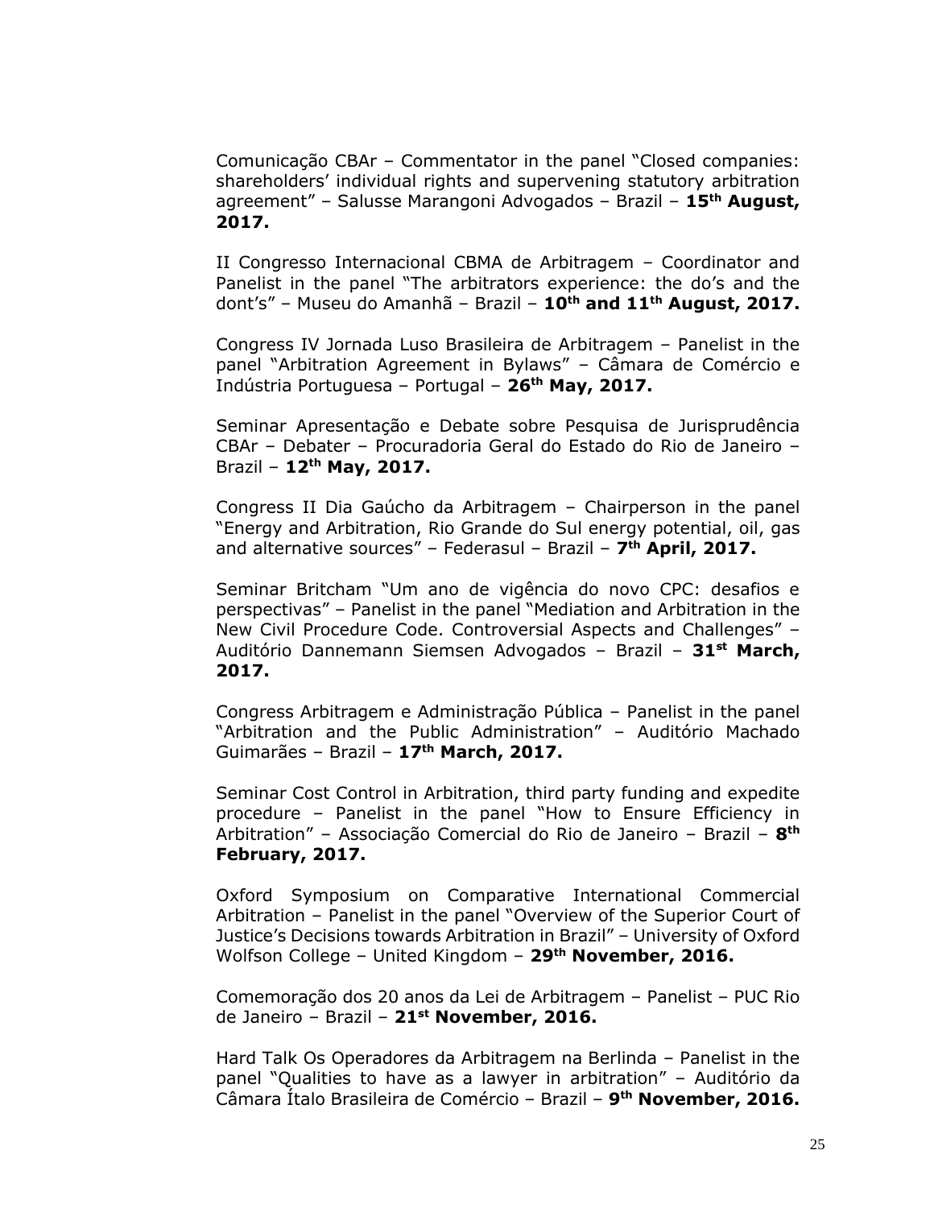Comunicação CBAr – Commentator in the panel "Closed companies: shareholders' individual rights and supervening statutory arbitration agreement" – Salusse Marangoni Advogados – Brazil – **15th August, 2017.**

II Congresso Internacional CBMA de Arbitragem – Coordinator and Panelist in the panel "The arbitrators experience: the do's and the dont's" – Museu do Amanhã – Brazil – **10th and 11th August, 2017.**

Congress IV Jornada Luso Brasileira de Arbitragem – Panelist in the panel "Arbitration Agreement in Bylaws" – Câmara de Comércio e Indústria Portuguesa – Portugal – **26th May, 2017.**

Seminar Apresentação e Debate sobre Pesquisa de Jurisprudência CBAr – Debater – Procuradoria Geral do Estado do Rio de Janeiro – Brazil – **12th May, 2017.**

Congress II Dia Gaúcho da Arbitragem – Chairperson in the panel "Energy and Arbitration, Rio Grande do Sul energy potential, oil, gas and alternative sources" – Federasul – Brazil – **7th April, 2017.**

Seminar Britcham "Um ano de vigência do novo CPC: desafios e perspectivas" – Panelist in the panel "Mediation and Arbitration in the New Civil Procedure Code. Controversial Aspects and Challenges" – Auditório Dannemann Siemsen Advogados – Brazil – **31st March, 2017.**

Congress Arbitragem e Administração Pública – Panelist in the panel "Arbitration and the Public Administration" – Auditório Machado Guimarães – Brazil – **17th March, 2017.**

Seminar Cost Control in Arbitration, third party funding and expedite procedure – Panelist in the panel "How to Ensure Efficiency in Arbitration" – Associação Comercial do Rio de Janeiro – Brazil – **8th February, 2017.**

Oxford Symposium on Comparative International Commercial Arbitration – Panelist in the panel "Overview of the Superior Court of Justice's Decisions towards Arbitration in Brazil" – University of Oxford Wolfson College – United Kingdom – **29th November, 2016.**

Comemoração dos 20 anos da Lei de Arbitragem – Panelist – PUC Rio de Janeiro – Brazil – **21st November, 2016.**

Hard Talk Os Operadores da Arbitragem na Berlinda – Panelist in the panel "Qualities to have as a lawyer in arbitration" – Auditório da Câmara Ítalo Brasileira de Comércio – Brazil – **9th November, 2016.**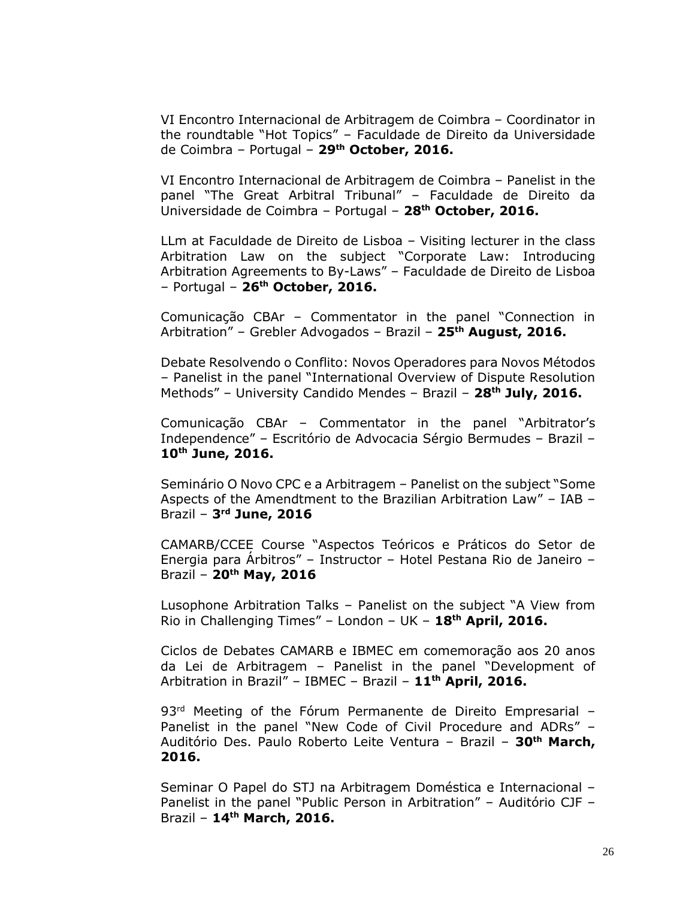VI Encontro Internacional de Arbitragem de Coimbra – Coordinator in the roundtable "Hot Topics" – Faculdade de Direito da Universidade de Coimbra – Portugal – **29th October, 2016.**

VI Encontro Internacional de Arbitragem de Coimbra – Panelist in the panel "The Great Arbitral Tribunal" – Faculdade de Direito da Universidade de Coimbra – Portugal – **28th October, 2016.**

LLm at Faculdade de Direito de Lisboa – Visiting lecturer in the class Arbitration Law on the subject "Corporate Law: Introducing Arbitration Agreements to By-Laws" – Faculdade de Direito de Lisboa – Portugal – **26th October, 2016.**

Comunicação CBAr – Commentator in the panel "Connection in Arbitration" – Grebler Advogados – Brazil – **25th August, 2016.**

Debate Resolvendo o Conflito: Novos Operadores para Novos Métodos – Panelist in the panel "International Overview of Dispute Resolution Methods" – University Candido Mendes – Brazil – **28th July, 2016.**

Comunicação CBAr – Commentator in the panel "Arbitrator's Independence" – Escritório de Advocacia Sérgio Bermudes – Brazil – **10th June, 2016.**

Seminário O Novo CPC e a Arbitragem – Panelist on the subject "Some Aspects of the Amendtment to the Brazilian Arbitration Law" – IAB – Brazil – **3rd June, 2016**

CAMARB/CCEE Course "Aspectos Teóricos e Práticos do Setor de Energia para Árbitros" – Instructor – Hotel Pestana Rio de Janeiro – Brazil – **20th May, 2016**

Lusophone Arbitration Talks – Panelist on the subject "A View from Rio in Challenging Times" – London – UK – **18th April, 2016.**

Ciclos de Debates CAMARB e IBMEC em comemoração aos 20 anos da Lei de Arbitragem – Panelist in the panel "Development of Arbitration in Brazil" – IBMEC – Brazil – **11th April, 2016.**

93rd Meeting of the Fórum Permanente de Direito Empresarial – Panelist in the panel "New Code of Civil Procedure and ADRs" – Auditório Des. Paulo Roberto Leite Ventura – Brazil – **30th March, 2016.**

Seminar O Papel do STJ na Arbitragem Doméstica e Internacional – Panelist in the panel "Public Person in Arbitration" – Auditório CJF – Brazil – **14th March, 2016.**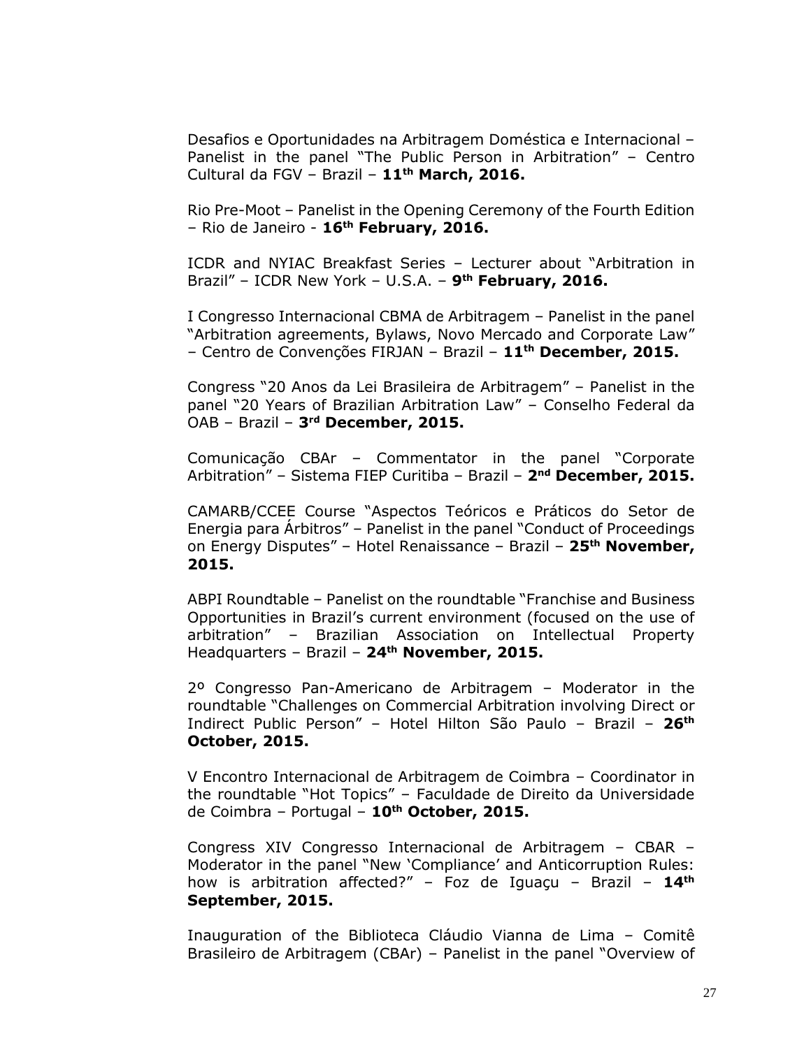Desafios e Oportunidades na Arbitragem Doméstica e Internacional – Panelist in the panel "The Public Person in Arbitration" – Centro Cultural da FGV – Brazil – **11th March, 2016.**

Rio Pre-Moot – Panelist in the Opening Ceremony of the Fourth Edition – Rio de Janeiro - **16th February, 2016.**

ICDR and NYIAC Breakfast Series – Lecturer about "Arbitration in Brazil" – ICDR New York – U.S.A. – **9th February, 2016.**

I Congresso Internacional CBMA de Arbitragem – Panelist in the panel "Arbitration agreements, Bylaws, Novo Mercado and Corporate Law" – Centro de Convenções FIRJAN – Brazil – **11th December, 2015.**

Congress "20 Anos da Lei Brasileira de Arbitragem" – Panelist in the panel "20 Years of Brazilian Arbitration Law" – Conselho Federal da OAB – Brazil – **3rd December, 2015.**

Comunicação CBAr – Commentator in the panel "Corporate Arbitration" – Sistema FIEP Curitiba – Brazil – **2nd December, 2015.**

CAMARB/CCEE Course "Aspectos Teóricos e Práticos do Setor de Energia para Árbitros" – Panelist in the panel "Conduct of Proceedings on Energy Disputes" – Hotel Renaissance – Brazil – **25th November, 2015.**

ABPI Roundtable – Panelist on the roundtable "Franchise and Business Opportunities in Brazil's current environment (focused on the use of arbitration" – Brazilian Association on Intellectual Property Headquarters – Brazil – **24th November, 2015.**

2º Congresso Pan-Americano de Arbitragem – Moderator in the roundtable "Challenges on Commercial Arbitration involving Direct or Indirect Public Person" – Hotel Hilton São Paulo – Brazil – **26th October, 2015.**

V Encontro Internacional de Arbitragem de Coimbra – Coordinator in the roundtable "Hot Topics" – Faculdade de Direito da Universidade de Coimbra – Portugal – **10th October, 2015.**

Congress XIV Congresso Internacional de Arbitragem – CBAR – Moderator in the panel "New 'Compliance' and Anticorruption Rules: how is arbitration affected?" – Foz de Iguaçu – Brazil – **14th September, 2015.**

Inauguration of the Biblioteca Cláudio Vianna de Lima – Comitê Brasileiro de Arbitragem (CBAr) – Panelist in the panel "Overview of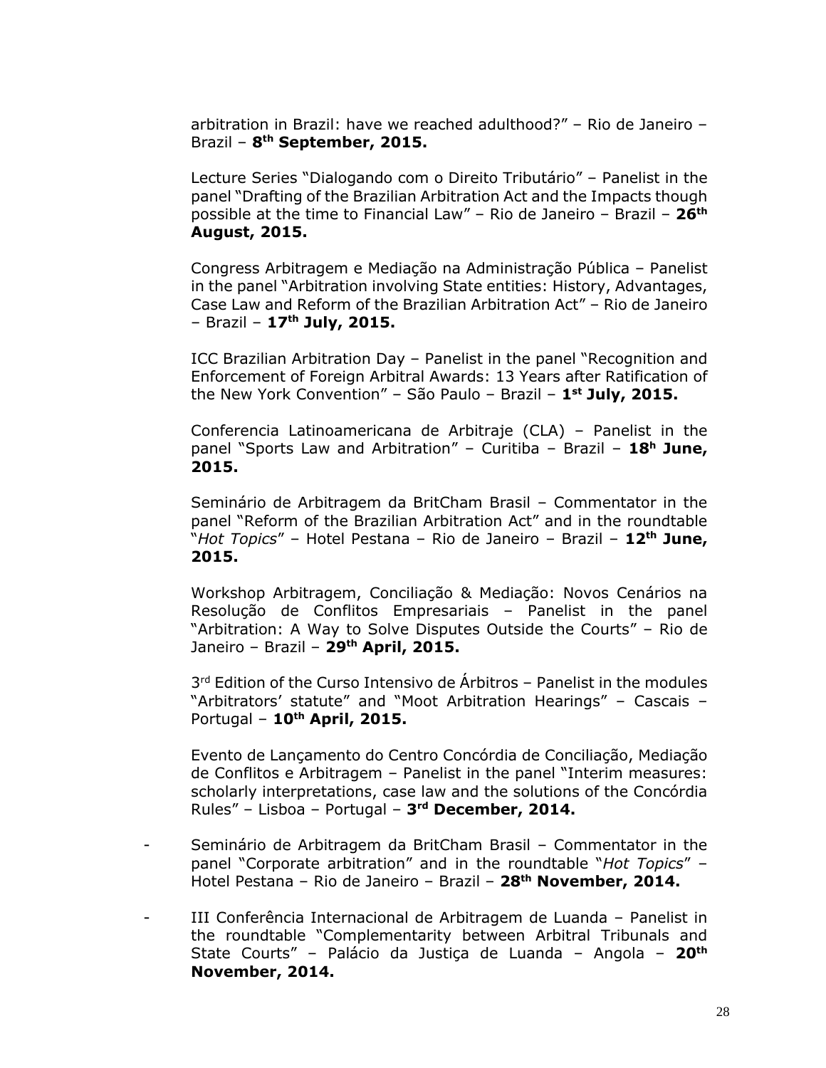arbitration in Brazil: have we reached adulthood?" – Rio de Janeiro – Brazil – **8th September, 2015.**

Lecture Series "Dialogando com o Direito Tributário" – Panelist in the panel "Drafting of the Brazilian Arbitration Act and the Impacts though possible at the time to Financial Law" – Rio de Janeiro – Brazil – **26th August, 2015.**

Congress Arbitragem e Mediação na Administração Pública – Panelist in the panel "Arbitration involving State entities: History, Advantages, Case Law and Reform of the Brazilian Arbitration Act" – Rio de Janeiro – Brazil – **17th July, 2015.**

ICC Brazilian Arbitration Day – Panelist in the panel "Recognition and Enforcement of Foreign Arbitral Awards: 13 Years after Ratification of the New York Convention" – São Paulo – Brazil – **1st July, 2015.**

Conferencia Latinoamericana de Arbitraje (CLA) – Panelist in the panel "Sports Law and Arbitration" – Curitiba – Brazil – **18h June, 2015.**

Seminário de Arbitragem da BritCham Brasil – Commentator in the panel "Reform of the Brazilian Arbitration Act" and in the roundtable "*Hot Topics*" – Hotel Pestana – Rio de Janeiro – Brazil – **12th June, 2015.**

Workshop Arbitragem, Conciliação & Mediação: Novos Cenários na Resolução de Conflitos Empresariais – Panelist in the panel "Arbitration: A Way to Solve Disputes Outside the Courts" – Rio de Janeiro – Brazil – **29th April, 2015.**

3rd Edition of the Curso Intensivo de Árbitros – Panelist in the modules "Arbitrators' statute" and "Moot Arbitration Hearings" – Cascais – Portugal – **10th April, 2015.**

Evento de Lançamento do Centro Concórdia de Conciliação, Mediação de Conflitos e Arbitragem – Panelist in the panel "Interim measures: scholarly interpretations, case law and the solutions of the Concórdia Rules" – Lisboa – Portugal – **3rd December, 2014.**

- Seminário de Arbitragem da BritCham Brasil – Commentator in the panel "Corporate arbitration" and in the roundtable "*Hot Topics*" – Hotel Pestana – Rio de Janeiro – Brazil – **28th November, 2014.**

- III Conferência Internacional de Arbitragem de Luanda – Panelist in the roundtable "Complementarity between Arbitral Tribunals and State Courts" – Palácio da Justiça de Luanda – Angola – **20th November, 2014.**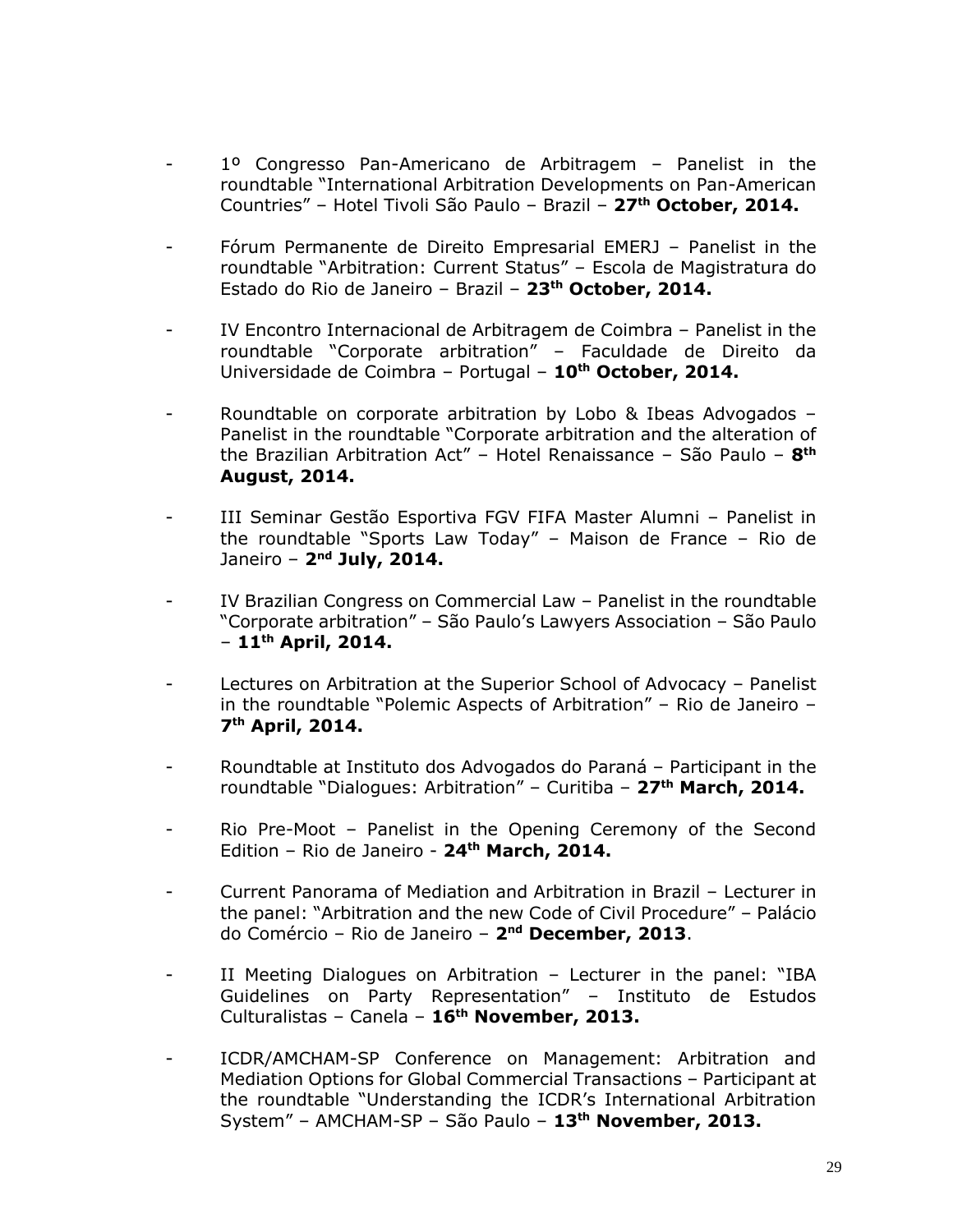- 1º Congresso Pan-Americano de Arbitragem – Panelist in the roundtable "International Arbitration Developments on Pan-American Countries" – Hotel Tivoli São Paulo – Brazil – **27th October, 2014.**

- Fórum Permanente de Direito Empresarial EMERJ – Panelist in the roundtable "Arbitration: Current Status" – Escola de Magistratura do Estado do Rio de Janeiro – Brazil – **23th October, 2014.**

- IV Encontro Internacional de Arbitragem de Coimbra – Panelist in the roundtable "Corporate arbitration" – Faculdade de Direito da Universidade de Coimbra – Portugal – **10th October, 2014.**

- Roundtable on corporate arbitration by Lobo & Ibeas Advogados – Panelist in the roundtable "Corporate arbitration and the alteration of the Brazilian Arbitration Act" – Hotel Renaissance – São Paulo – **8th August, 2014.**

- III Seminar Gestão Esportiva FGV FIFA Master Alumni – Panelist in the roundtable "Sports Law Today" – Maison de France – Rio de Janeiro – **2nd July, 2014.**

- IV Brazilian Congress on Commercial Law – Panelist in the roundtable "Corporate arbitration" – São Paulo's Lawyers Association – São Paulo – **11th April, 2014.**

- Lectures on Arbitration at the Superior School of Advocacy – Panelist in the roundtable "Polemic Aspects of Arbitration" – Rio de Janeiro – **7th April, 2014.**

- Roundtable at Instituto dos Advogados do Paraná – Participant in the roundtable "Dialogues: Arbitration" – Curitiba – **27th March, 2014.**

- Rio Pre-Moot – Panelist in the Opening Ceremony of the Second Edition – Rio de Janeiro - **24th March, 2014.**

- Current Panorama of Mediation and Arbitration in Brazil – Lecturer in the panel: "Arbitration and the new Code of Civil Procedure" – Palácio do Comércio – Rio de Janeiro – **2nd December, 2013**.

- II Meeting Dialogues on Arbitration – Lecturer in the panel: "IBA Guidelines on Party Representation" – Instituto de Estudos Culturalistas – Canela – **16th November, 2013.**

- ICDR/AMCHAM-SP Conference on Management: Arbitration and Mediation Options for Global Commercial Transactions – Participant at the roundtable "Understanding the ICDR's International Arbitration System" – AMCHAM-SP – São Paulo – **13th November, 2013.**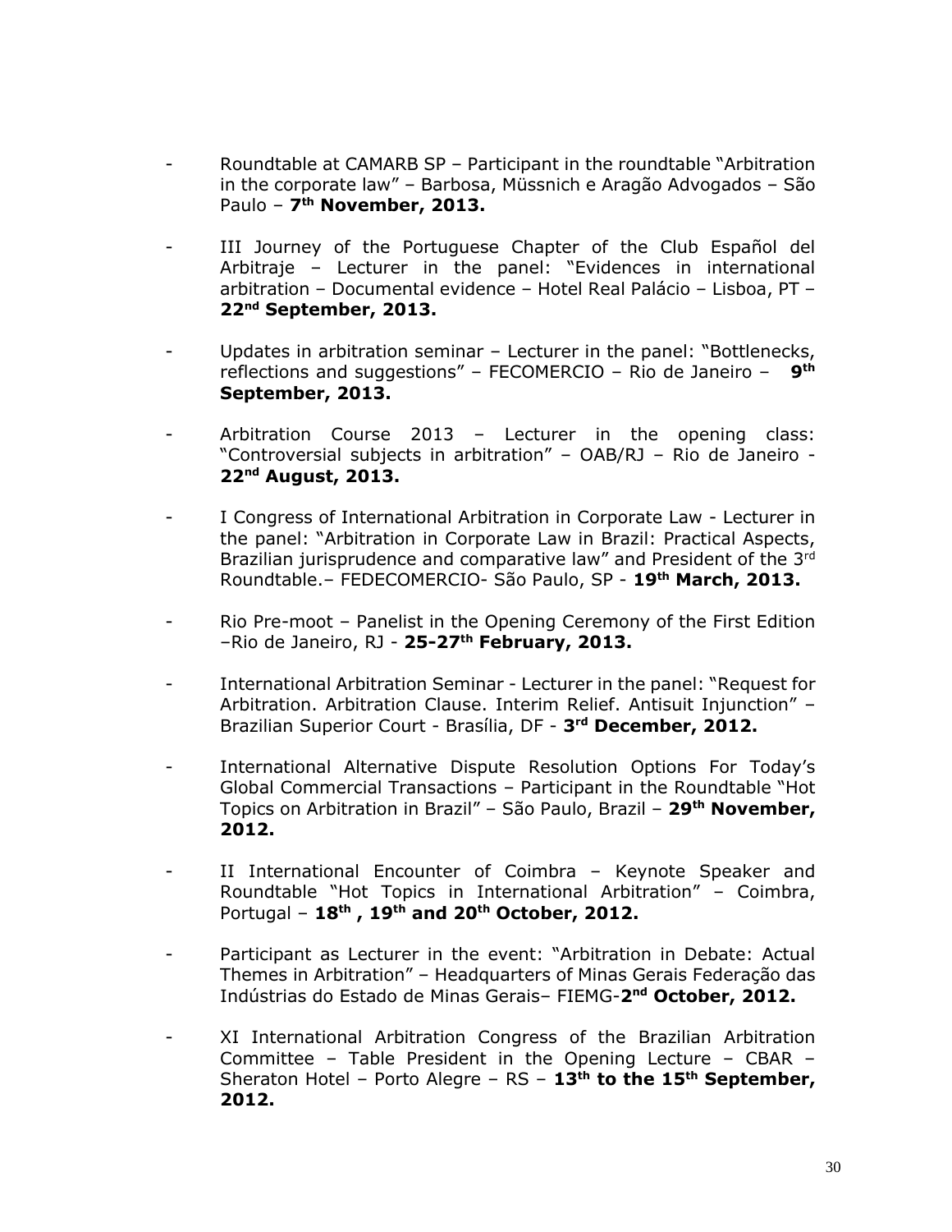- Roundtable at CAMARB SP – Participant in the roundtable "Arbitration in the corporate law" – Barbosa, Müssnich e Aragão Advogados – São Paulo – **7th November, 2013.**

- III Journey of the Portuguese Chapter of the Club Español del Arbitraje – Lecturer in the panel: "Evidences in international arbitration – Documental evidence – Hotel Real Palácio – Lisboa, PT – **22nd September, 2013.**

- Updates in arbitration seminar – Lecturer in the panel: "Bottlenecks, reflections and suggestions" – FECOMERCIO – Rio de Janeiro – **9th September, 2013.**

- Arbitration Course 2013 – Lecturer in the opening class: "Controversial subjects in arbitration" – OAB/RJ – Rio de Janeiro - **22nd August, 2013.**

- I Congress of International Arbitration in Corporate Law - Lecturer in the panel: "Arbitration in Corporate Law in Brazil: Practical Aspects, Brazilian jurisprudence and comparative law" and President of the 3rd Roundtable.– FEDECOMERCIO- São Paulo, SP - **19th March, 2013.**

- Rio Pre-moot – Panelist in the Opening Ceremony of the First Edition –Rio de Janeiro, RJ - **25-27th February, 2013.**

- International Arbitration Seminar - Lecturer in the panel: "Request for Arbitration. Arbitration Clause. Interim Relief. Antisuit Injunction" – Brazilian Superior Court - Brasília, DF - **3rd December, 2012.**

- International Alternative Dispute Resolution Options For Today's Global Commercial Transactions – Participant in the Roundtable "Hot Topics on Arbitration in Brazil" – São Paulo, Brazil – **29th November, 2012.**

- II International Encounter of Coimbra – Keynote Speaker and Roundtable "Hot Topics in International Arbitration" – Coimbra, Portugal – **18th , 19th and 20th October, 2012.**

- Participant as Lecturer in the event: "Arbitration in Debate: Actual Themes in Arbitration" – Headquarters of Minas Gerais Federação das Indústrias do Estado de Minas Gerais– FIEMG-**2nd October, 2012.**

- XI International Arbitration Congress of the Brazilian Arbitration Committee – Table President in the Opening Lecture – CBAR – Sheraton Hotel – Porto Alegre – RS – **13th to the 15th September, 2012.**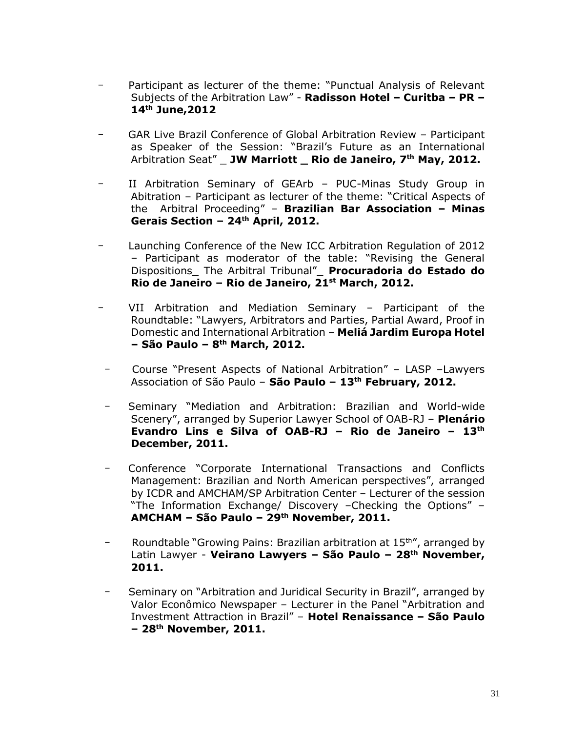- Participant as lecturer of the theme: "Punctual Analysis of Relevant Subjects of the Arbitration Law" - **Radisson Hotel – Curitba – PR – 14th June,2012**

- GAR Live Brazil Conference of Global Arbitration Review – Participant as Speaker of the Session: "Brazil's Future as an International Arbitration Seat" _ **JW Marriott _ Rio de Janeiro, 7th May, 2012.**

- II Arbitration Seminary of GEArb – PUC-Minas Study Group in Abitration – Participant as lecturer of the theme: "Critical Aspects of the Arbitral Proceeding" – **Brazilian Bar Association – Minas Gerais Section – 24th April, 2012.**

- Launching Conference of the New ICC Arbitration Regulation of 2012 – Participant as moderator of the table: "Revising the General Dispositions_ The Arbitral Tribunal"_ **Procuradoria do Estado do Rio de Janeiro – Rio de Janeiro, 21st March, 2012.**

- VII Arbitration and Mediation Seminary – Participant of the Roundtable: "Lawyers, Arbitrators and Parties, Partial Award, Proof in Domestic and International Arbitration – **Meliá Jardim Europa Hotel – São Paulo – 8th March, 2012.**

- Course "Present Aspects of National Arbitration" – LASP –Lawyers Association of São Paulo – **São Paulo – 13th February, 2012.**

- Seminary "Mediation and Arbitration: Brazilian and World-wide Scenery", arranged by Superior Lawyer School of OAB-RJ – **Plenário Evandro Lins e Silva of OAB-RJ – Rio de Janeiro – 13th December, 2011.**

- Conference "Corporate International Transactions and Conflicts Management: Brazilian and North American perspectives", arranged by ICDR and AMCHAM/SP Arbitration Center – Lecturer of the session "The Information Exchange/ Discovery –Checking the Options" – **AMCHAM – São Paulo – 29th November, 2011.**

- Roundtable "Growing Pains: Brazilian arbitration at 15th", arranged by Latin Lawyer - **Veirano Lawyers – São Paulo – 28th November, 2011.**

- Seminary on "Arbitration and Juridical Security in Brazil", arranged by Valor Econômico Newspaper – Lecturer in the Panel "Arbitration and Investment Attraction in Brazil" – **Hotel Renaissance – São Paulo – 28th November, 2011.**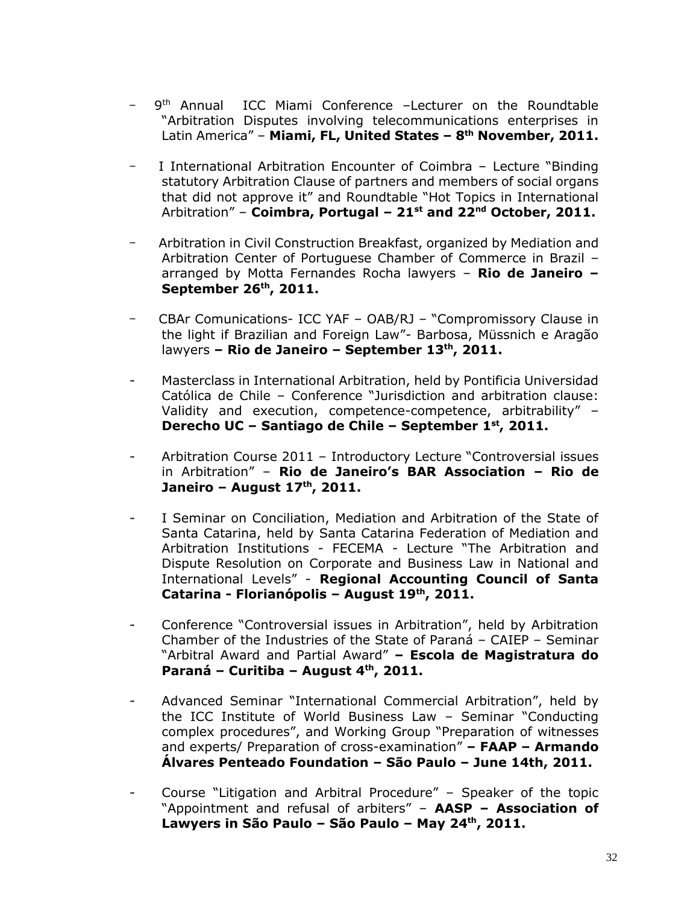- 9th Annual ICC Miami Conference –Lecturer on the Roundtable "Arbitration Disputes involving telecommunications enterprises in Latin America" – **Miami, FL, United States – 8th November, 2011.**

- I International Arbitration Encounter of Coimbra – Lecture "Binding statutory Arbitration Clause of partners and members of social organs that did not approve it" and Roundtable "Hot Topics in International Arbitration" – **Coimbra, Portugal – 21st and 22nd October, 2011.**

- Arbitration in Civil Construction Breakfast, organized by Mediation and Arbitration Center of Portuguese Chamber of Commerce in Brazil – arranged by Motta Fernandes Rocha lawyers – **Rio de Janeiro – September 26th, 2011.**

- CBAr Comunications- ICC YAF – OAB/RJ – "Compromissory Clause in the light if Brazilian and Foreign Law"- Barbosa, Müssnich e Aragão lawyers **– Rio de Janeiro – September 13th, 2011.**

- Masterclass in International Arbitration, held by Pontificia Universidad Católica de Chile – Conference "Jurisdiction and arbitration clause: Validity and execution, competence-competence, arbitrability" – **Derecho UC – Santiago de Chile – September 1st, 2011.**

- Arbitration Course 2011 – Introductory Lecture "Controversial issues in Arbitration" – **Rio de Janeiro's BAR Association – Rio de Janeiro – August 17th, 2011.**

- I Seminar on Conciliation, Mediation and Arbitration of the State of Santa Catarina, held by Santa Catarina Federation of Mediation and Arbitration Institutions - FECEMA - Lecture "The Arbitration and Dispute Resolution on Corporate and Business Law in National and International Levels" - **Regional Accounting Council of Santa Catarina - Florianópolis – August 19th, 2011.**

- Conference "Controversial issues in Arbitration", held by Arbitration Chamber of the Industries of the State of Paraná – CAIEP – Seminar "Arbitral Award and Partial Award" **– Escola de Magistratura do Paraná – Curitiba – August 4th, 2011.**

- Advanced Seminar "International Commercial Arbitration", held by the ICC Institute of World Business Law – Seminar "Conducting complex procedures", and Working Group "Preparation of witnesses and experts/ Preparation of cross-examination" **– FAAP – Armando Álvares Penteado Foundation – São Paulo – June 14th, 2011.**

- Course "Litigation and Arbitral Procedure" – Speaker of the topic "Appointment and refusal of arbiters" – **AASP – Association of Lawyers in São Paulo – São Paulo – May 24th, 2011.**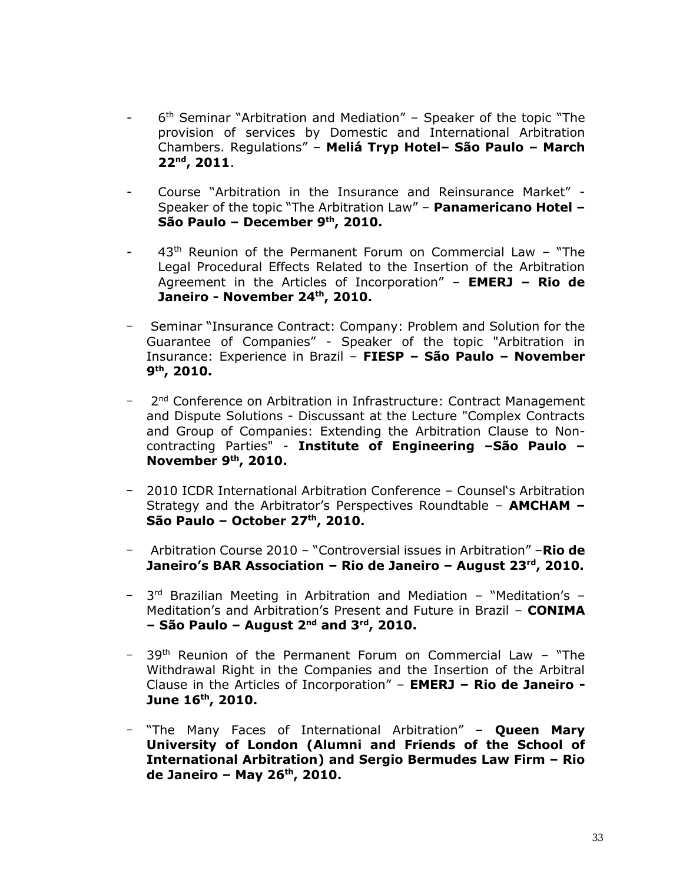- 6th Seminar "Arbitration and Mediation" – Speaker of the topic "The provision of services by Domestic and International Arbitration Chambers. Regulations" – **Meliá Tryp Hotel– São Paulo – March 22nd, 2011**.

- Course "Arbitration in the Insurance and Reinsurance Market" - Speaker of the topic "The Arbitration Law" – **Panamericano Hotel – São Paulo – December 9th, 2010.**

- 43th Reunion of the Permanent Forum on Commercial Law – "The Legal Procedural Effects Related to the Insertion of the Arbitration Agreement in the Articles of Incorporation" – **EMERJ – Rio de Janeiro - November 24th, 2010.**

- Seminar "Insurance Contract: Company: Problem and Solution for the Guarantee of Companies" - Speaker of the topic "Arbitration in Insurance: Experience in Brazil – **FIESP – São Paulo – November 9th, 2010.**

- 2nd Conference on Arbitration in Infrastructure: Contract Management and Dispute Solutions - Discussant at the Lecture "Complex Contracts and Group of Companies: Extending the Arbitration Clause to Non-contracting Parties" - **Institute of Engineering –São Paulo – November 9th, 2010.**

- 2010 ICDR International Arbitration Conference – Counsel's Arbitration Strategy and the Arbitrator's Perspectives Roundtable – **AMCHAM – São Paulo – October 27th, 2010.**

- Arbitration Course 2010 – "Controversial issues in Arbitration" –**Rio de Janeiro's BAR Association – Rio de Janeiro – August 23rd, 2010.**

- 3rd Brazilian Meeting in Arbitration and Mediation – "Meditation's – Meditation's and Arbitration's Present and Future in Brazil – **CONIMA – São Paulo – August 2nd and 3rd, 2010.**

- 39th Reunion of the Permanent Forum on Commercial Law – "The Withdrawal Right in the Companies and the Insertion of the Arbitral Clause in the Articles of Incorporation" – **EMERJ – Rio de Janeiro - June 16th, 2010.**

- "The Many Faces of International Arbitration" – **Queen Mary University of London (Alumni and Friends of the School of International Arbitration) and Sergio Bermudes Law Firm – Rio de Janeiro – May 26th, 2010.**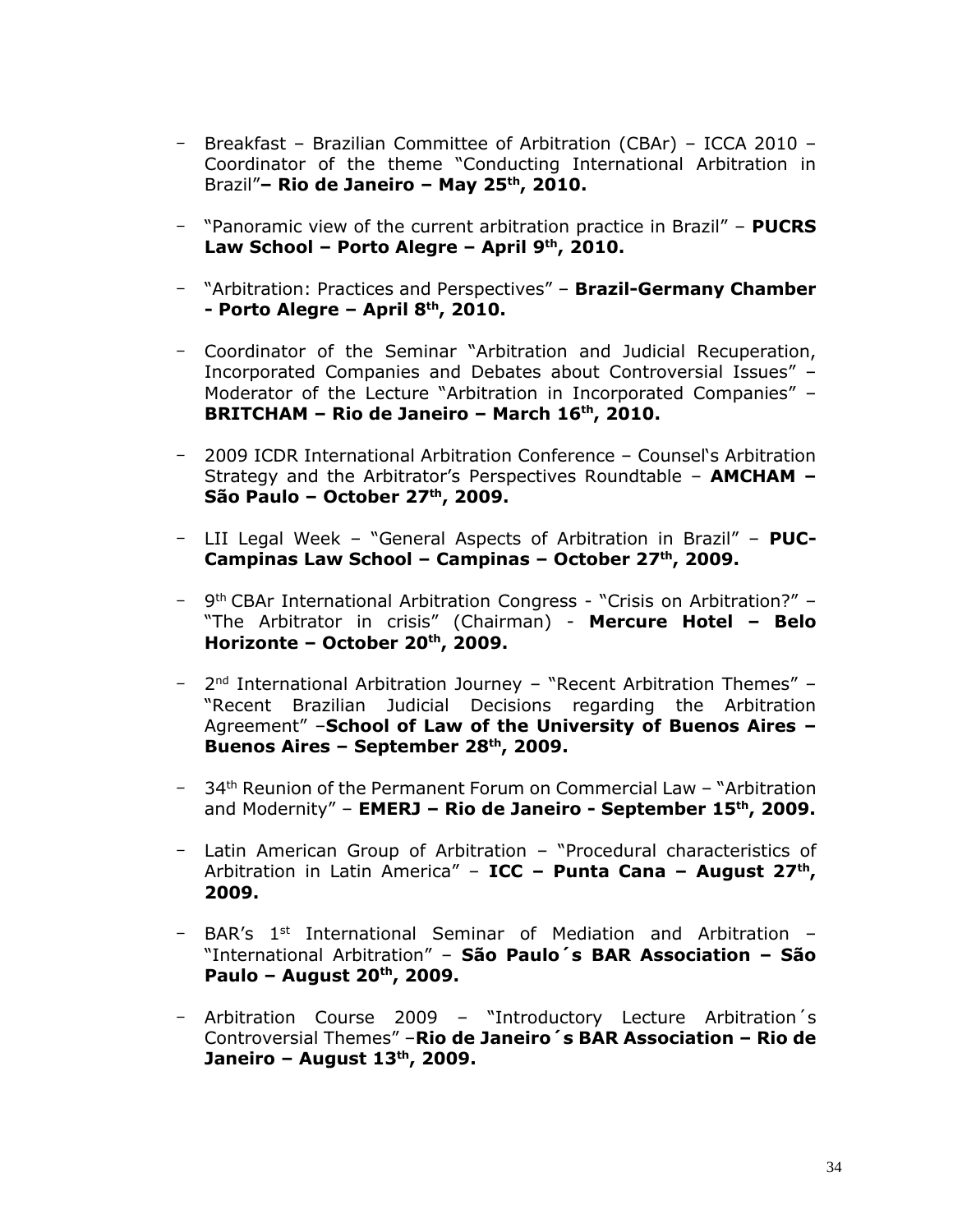- Breakfast – Brazilian Committee of Arbitration (CBAr) – ICCA 2010 – Coordinator of the theme "Conducting International Arbitration in Brazil"**– Rio de Janeiro – May 25th, 2010.**

- "Panoramic view of the current arbitration practice in Brazil" – **PUCRS Law School – Porto Alegre – April 9th, 2010.**

- "Arbitration: Practices and Perspectives" – **Brazil-Germany Chamber - Porto Alegre – April 8th, 2010.**

- Coordinator of the Seminar "Arbitration and Judicial Recuperation, Incorporated Companies and Debates about Controversial Issues" – Moderator of the Lecture "Arbitration in Incorporated Companies" – **BRITCHAM – Rio de Janeiro – March 16th, 2010.**

- 2009 ICDR International Arbitration Conference – Counsel's Arbitration Strategy and the Arbitrator's Perspectives Roundtable – **AMCHAM – São Paulo – October 27th, 2009.**

- LII Legal Week – "General Aspects of Arbitration in Brazil" – **PUC-Campinas Law School – Campinas – October 27th, 2009.**

- 9th CBAr International Arbitration Congress - "Crisis on Arbitration?" – "The Arbitrator in crisis" (Chairman) - **Mercure Hotel – Belo Horizonte – October 20th, 2009.**

- 2nd International Arbitration Journey – "Recent Arbitration Themes" – "Recent Brazilian Judicial Decisions regarding the Arbitration Agreement" –**School of Law of the University of Buenos Aires – Buenos Aires – September 28th, 2009.**

- 34th Reunion of the Permanent Forum on Commercial Law – "Arbitration and Modernity" – **EMERJ – Rio de Janeiro - September 15th, 2009.**

- Latin American Group of Arbitration – "Procedural characteristics of Arbitration in Latin America" – **ICC – Punta Cana – August 27th, 2009.**

- BAR's 1st International Seminar of Mediation and Arbitration – "International Arbitration" – **São Paulo´s BAR Association – São Paulo – August 20th, 2009.**

- Arbitration Course 2009 – "Introductory Lecture Arbitration´s Controversial Themes" –**Rio de Janeiro´s BAR Association – Rio de Janeiro – August 13th, 2009.**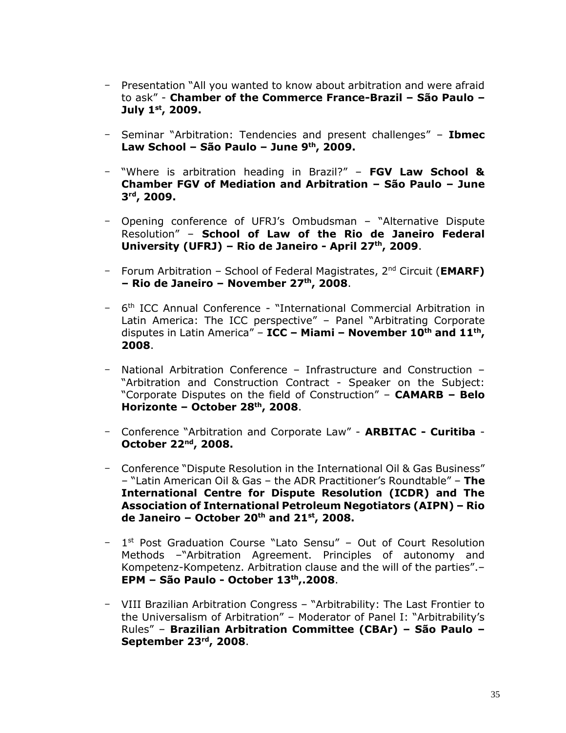- Presentation "All you wanted to know about arbitration and were afraid to ask" - **Chamber of the Commerce France-Brazil – São Paulo – July 1st, 2009.**

- Seminar "Arbitration: Tendencies and present challenges" – **Ibmec Law School – São Paulo – June 9th, 2009.**

- "Where is arbitration heading in Brazil?" – **FGV Law School & Chamber FGV of Mediation and Arbitration – São Paulo – June 3rd, 2009.**

- Opening conference of UFRJ's Ombudsman – "Alternative Dispute Resolution" – **School of Law of the Rio de Janeiro Federal University (UFRJ) – Rio de Janeiro - April 27th, 2009**.

- Forum Arbitration – School of Federal Magistrates, 2nd Circuit (**EMARF) – Rio de Janeiro – November 27th, 2008**.

- 6th ICC Annual Conference - "International Commercial Arbitration in Latin America: The ICC perspective" – Panel "Arbitrating Corporate disputes in Latin America" – **ICC – Miami – November 10th and 11th, 2008**.

- National Arbitration Conference – Infrastructure and Construction – "Arbitration and Construction Contract - Speaker on the Subject: "Corporate Disputes on the field of Construction" – **CAMARB – Belo Horizonte – October 28th, 2008**.

- Conference "Arbitration and Corporate Law" - **ARBITAC - Curitiba** - **October 22nd, 2008.**

- Conference "Dispute Resolution in the International Oil & Gas Business" – "Latin American Oil & Gas – the ADR Practitioner's Roundtable" – **The International Centre for Dispute Resolution (ICDR) and The Association of International Petroleum Negotiators (AIPN) – Rio de Janeiro – October 20th and 21st, 2008.**

- 1st Post Graduation Course "Lato Sensu" – Out of Court Resolution Methods –"Arbitration Agreement. Principles of autonomy and Kompetenz-Kompetenz. Arbitration clause and the will of the parties".– **EPM – São Paulo - October 13th,.2008**.

- VIII Brazilian Arbitration Congress – "Arbitrability: The Last Frontier to the Universalism of Arbitration" – Moderator of Panel I: "Arbitrability's Rules" – **Brazilian Arbitration Committee (CBAr) – São Paulo – September 23rd, 2008**.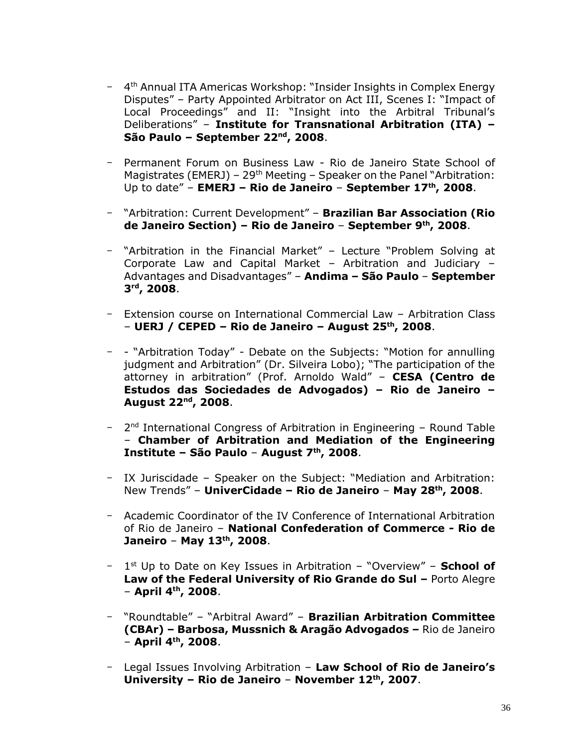- 4th Annual ITA Americas Workshop: "Insider Insights in Complex Energy Disputes" – Party Appointed Arbitrator on Act III, Scenes I: "Impact of Local Proceedings" and II: "Insight into the Arbitral Tribunal's Deliberations" – **Institute for Transnational Arbitration (ITA) – São Paulo – September 22nd, 2008**.

- Permanent Forum on Business Law - Rio de Janeiro State School of Magistrates (EMERJ) – 29th Meeting – Speaker on the Panel "Arbitration: Up to date" – **EMERJ – Rio de Janeiro** – **September 17th, 2008**.

- "Arbitration: Current Development" – **Brazilian Bar Association (Rio de Janeiro Section) – Rio de Janeiro** – **September 9th, 2008**.

- "Arbitration in the Financial Market" – Lecture "Problem Solving at Corporate Law and Capital Market – Arbitration and Judiciary – Advantages and Disadvantages" – **Andima – São Paulo** – **September 3rd, 2008**.

- Extension course on International Commercial Law – Arbitration Class – **UERJ / CEPED – Rio de Janeiro – August 25th, 2008**.

- - "Arbitration Today" - Debate on the Subjects: "Motion for annulling judgment and Arbitration" (Dr. Silveira Lobo); "The participation of the attorney in arbitration" (Prof. Arnoldo Wald" – **CESA (Centro de Estudos das Sociedades de Advogados) – Rio de Janeiro – August 22nd, 2008**.

- 2nd International Congress of Arbitration in Engineering – Round Table – **Chamber of Arbitration and Mediation of the Engineering Institute – São Paulo** – **August 7th, 2008**.

- IX Juriscidade – Speaker on the Subject: "Mediation and Arbitration: New Trends" – **UniverCidade – Rio de Janeiro** – **May 28th, 2008**.

- Academic Coordinator of the IV Conference of International Arbitration of Rio de Janeiro – **National Confederation of Commerce - Rio de Janeiro** – **May 13th, 2008**.

- 1st Up to Date on Key Issues in Arbitration – "Overview" – **School of Law of the Federal University of Rio Grande do Sul –** Porto Alegre – **April 4th, 2008**.

- "Roundtable" – "Arbitral Award" – **Brazilian Arbitration Committee (CBAr) – Barbosa, Mussnich & Aragão Advogados –** Rio de Janeiro – **April 4th, 2008**.

- Legal Issues Involving Arbitration – **Law School of Rio de Janeiro's University – Rio de Janeiro** – **November 12th, 2007**.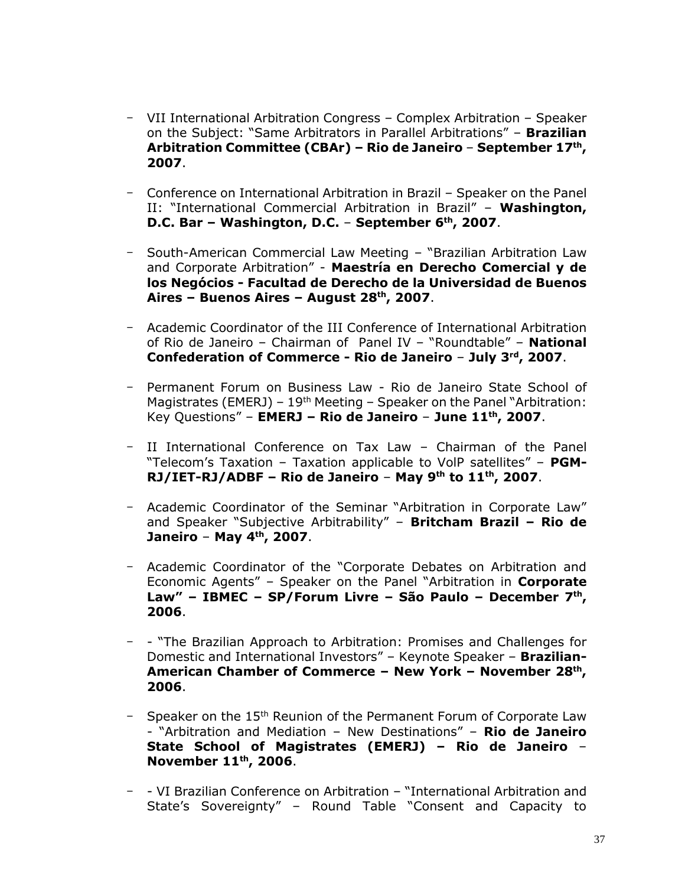- VII International Arbitration Congress – Complex Arbitration – Speaker on the Subject: "Same Arbitrators in Parallel Arbitrations" – **Brazilian Arbitration Committee (CBAr) – Rio de Janeiro** – **September 17th, 2007**.

- Conference on International Arbitration in Brazil – Speaker on the Panel II: "International Commercial Arbitration in Brazil" – **Washington, D.C. Bar – Washington, D.C.** – **September 6th, 2007**.

- South-American Commercial Law Meeting – "Brazilian Arbitration Law and Corporate Arbitration" - **Maestría en Derecho Comercial y de los Negócios - Facultad de Derecho de la Universidad de Buenos Aires – Buenos Aires – August 28th, 2007**.

- Academic Coordinator of the III Conference of International Arbitration of Rio de Janeiro – Chairman of Panel IV – "Roundtable" – **National Confederation of Commerce - Rio de Janeiro** – **July 3rd, 2007**.

- Permanent Forum on Business Law - Rio de Janeiro State School of Magistrates (EMERJ) – 19th Meeting – Speaker on the Panel "Arbitration: Key Questions" – **EMERJ – Rio de Janeiro** – **June 11th, 2007**.

- II International Conference on Tax Law – Chairman of the Panel "Telecom's Taxation – Taxation applicable to VoIP satellites" – **PGM-RJ/IET-RJ/ADBF – Rio de Janeiro** – **May 9th to 11th, 2007**.

- Academic Coordinator of the Seminar "Arbitration in Corporate Law" and Speaker "Subjective Arbitrability" – **Britcham Brazil – Rio de Janeiro** – **May 4th, 2007**.

- Academic Coordinator of the "Corporate Debates on Arbitration and Economic Agents" – Speaker on the Panel "Arbitration in **Corporate Law" – IBMEC – SP/Forum Livre – São Paulo – December 7th, 2006**.

- - "The Brazilian Approach to Arbitration: Promises and Challenges for Domestic and International Investors" – Keynote Speaker – **Brazilian-American Chamber of Commerce – New York – November 28th, 2006**.

- Speaker on the 15th Reunion of the Permanent Forum of Corporate Law - "Arbitration and Mediation – New Destinations" – **Rio de Janeiro State School of Magistrates (EMERJ) – Rio de Janeiro** – **November 11th, 2006**.

- - VI Brazilian Conference on Arbitration – "International Arbitration and State's Sovereignty" – Round Table "Consent and Capacity to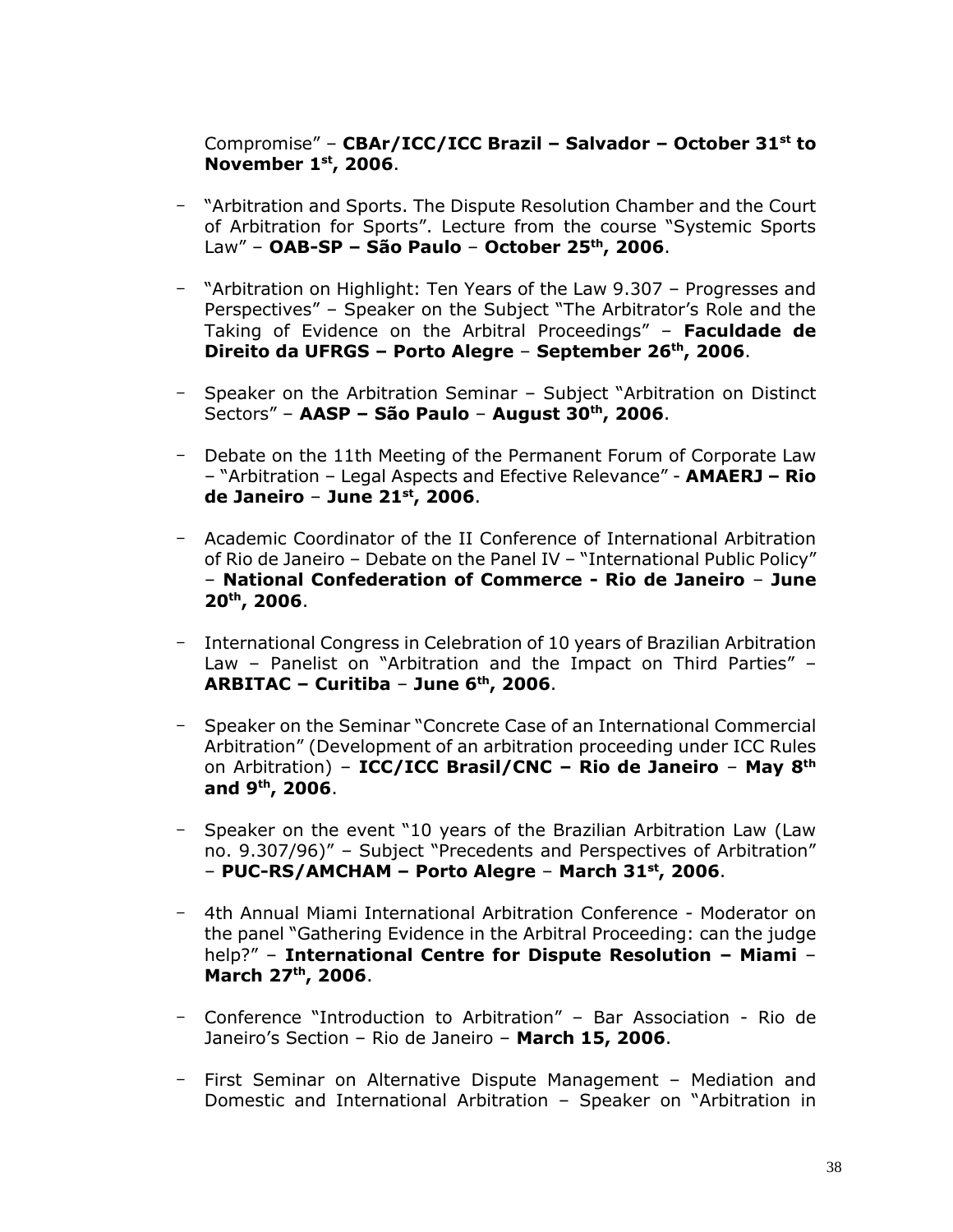Compromise" – **CBAr/ICC/ICC Brazil – Salvador – October 31st to November 1st, 2006**.

- "Arbitration and Sports. The Dispute Resolution Chamber and the Court of Arbitration for Sports". Lecture from the course "Systemic Sports Law" – **OAB-SP – São Paulo** – **October 25th, 2006**.

- "Arbitration on Highlight: Ten Years of the Law 9.307 – Progresses and Perspectives" – Speaker on the Subject "The Arbitrator's Role and the Taking of Evidence on the Arbitral Proceedings" – **Faculdade de Direito da UFRGS – Porto Alegre** – **September 26th, 2006**.

- Speaker on the Arbitration Seminar – Subject "Arbitration on Distinct Sectors" – **AASP – São Paulo** – **August 30th, 2006**.

- Debate on the 11th Meeting of the Permanent Forum of Corporate Law – "Arbitration – Legal Aspects and Efective Relevance" - **AMAERJ – Rio de Janeiro** – **June 21st, 2006**.

- Academic Coordinator of the II Conference of International Arbitration of Rio de Janeiro – Debate on the Panel IV – "International Public Policy" – **National Confederation of Commerce - Rio de Janeiro** – **June 20th, 2006**.

- International Congress in Celebration of 10 years of Brazilian Arbitration Law – Panelist on "Arbitration and the Impact on Third Parties" – **ARBITAC – Curitiba** – **June 6th, 2006**.

- Speaker on the Seminar "Concrete Case of an International Commercial Arbitration" (Development of an arbitration proceeding under ICC Rules on Arbitration) – **ICC/ICC Brasil/CNC – Rio de Janeiro** – **May 8th and 9th, 2006**.

- Speaker on the event "10 years of the Brazilian Arbitration Law (Law no. 9.307/96)" – Subject "Precedents and Perspectives of Arbitration" – **PUC-RS/AMCHAM – Porto Alegre** – **March 31st, 2006**.

- 4th Annual Miami International Arbitration Conference - Moderator on the panel "Gathering Evidence in the Arbitral Proceeding: can the judge help?" – **International Centre for Dispute Resolution – Miami** – **March 27th, 2006**.

- Conference "Introduction to Arbitration" – Bar Association - Rio de Janeiro's Section – Rio de Janeiro – **March 15, 2006**.

- First Seminar on Alternative Dispute Management – Mediation and Domestic and International Arbitration – Speaker on "Arbitration in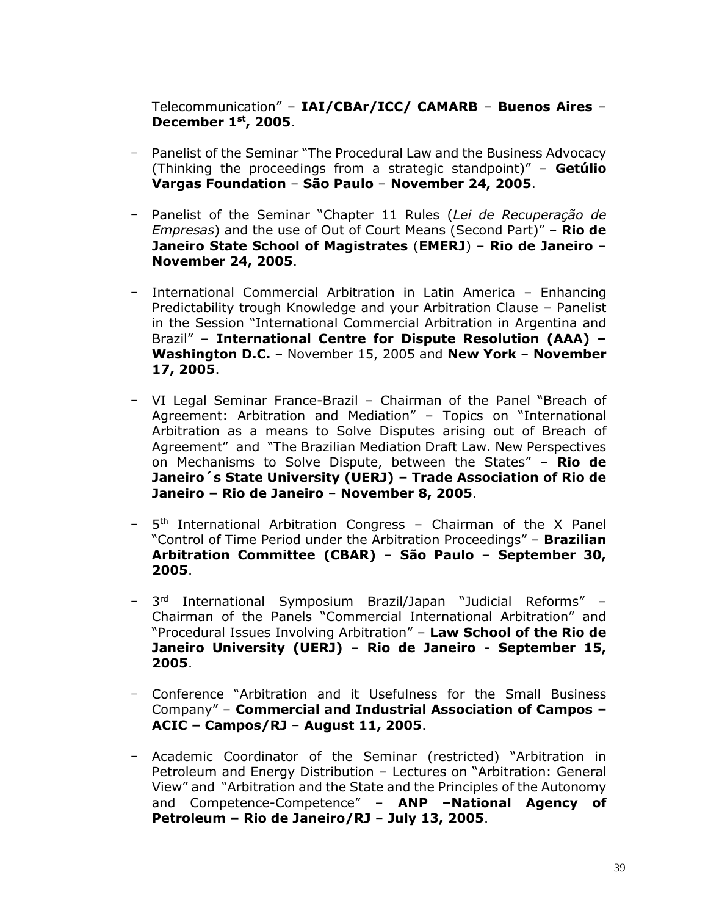Telecommunication" – **IAI/CBAr/ICC/ CAMARB** – **Buenos Aires** – **December 1st, 2005**.

- Panelist of the Seminar "The Procedural Law and the Business Advocacy (Thinking the proceedings from a strategic standpoint)" – **Getúlio Vargas Foundation** – **São Paulo** – **November 24, 2005**.

- Panelist of the Seminar "Chapter 11 Rules (*Lei de Recuperação de Empresas*) and the use of Out of Court Means (Second Part)" – **Rio de Janeiro State School of Magistrates** (**EMERJ**) – **Rio de Janeiro** – **November 24, 2005**.

- International Commercial Arbitration in Latin America – Enhancing Predictability trough Knowledge and your Arbitration Clause – Panelist in the Session "International Commercial Arbitration in Argentina and Brazil" – **International Centre for Dispute Resolution (AAA) – Washington D.C.** – November 15, 2005 and **New York** – **November 17, 2005**.

- VI Legal Seminar France-Brazil – Chairman of the Panel "Breach of Agreement: Arbitration and Mediation" – Topics on "International Arbitration as a means to Solve Disputes arising out of Breach of Agreement" and "The Brazilian Mediation Draft Law. New Perspectives on Mechanisms to Solve Dispute, between the States" – **Rio de Janeiro´s State University (UERJ) – Trade Association of Rio de Janeiro – Rio de Janeiro** – **November 8, 2005**.

- 5th International Arbitration Congress – Chairman of the X Panel "Control of Time Period under the Arbitration Proceedings" – **Brazilian Arbitration Committee (CBAR)** – **São Paulo** – **September 30, 2005**.

- 3rd International Symposium Brazil/Japan "Judicial Reforms" – Chairman of the Panels "Commercial International Arbitration" and "Procedural Issues Involving Arbitration" – **Law School of the Rio de Janeiro University (UERJ)** – **Rio de Janeiro** - **September 15, 2005**.

- Conference "Arbitration and it Usefulness for the Small Business Company" – **Commercial and Industrial Association of Campos – ACIC – Campos/RJ** – **August 11, 2005**.

- Academic Coordinator of the Seminar (restricted) "Arbitration in Petroleum and Energy Distribution – Lectures on "Arbitration: General View" and "Arbitration and the State and the Principles of the Autonomy and Competence-Competence" – **ANP –National Agency of Petroleum – Rio de Janeiro/RJ** – **July 13, 2005**.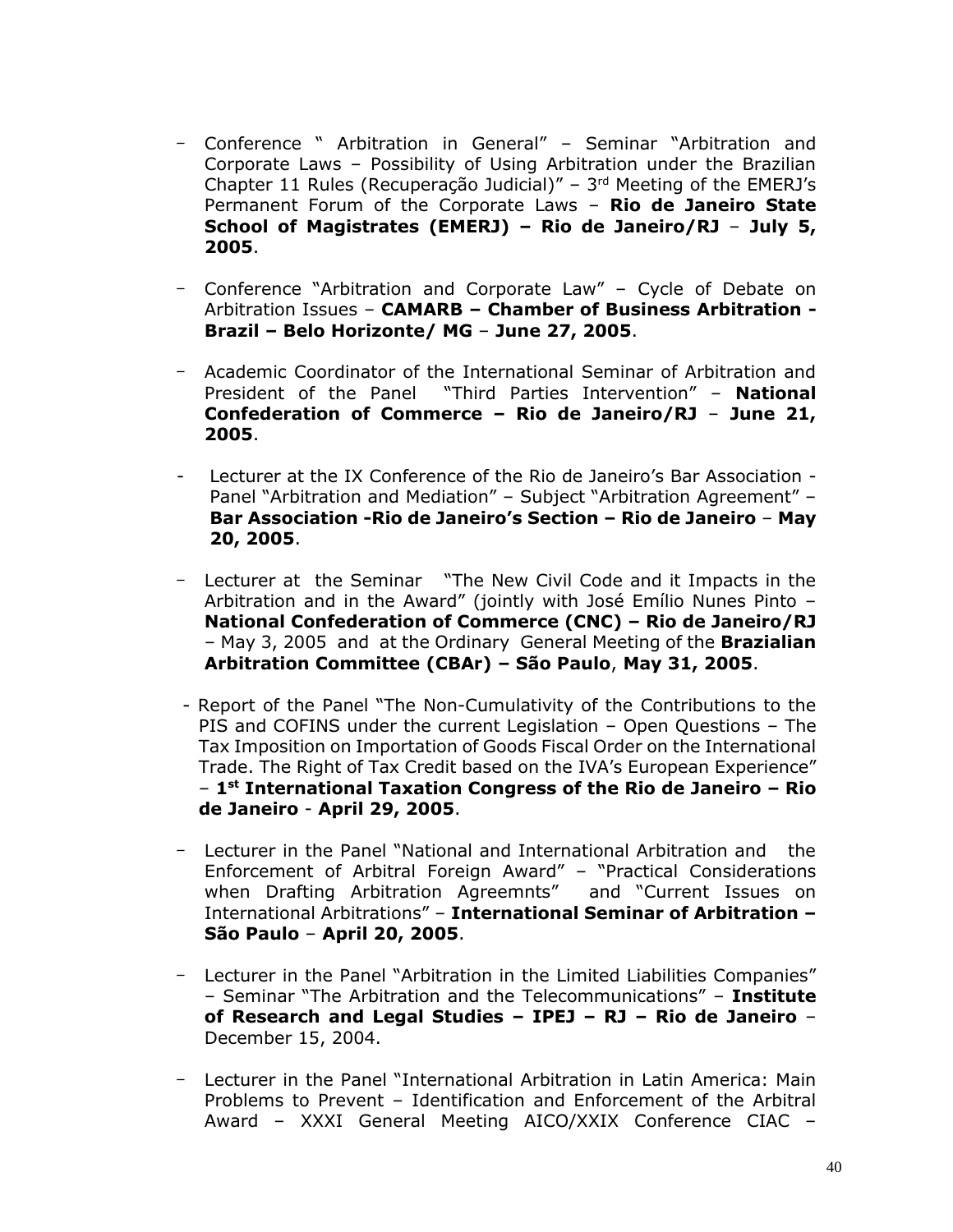- Conference " Arbitration in General" – Seminar "Arbitration and Corporate Laws – Possibility of Using Arbitration under the Brazilian Chapter 11 Rules (Recuperação Judicial)" – 3rd Meeting of the EMERJ's Permanent Forum of the Corporate Laws – **Rio de Janeiro State School of Magistrates (EMERJ) – Rio de Janeiro/RJ** – **July 5, 2005**.

- Conference "Arbitration and Corporate Law" – Cycle of Debate on Arbitration Issues – **CAMARB – Chamber of Business Arbitration - Brazil – Belo Horizonte/ MG** – **June 27, 2005**.

- Academic Coordinator of the International Seminar of Arbitration and President of the Panel "Third Parties Intervention" – **National Confederation of Commerce – Rio de Janeiro/RJ** – **June 21, 2005**.

- Lecturer at the IX Conference of the Rio de Janeiro's Bar Association - Panel "Arbitration and Mediation" – Subject "Arbitration Agreement" – **Bar Association -Rio de Janeiro's Section – Rio de Janeiro** – **May 20, 2005**.

- Lecturer at the Seminar "The New Civil Code and it Impacts in the Arbitration and in the Award" (jointly with José Emílio Nunes Pinto – **National Confederation of Commerce (CNC) – Rio de Janeiro/RJ** – May 3, 2005 and at the Ordinary General Meeting of the **Brazialian Arbitration Committee (CBAr) – São Paulo**, **May 31, 2005**.

- Report of the Panel "The Non-Cumulativity of the Contributions to the PIS and COFINS under the current Legislation – Open Questions – The Tax Imposition on Importation of Goods Fiscal Order on the International Trade. The Right of Tax Credit based on the IVA's European Experience" – **1st International Taxation Congress of the Rio de Janeiro – Rio de Janeiro** - **April 29, 2005**.

- Lecturer in the Panel "National and International Arbitration and the Enforcement of Arbitral Foreign Award" – "Practical Considerations when Drafting Arbitration Agreemnts" and "Current Issues on International Arbitrations" – **International Seminar of Arbitration – São Paulo** – **April 20, 2005**.

- Lecturer in the Panel "Arbitration in the Limited Liabilities Companies" – Seminar "The Arbitration and the Telecommunications" – **Institute of Research and Legal Studies – IPEJ – RJ – Rio de Janeiro** – December 15, 2004.

- Lecturer in the Panel "International Arbitration in Latin America: Main Problems to Prevent – Identification and Enforcement of the Arbitral Award – XXXI General Meeting AICO/XXIX Conference CIAC –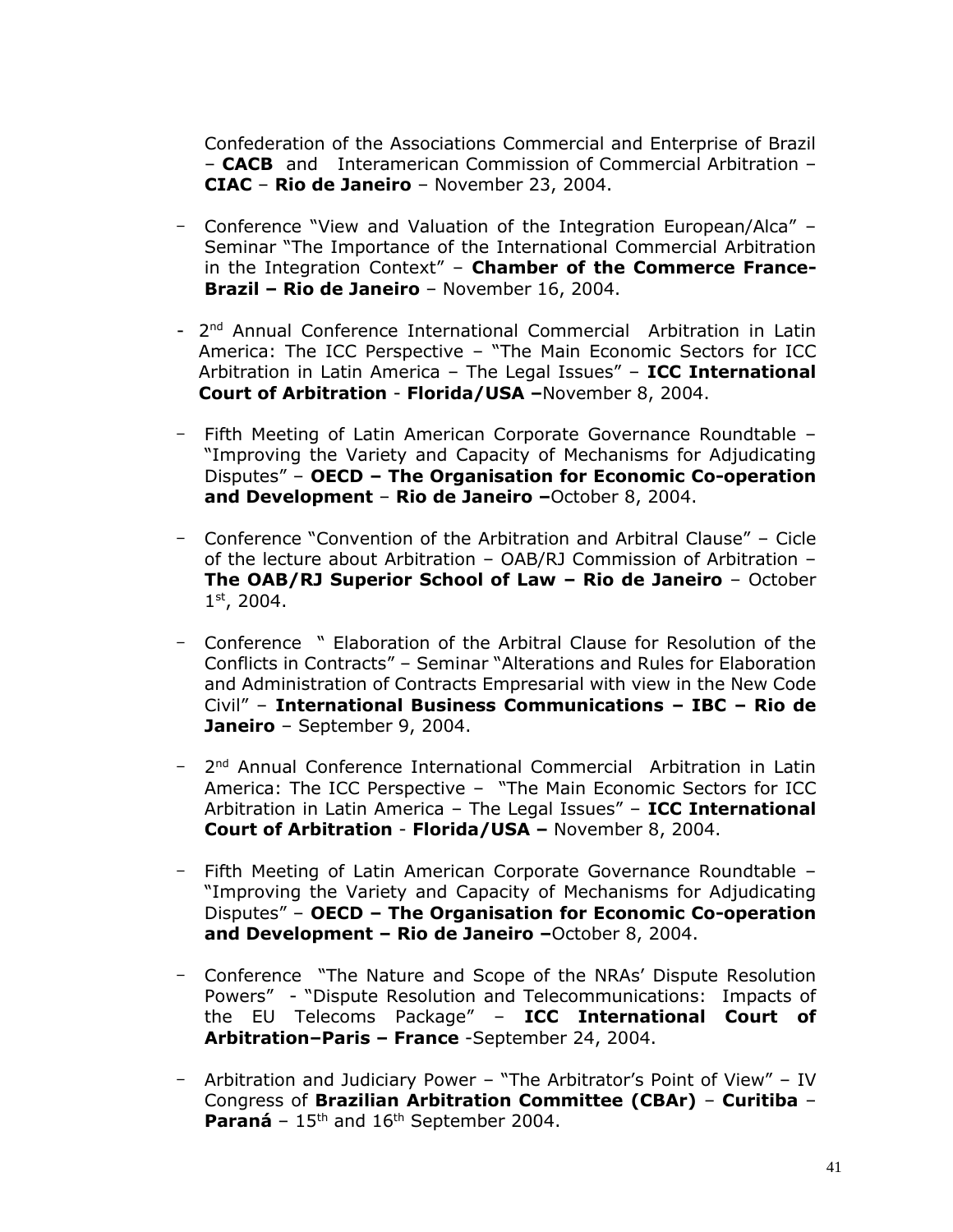Confederation of the Associations Commercial and Enterprise of Brazil – **CACB** and Interamerican Commission of Commercial Arbitration – **CIAC** – **Rio de Janeiro** – November 23, 2004.

- Conference "View and Valuation of the Integration European/Alca" – Seminar "The Importance of the International Commercial Arbitration in the Integration Context" – **Chamber of the Commerce France-Brazil – Rio de Janeiro** – November 16, 2004.

- 2nd Annual Conference International Commercial Arbitration in Latin America: The ICC Perspective – "The Main Economic Sectors for ICC Arbitration in Latin America – The Legal Issues" – **ICC International Court of Arbitration** - **Florida/USA –**November 8, 2004.

- Fifth Meeting of Latin American Corporate Governance Roundtable – "Improving the Variety and Capacity of Mechanisms for Adjudicating Disputes" – **OECD – The Organisation for Economic Co-operation and Development** – **Rio de Janeiro –**October 8, 2004.

- Conference "Convention of the Arbitration and Arbitral Clause" – Cicle of the lecture about Arbitration – OAB/RJ Commission of Arbitration – **The OAB/RJ Superior School of Law – Rio de Janeiro** – October 1st, 2004.

- Conference " Elaboration of the Arbitral Clause for Resolution of the Conflicts in Contracts" – Seminar "Alterations and Rules for Elaboration and Administration of Contracts Empresarial with view in the New Code Civil" – **International Business Communications – IBC – Rio de Janeiro** – September 9, 2004.

- 2nd Annual Conference International Commercial Arbitration in Latin America: The ICC Perspective – "The Main Economic Sectors for ICC Arbitration in Latin America – The Legal Issues" – **ICC International Court of Arbitration** - **Florida/USA –** November 8, 2004.

- Fifth Meeting of Latin American Corporate Governance Roundtable – "Improving the Variety and Capacity of Mechanisms for Adjudicating Disputes" – **OECD – The Organisation for Economic Co-operation and Development – Rio de Janeiro –**October 8, 2004.

- Conference "The Nature and Scope of the NRAs' Dispute Resolution Powers" - "Dispute Resolution and Telecommunications: Impacts of the EU Telecoms Package" – **ICC International Court of Arbitration–Paris – France** -September 24, 2004.

- Arbitration and Judiciary Power – "The Arbitrator's Point of View" – IV Congress of **Brazilian Arbitration Committee (CBAr)** – **Curitiba** – **Paraná** – 15th and 16th September 2004.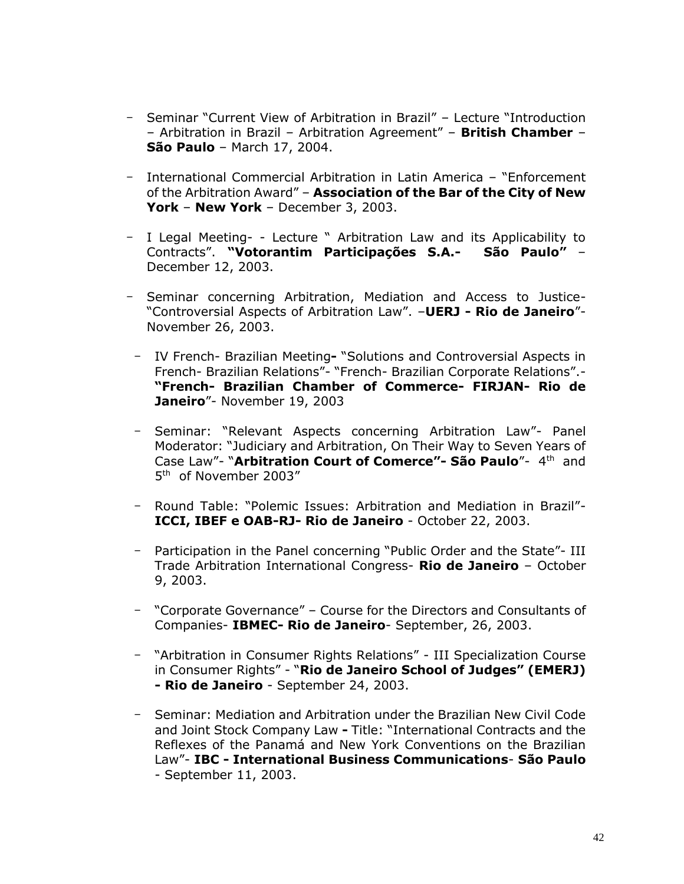- Seminar "Current View of Arbitration in Brazil" – Lecture "Introduction – Arbitration in Brazil – Arbitration Agreement" – **British Chamber** – **São Paulo** – March 17, 2004.

- International Commercial Arbitration in Latin America – "Enforcement of the Arbitration Award" – **Association of the Bar of the City of New York** – **New York** – December 3, 2003.

- I Legal Meeting- - Lecture " Arbitration Law and its Applicability to Contracts". **"Votorantim Participações S.A.- São Paulo"** – December 12, 2003.

- Seminar concerning Arbitration, Mediation and Access to Justice- "Controversial Aspects of Arbitration Law". –**UERJ - Rio de Janeiro**"- November 26, 2003.

- IV French- Brazilian Meeting**-** "Solutions and Controversial Aspects in French- Brazilian Relations"- "French- Brazilian Corporate Relations".- **"French- Brazilian Chamber of Commerce- FIRJAN- Rio de Janeiro**"- November 19, 2003

- Seminar: "Relevant Aspects concerning Arbitration Law"- Panel Moderator: "Judiciary and Arbitration, On Their Way to Seven Years of Case Law"- "**Arbitration Court of Comerce"- São Paulo**"- 4th and 5th of November 2003"

- Round Table: "Polemic Issues: Arbitration and Mediation in Brazil"- **ICCI, IBEF e OAB-RJ- Rio de Janeiro** - October 22, 2003.

- Participation in the Panel concerning "Public Order and the State"- III Trade Arbitration International Congress- **Rio de Janeiro** – October 9, 2003.

- "Corporate Governance" – Course for the Directors and Consultants of Companies- **IBMEC- Rio de Janeiro**- September, 26, 2003.

- "Arbitration in Consumer Rights Relations" - III Specialization Course in Consumer Rights" - "**Rio de Janeiro School of Judges" (EMERJ) - Rio de Janeiro** - September 24, 2003.

- Seminar: Mediation and Arbitration under the Brazilian New Civil Code and Joint Stock Company Law **-** Title: "International Contracts and the Reflexes of the Panamá and New York Conventions on the Brazilian Law"- **IBC - International Business Communications**- **São Paulo** - September 11, 2003.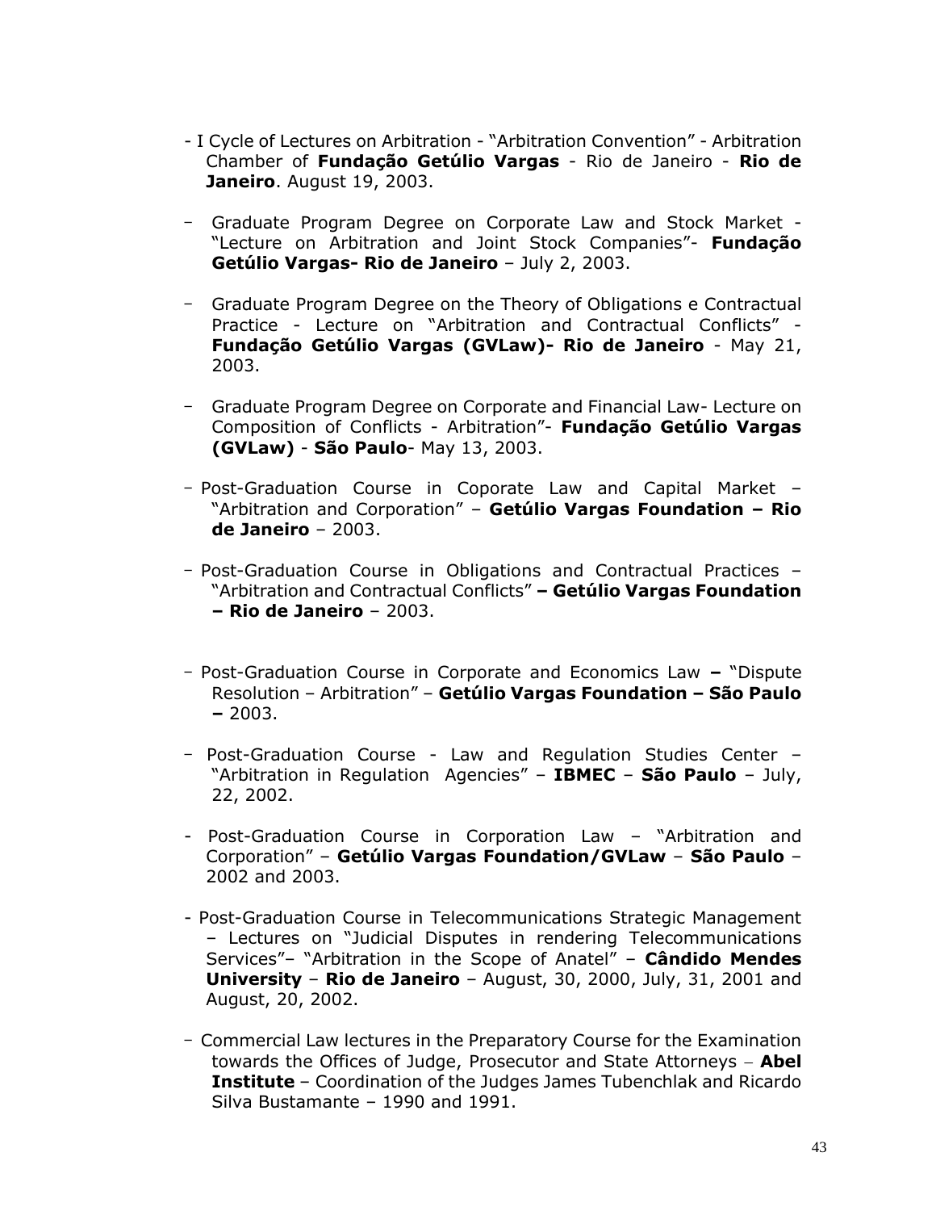- I Cycle of Lectures on Arbitration - "Arbitration Convention" - Arbitration Chamber of **Fundação Getúlio Vargas** - Rio de Janeiro - **Rio de Janeiro**. August 19, 2003.

- Graduate Program Degree on Corporate Law and Stock Market - "Lecture on Arbitration and Joint Stock Companies"- **Fundação Getúlio Vargas- Rio de Janeiro** – July 2, 2003.

- Graduate Program Degree on the Theory of Obligations e Contractual Practice - Lecture on "Arbitration and Contractual Conflicts" - **Fundação Getúlio Vargas (GVLaw)- Rio de Janeiro** - May 21, 2003.

- Graduate Program Degree on Corporate and Financial Law- Lecture on Composition of Conflicts - Arbitration"- **Fundação Getúlio Vargas (GVLaw)** - **São Paulo**- May 13, 2003.

- Post-Graduation Course in Coporate Law and Capital Market – "Arbitration and Corporation" – **Getúlio Vargas Foundation – Rio de Janeiro** – 2003.

- Post-Graduation Course in Obligations and Contractual Practices – "Arbitration and Contractual Conflicts" **– Getúlio Vargas Foundation – Rio de Janeiro** – 2003.

- Post-Graduation Course in Corporate and Economics Law **–** "Dispute Resolution – Arbitration" – **Getúlio Vargas Foundation – São Paulo –** 2003.

- Post-Graduation Course - Law and Regulation Studies Center – "Arbitration in Regulation Agencies" – **IBMEC** – **São Paulo** – July, 22, 2002.

- Post-Graduation Course in Corporation Law – "Arbitration and Corporation" – **Getúlio Vargas Foundation/GVLaw** – **São Paulo** – 2002 and 2003.

- Post-Graduation Course in Telecommunications Strategic Management – Lectures on "Judicial Disputes in rendering Telecommunications Services"– "Arbitration in the Scope of Anatel" – **Cândido Mendes University** – **Rio de Janeiro** – August, 30, 2000, July, 31, 2001 and August, 20, 2002.

- Commercial Law lectures in the Preparatory Course for the Examination towards the Offices of Judge, Prosecutor and State Attorneys – **Abel Institute** – Coordination of the Judges James Tubenchlak and Ricardo Silva Bustamante – 1990 and 1991.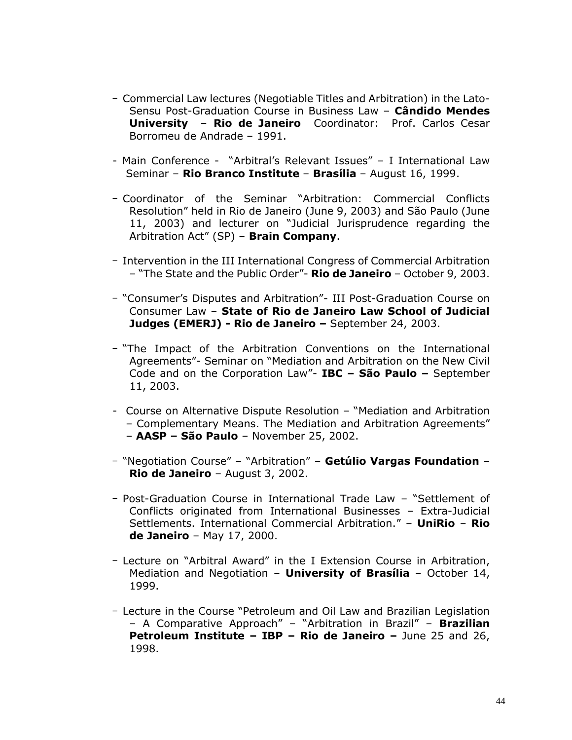- Commercial Law lectures (Negotiable Titles and Arbitration) in the Lato-Sensu Post-Graduation Course in Business Law – **Cândido Mendes University** – **Rio de Janeiro** Coordinator: Prof. Carlos Cesar Borromeu de Andrade – 1991.

- Main Conference - "Arbitral's Relevant Issues" – I International Law Seminar – **Rio Branco Institute** – **Brasília** – August 16, 1999.

- Coordinator of the Seminar "Arbitration: Commercial Conflicts Resolution" held in Rio de Janeiro (June 9, 2003) and São Paulo (June 11, 2003) and lecturer on "Judicial Jurisprudence regarding the Arbitration Act" (SP) – **Brain Company**.

- Intervention in the III International Congress of Commercial Arbitration – "The State and the Public Order"- **Rio de Janeiro** – October 9, 2003.

- "Consumer's Disputes and Arbitration"- III Post-Graduation Course on Consumer Law – **State of Rio de Janeiro Law School of Judicial Judges (EMERJ) - Rio de Janeiro –** September 24, 2003.

- "The Impact of the Arbitration Conventions on the International Agreements"- Seminar on "Mediation and Arbitration on the New Civil Code and on the Corporation Law"- **IBC – São Paulo –** September 11, 2003.

- Course on Alternative Dispute Resolution – "Mediation and Arbitration – Complementary Means. The Mediation and Arbitration Agreements" – **AASP – São Paulo** – November 25, 2002.

- "Negotiation Course" – "Arbitration" – **Getúlio Vargas Foundation** – **Rio de Janeiro** – August 3, 2002.

- Post-Graduation Course in International Trade Law – "Settlement of Conflicts originated from International Businesses – Extra-Judicial Settlements. International Commercial Arbitration." – **UniRio** – **Rio de Janeiro** – May 17, 2000.

- Lecture on "Arbitral Award" in the I Extension Course in Arbitration, Mediation and Negotiation – **University of Brasília** – October 14, 1999.

- Lecture in the Course "Petroleum and Oil Law and Brazilian Legislation – A Comparative Approach" – "Arbitration in Brazil" – **Brazilian Petroleum Institute – IBP – Rio de Janeiro –** June 25 and 26, 1998.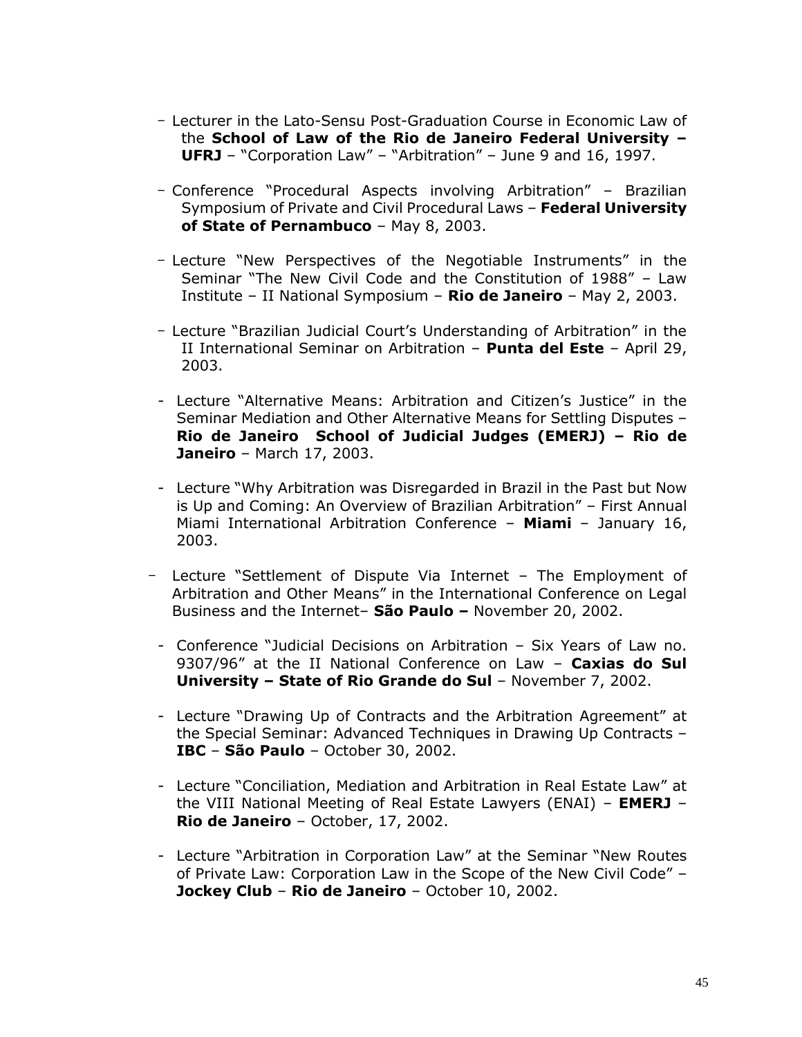- Lecturer in the Lato-Sensu Post-Graduation Course in Economic Law of the **School of Law of the Rio de Janeiro Federal University – UFRJ** – "Corporation Law" – "Arbitration" – June 9 and 16, 1997.

- Conference "Procedural Aspects involving Arbitration" – Brazilian Symposium of Private and Civil Procedural Laws – **Federal University of State of Pernambuco** – May 8, 2003.

- Lecture "New Perspectives of the Negotiable Instruments" in the Seminar "The New Civil Code and the Constitution of 1988" – Law Institute – II National Symposium – **Rio de Janeiro** – May 2, 2003.

- Lecture "Brazilian Judicial Court's Understanding of Arbitration" in the II International Seminar on Arbitration – **Punta del Este** – April 29, 2003.

- Lecture "Alternative Means: Arbitration and Citizen's Justice" in the Seminar Mediation and Other Alternative Means for Settling Disputes – **Rio de Janeiro School of Judicial Judges (EMERJ) – Rio de Janeiro** – March 17, 2003.

- Lecture "Why Arbitration was Disregarded in Brazil in the Past but Now is Up and Coming: An Overview of Brazilian Arbitration" – First Annual Miami International Arbitration Conference – **Miami** – January 16, 2003.

- Lecture "Settlement of Dispute Via Internet – The Employment of Arbitration and Other Means" in the International Conference on Legal Business and the Internet– **São Paulo –** November 20, 2002.

- Conference "Judicial Decisions on Arbitration – Six Years of Law no. 9307/96" at the II National Conference on Law – **Caxias do Sul University – State of Rio Grande do Sul** – November 7, 2002.

- Lecture "Drawing Up of Contracts and the Arbitration Agreement" at the Special Seminar: Advanced Techniques in Drawing Up Contracts – **IBC** – **São Paulo** – October 30, 2002.

- Lecture "Conciliation, Mediation and Arbitration in Real Estate Law" at the VIII National Meeting of Real Estate Lawyers (ENAI) – **EMERJ** – **Rio de Janeiro** – October, 17, 2002.

- Lecture "Arbitration in Corporation Law" at the Seminar "New Routes of Private Law: Corporation Law in the Scope of the New Civil Code" – **Jockey Club** – **Rio de Janeiro** – October 10, 2002.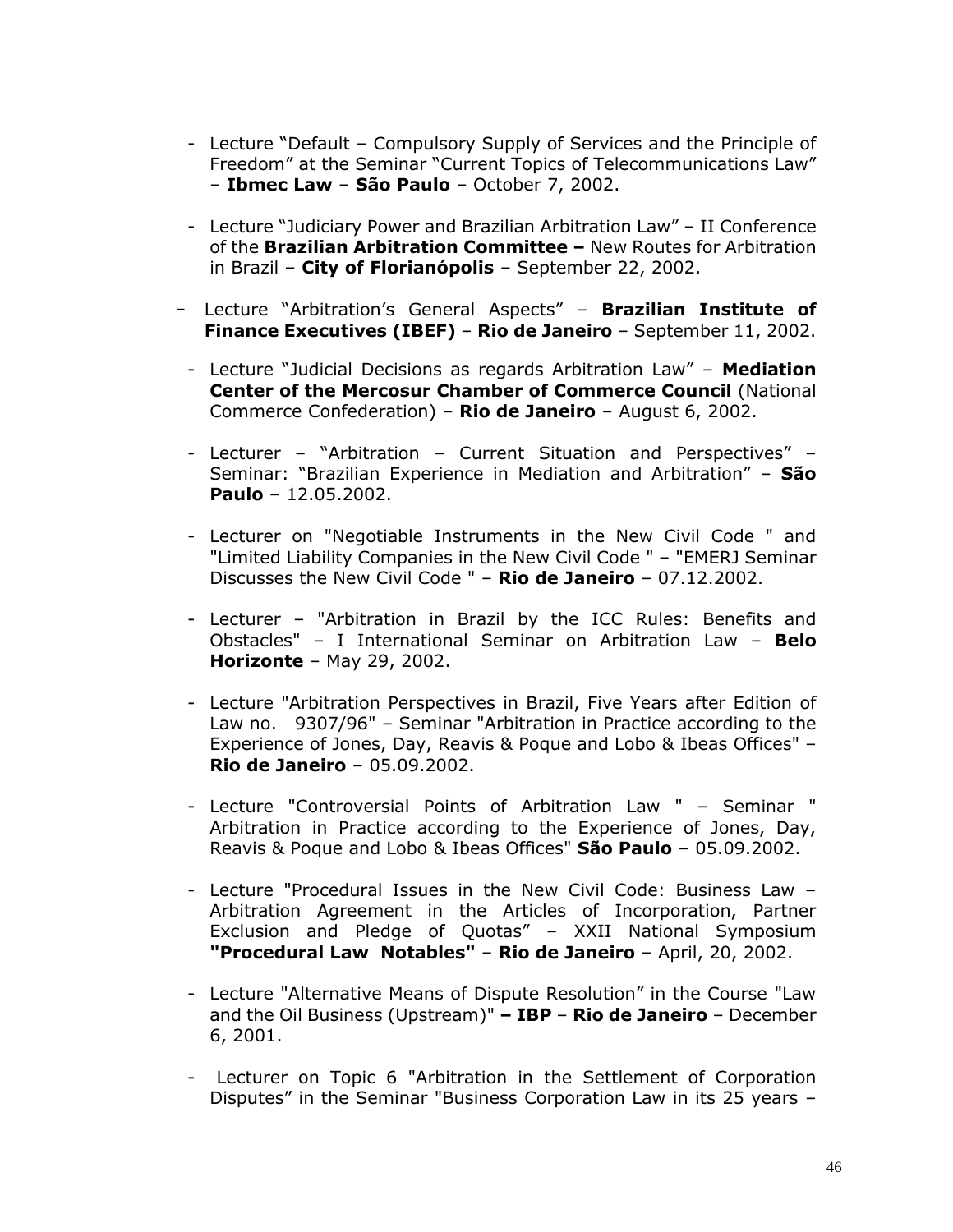- Lecture "Default – Compulsory Supply of Services and the Principle of Freedom" at the Seminar "Current Topics of Telecommunications Law" – **Ibmec Law** – **São Paulo** – October 7, 2002.

- Lecture "Judiciary Power and Brazilian Arbitration Law" – II Conference of the **Brazilian Arbitration Committee –** New Routes for Arbitration in Brazil – **City of Florianópolis** – September 22, 2002.

- Lecture "Arbitration's General Aspects" – **Brazilian Institute of Finance Executives (IBEF)** – **Rio de Janeiro** – September 11, 2002.

- Lecture "Judicial Decisions as regards Arbitration Law" – **Mediation Center of the Mercosur Chamber of Commerce Council** (National Commerce Confederation) – **Rio de Janeiro** – August 6, 2002.

- Lecturer – "Arbitration – Current Situation and Perspectives" – Seminar: "Brazilian Experience in Mediation and Arbitration" – **São Paulo** – 12.05.2002.

- Lecturer on "Negotiable Instruments in the New Civil Code " and "Limited Liability Companies in the New Civil Code " – "EMERJ Seminar Discusses the New Civil Code " – **Rio de Janeiro** – 07.12.2002.

- Lecturer – "Arbitration in Brazil by the ICC Rules: Benefits and Obstacles" – I International Seminar on Arbitration Law – **Belo Horizonte** – May 29, 2002.

- Lecture "Arbitration Perspectives in Brazil, Five Years after Edition of Law no. 9307/96" – Seminar "Arbitration in Practice according to the Experience of Jones, Day, Reavis & Poque and Lobo & Ibeas Offices" – **Rio de Janeiro** – 05.09.2002.

- Lecture "Controversial Points of Arbitration Law " – Seminar " Arbitration in Practice according to the Experience of Jones, Day, Reavis & Poque and Lobo & Ibeas Offices" **São Paulo** – 05.09.2002.

- Lecture "Procedural Issues in the New Civil Code: Business Law – Arbitration Agreement in the Articles of Incorporation, Partner Exclusion and Pledge of Quotas" – XXII National Symposium **"Procedural Law Notables"** – **Rio de Janeiro** – April, 20, 2002.

- Lecture "Alternative Means of Dispute Resolution" in the Course "Law and the Oil Business (Upstream)" **– IBP** – **Rio de Janeiro** – December 6, 2001.

- Lecturer on Topic 6 "Arbitration in the Settlement of Corporation Disputes" in the Seminar "Business Corporation Law in its 25 years –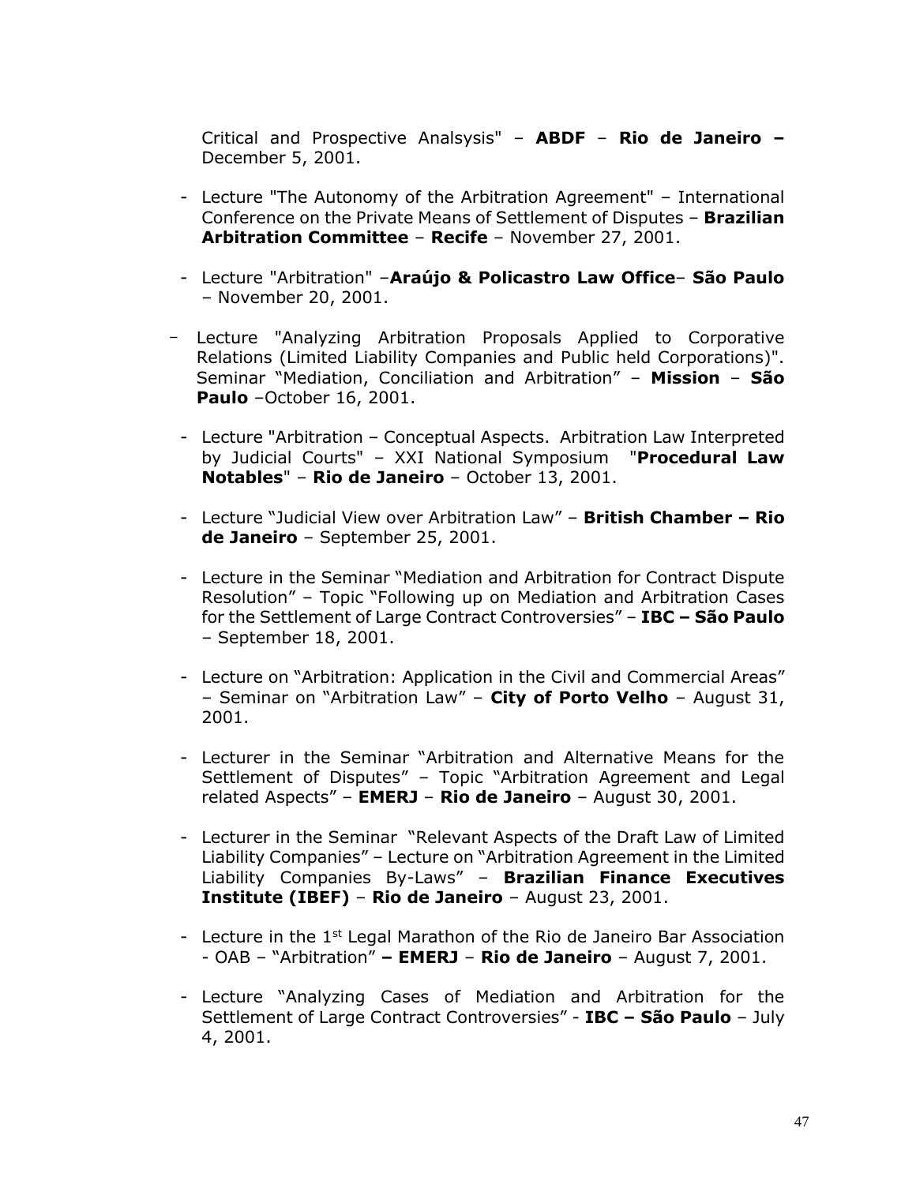Critical and Prospective Analsysis" – **ABDF** – **Rio de Janeiro –** December 5, 2001.

- Lecture "The Autonomy of the Arbitration Agreement" – International Conference on the Private Means of Settlement of Disputes – **Brazilian Arbitration Committee** – **Recife** – November 27, 2001.

- Lecture "Arbitration" –**Araújo & Policastro Law Office**– **São Paulo** – November 20, 2001.

- Lecture "Analyzing Arbitration Proposals Applied to Corporative Relations (Limited Liability Companies and Public held Corporations)". Seminar "Mediation, Conciliation and Arbitration" – **Mission** – **São Paulo** –October 16, 2001.

- Lecture "Arbitration – Conceptual Aspects. Arbitration Law Interpreted by Judicial Courts" – XXI National Symposium "**Procedural Law Notables**" – **Rio de Janeiro** – October 13, 2001.

- Lecture "Judicial View over Arbitration Law" – **British Chamber – Rio de Janeiro** – September 25, 2001.

- Lecture in the Seminar "Mediation and Arbitration for Contract Dispute Resolution" – Topic "Following up on Mediation and Arbitration Cases for the Settlement of Large Contract Controversies" – **IBC – São Paulo** – September 18, 2001.

- Lecture on "Arbitration: Application in the Civil and Commercial Areas" – Seminar on "Arbitration Law" – **City of Porto Velho** – August 31, 2001.

- Lecturer in the Seminar "Arbitration and Alternative Means for the Settlement of Disputes" – Topic "Arbitration Agreement and Legal related Aspects" – **EMERJ** – **Rio de Janeiro** – August 30, 2001.

- Lecturer in the Seminar "Relevant Aspects of the Draft Law of Limited Liability Companies" – Lecture on "Arbitration Agreement in the Limited Liability Companies By-Laws" – **Brazilian Finance Executives Institute (IBEF)** – **Rio de Janeiro** – August 23, 2001.

- Lecture in the 1st Legal Marathon of the Rio de Janeiro Bar Association - OAB – "Arbitration" **– EMERJ** – **Rio de Janeiro** – August 7, 2001.

- Lecture "Analyzing Cases of Mediation and Arbitration for the Settlement of Large Contract Controversies" - **IBC – São Paulo** – July 4, 2001.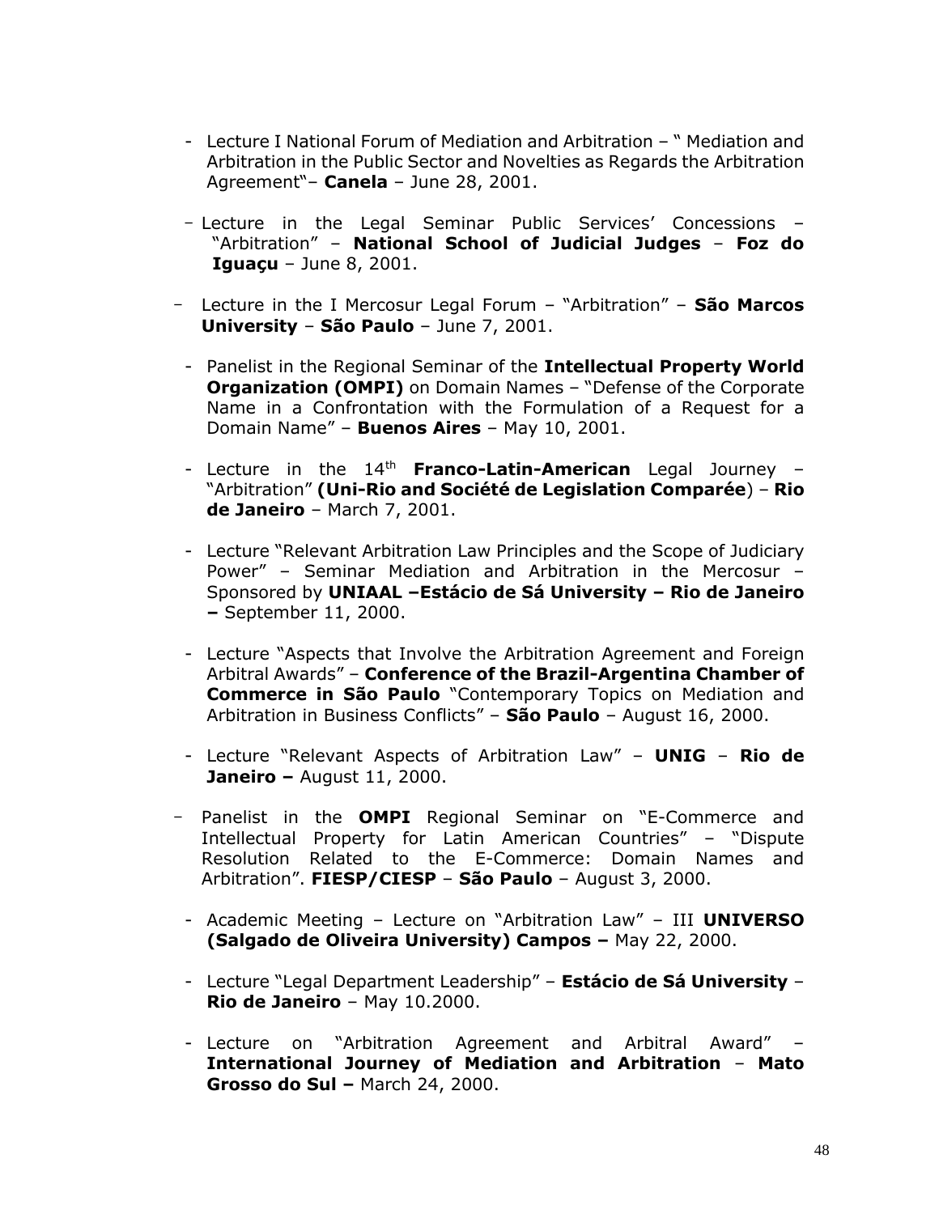- Lecture I National Forum of Mediation and Arbitration – " Mediation and Arbitration in the Public Sector and Novelties as Regards the Arbitration Agreement"– **Canela** – June 28, 2001.

- Lecture in the Legal Seminar Public Services' Concessions – "Arbitration" – **National School of Judicial Judges** – **Foz do Iguaçu** – June 8, 2001.

- Lecture in the I Mercosur Legal Forum – "Arbitration" – **São Marcos University** – **São Paulo** – June 7, 2001.

- Panelist in the Regional Seminar of the **Intellectual Property World Organization (OMPI)** on Domain Names – "Defense of the Corporate Name in a Confrontation with the Formulation of a Request for a Domain Name" – **Buenos Aires** – May 10, 2001.

- Lecture in the 14th **Franco-Latin-American** Legal Journey – "Arbitration" **(Uni-Rio and Société de Legislation Comparée**) – **Rio de Janeiro** – March 7, 2001.

- Lecture "Relevant Arbitration Law Principles and the Scope of Judiciary Power" – Seminar Mediation and Arbitration in the Mercosur – Sponsored by **UNIAAL –Estácio de Sá University – Rio de Janeiro –** September 11, 2000.

- Lecture "Aspects that Involve the Arbitration Agreement and Foreign Arbitral Awards" – **Conference of the Brazil-Argentina Chamber of Commerce in São Paulo** "Contemporary Topics on Mediation and Arbitration in Business Conflicts" – **São Paulo** – August 16, 2000.

- Lecture "Relevant Aspects of Arbitration Law" – **UNIG** – **Rio de Janeiro –** August 11, 2000.

- Panelist in the **OMPI** Regional Seminar on "E-Commerce and Intellectual Property for Latin American Countries" – "Dispute Resolution Related to the E-Commerce: Domain Names and Arbitration". **FIESP/CIESP** – **São Paulo** – August 3, 2000.

- Academic Meeting – Lecture on "Arbitration Law" – III **UNIVERSO (Salgado de Oliveira University) Campos –** May 22, 2000.

- Lecture "Legal Department Leadership" – **Estácio de Sá University** – **Rio de Janeiro** – May 10.2000.

- Lecture on "Arbitration Agreement and Arbitral Award" – **International Journey of Mediation and Arbitration** – **Mato Grosso do Sul –** March 24, 2000.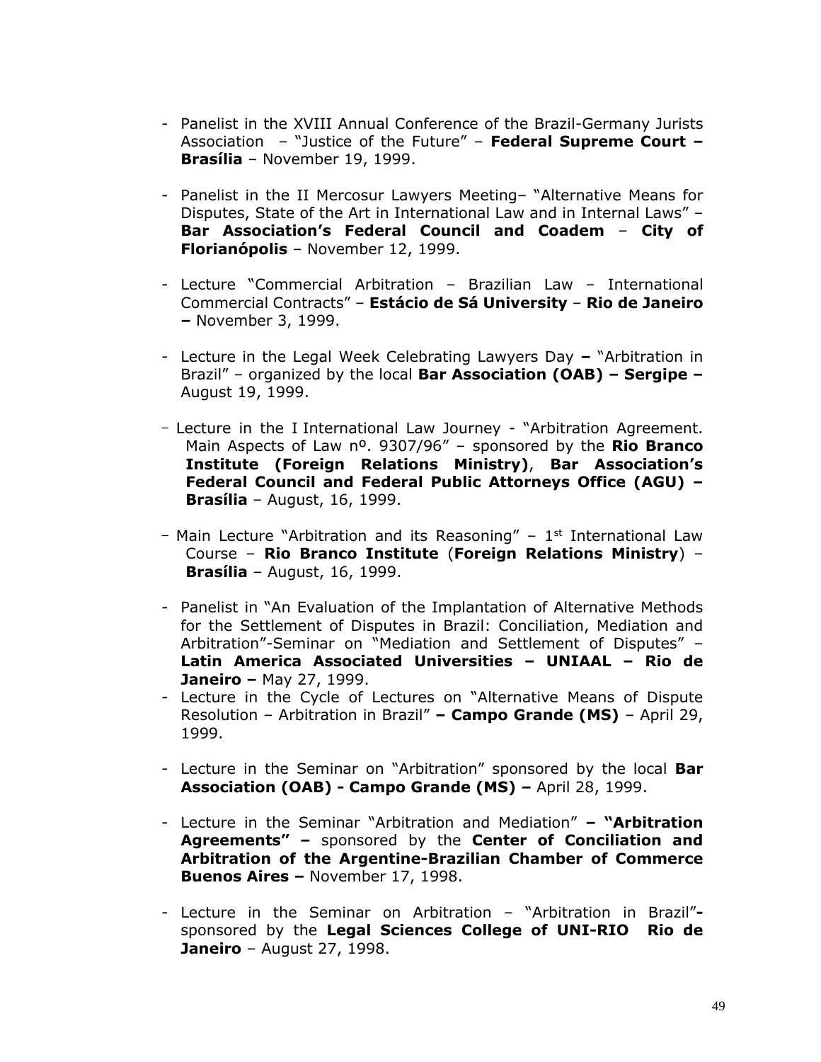- Panelist in the XVIII Annual Conference of the Brazil-Germany Jurists Association – "Justice of the Future" – **Federal Supreme Court – Brasília** – November 19, 1999.

- Panelist in the II Mercosur Lawyers Meeting– "Alternative Means for Disputes, State of the Art in International Law and in Internal Laws" – **Bar Association's Federal Council and Coadem** – **City of Florianópolis** – November 12, 1999.

- Lecture "Commercial Arbitration – Brazilian Law – International Commercial Contracts" – **Estácio de Sá University** – **Rio de Janeiro –** November 3, 1999.

- Lecture in the Legal Week Celebrating Lawyers Day **–** "Arbitration in Brazil" – organized by the local **Bar Association (OAB) – Sergipe –** August 19, 1999.

- Lecture in the I International Law Journey - "Arbitration Agreement. Main Aspects of Law nº. 9307/96" – sponsored by the **Rio Branco Institute (Foreign Relations Ministry)**, **Bar Association's Federal Council and Federal Public Attorneys Office (AGU) – Brasília** – August, 16, 1999.

- Main Lecture "Arbitration and its Reasoning" – 1st International Law Course – **Rio Branco Institute** (**Foreign Relations Ministry**) – **Brasília** – August, 16, 1999.

- Panelist in "An Evaluation of the Implantation of Alternative Methods for the Settlement of Disputes in Brazil: Conciliation, Mediation and Arbitration"-Seminar on "Mediation and Settlement of Disputes" – **Latin America Associated Universities – UNIAAL – Rio de Janeiro –** May 27, 1999.
- Lecture in the Cycle of Lectures on "Alternative Means of Dispute Resolution – Arbitration in Brazil" **– Campo Grande (MS)** – April 29, 1999.

- Lecture in the Seminar on "Arbitration" sponsored by the local **Bar Association (OAB) - Campo Grande (MS) –** April 28, 1999.

- Lecture in the Seminar "Arbitration and Mediation" **– "Arbitration Agreements" –** sponsored by the **Center of Conciliation and Arbitration of the Argentine-Brazilian Chamber of Commerce Buenos Aires –** November 17, 1998.

- Lecture in the Seminar on Arbitration – "Arbitration in Brazil"**-** sponsored by the **Legal Sciences College of UNI-RIO Rio de Janeiro** – August 27, 1998.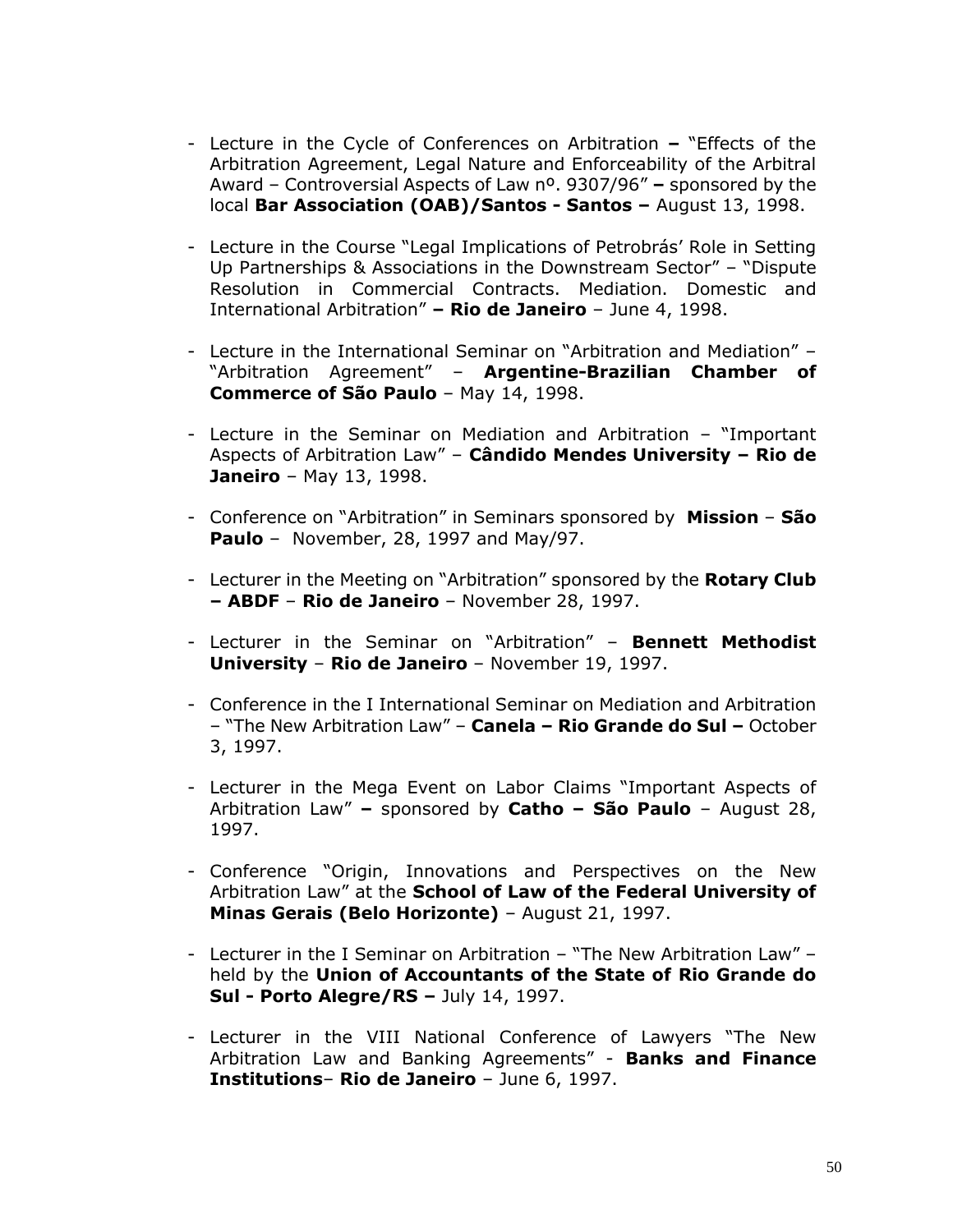- Lecture in the Cycle of Conferences on Arbitration **–** "Effects of the Arbitration Agreement, Legal Nature and Enforceability of the Arbitral Award – Controversial Aspects of Law nº. 9307/96" **–** sponsored by the local **Bar Association (OAB)/Santos - Santos –** August 13, 1998.

- Lecture in the Course "Legal Implications of Petrobrás' Role in Setting Up Partnerships & Associations in the Downstream Sector" – "Dispute Resolution in Commercial Contracts. Mediation. Domestic and International Arbitration" **– Rio de Janeiro** – June 4, 1998.

- Lecture in the International Seminar on "Arbitration and Mediation" – "Arbitration Agreement" – **Argentine-Brazilian Chamber of Commerce of São Paulo** – May 14, 1998.

- Lecture in the Seminar on Mediation and Arbitration – "Important Aspects of Arbitration Law" – **Cândido Mendes University – Rio de Janeiro** – May 13, 1998.

- Conference on "Arbitration" in Seminars sponsored by **Mission** – **São Paulo** – November, 28, 1997 and May/97.

- Lecturer in the Meeting on "Arbitration" sponsored by the **Rotary Club – ABDF** – **Rio de Janeiro** – November 28, 1997.

- Lecturer in the Seminar on "Arbitration" – **Bennett Methodist University** – **Rio de Janeiro** – November 19, 1997.

- Conference in the I International Seminar on Mediation and Arbitration – "The New Arbitration Law" – **Canela – Rio Grande do Sul –** October 3, 1997.

- Lecturer in the Mega Event on Labor Claims "Important Aspects of Arbitration Law" **–** sponsored by **Catho – São Paulo** – August 28, 1997.

- Conference "Origin, Innovations and Perspectives on the New Arbitration Law" at the **School of Law of the Federal University of Minas Gerais (Belo Horizonte)** – August 21, 1997.

- Lecturer in the I Seminar on Arbitration – "The New Arbitration Law" – held by the **Union of Accountants of the State of Rio Grande do Sul - Porto Alegre/RS –** July 14, 1997.

- Lecturer in the VIII National Conference of Lawyers "The New Arbitration Law and Banking Agreements" - **Banks and Finance Institutions**– **Rio de Janeiro** – June 6, 1997.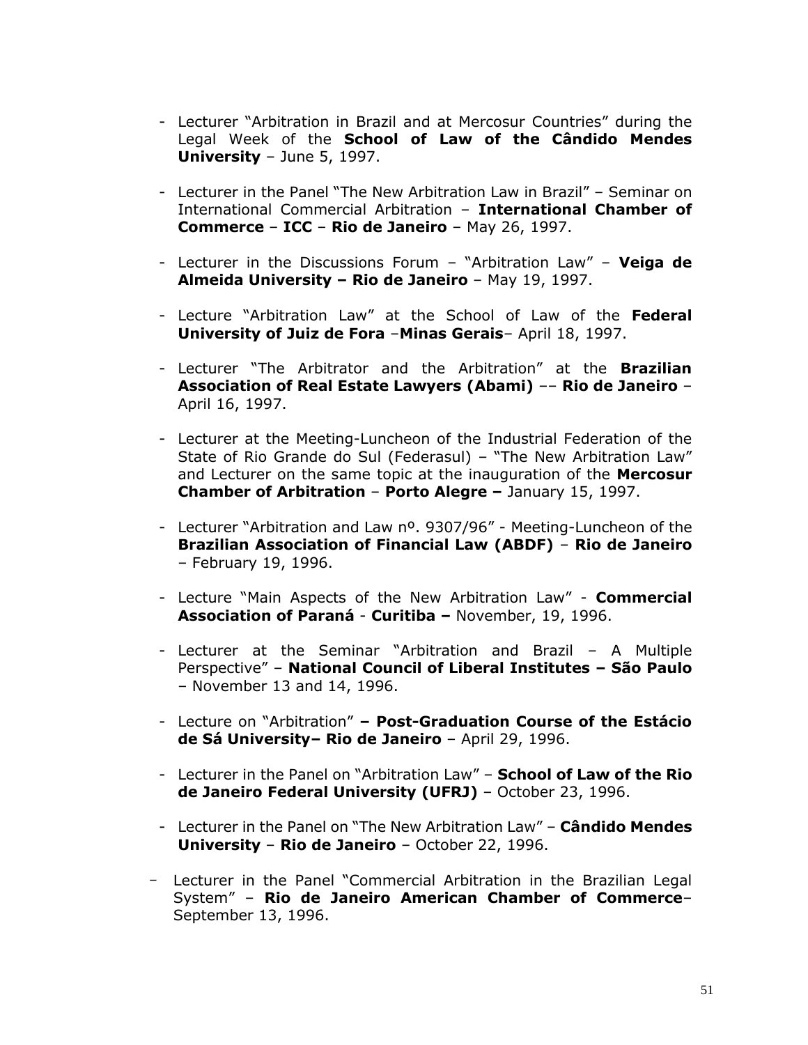- Lecturer "Arbitration in Brazil and at Mercosur Countries" during the Legal Week of the **School of Law of the Cândido Mendes University** – June 5, 1997.

- Lecturer in the Panel "The New Arbitration Law in Brazil" – Seminar on International Commercial Arbitration – **International Chamber of Commerce** – **ICC** – **Rio de Janeiro** – May 26, 1997.

- Lecturer in the Discussions Forum – "Arbitration Law" – **Veiga de Almeida University – Rio de Janeiro** – May 19, 1997.

- Lecture "Arbitration Law" at the School of Law of the **Federal University of Juiz de Fora** –**Minas Gerais**– April 18, 1997.

- Lecturer "The Arbitrator and the Arbitration" at the **Brazilian Association of Real Estate Lawyers (Abami)** –– **Rio de Janeiro** – April 16, 1997.

- Lecturer at the Meeting-Luncheon of the Industrial Federation of the State of Rio Grande do Sul (Federasul) – "The New Arbitration Law" and Lecturer on the same topic at the inauguration of the **Mercosur Chamber of Arbitration** – **Porto Alegre –** January 15, 1997.

- Lecturer "Arbitration and Law nº. 9307/96" - Meeting-Luncheon of the **Brazilian Association of Financial Law (ABDF)** – **Rio de Janeiro** – February 19, 1996.

- Lecture "Main Aspects of the New Arbitration Law" - **Commercial Association of Paraná** - **Curitiba –** November, 19, 1996.

- Lecturer at the Seminar "Arbitration and Brazil – A Multiple Perspective" – **National Council of Liberal Institutes – São Paulo** – November 13 and 14, 1996.

- Lecture on "Arbitration" **– Post-Graduation Course of the Estácio de Sá University– Rio de Janeiro** – April 29, 1996.

- Lecturer in the Panel on "Arbitration Law" – **School of Law of the Rio de Janeiro Federal University (UFRJ)** – October 23, 1996.

- Lecturer in the Panel on "The New Arbitration Law" – **Cândido Mendes University** – **Rio de Janeiro** – October 22, 1996.

- Lecturer in the Panel "Commercial Arbitration in the Brazilian Legal System" – **Rio de Janeiro American Chamber of Commerce**– September 13, 1996.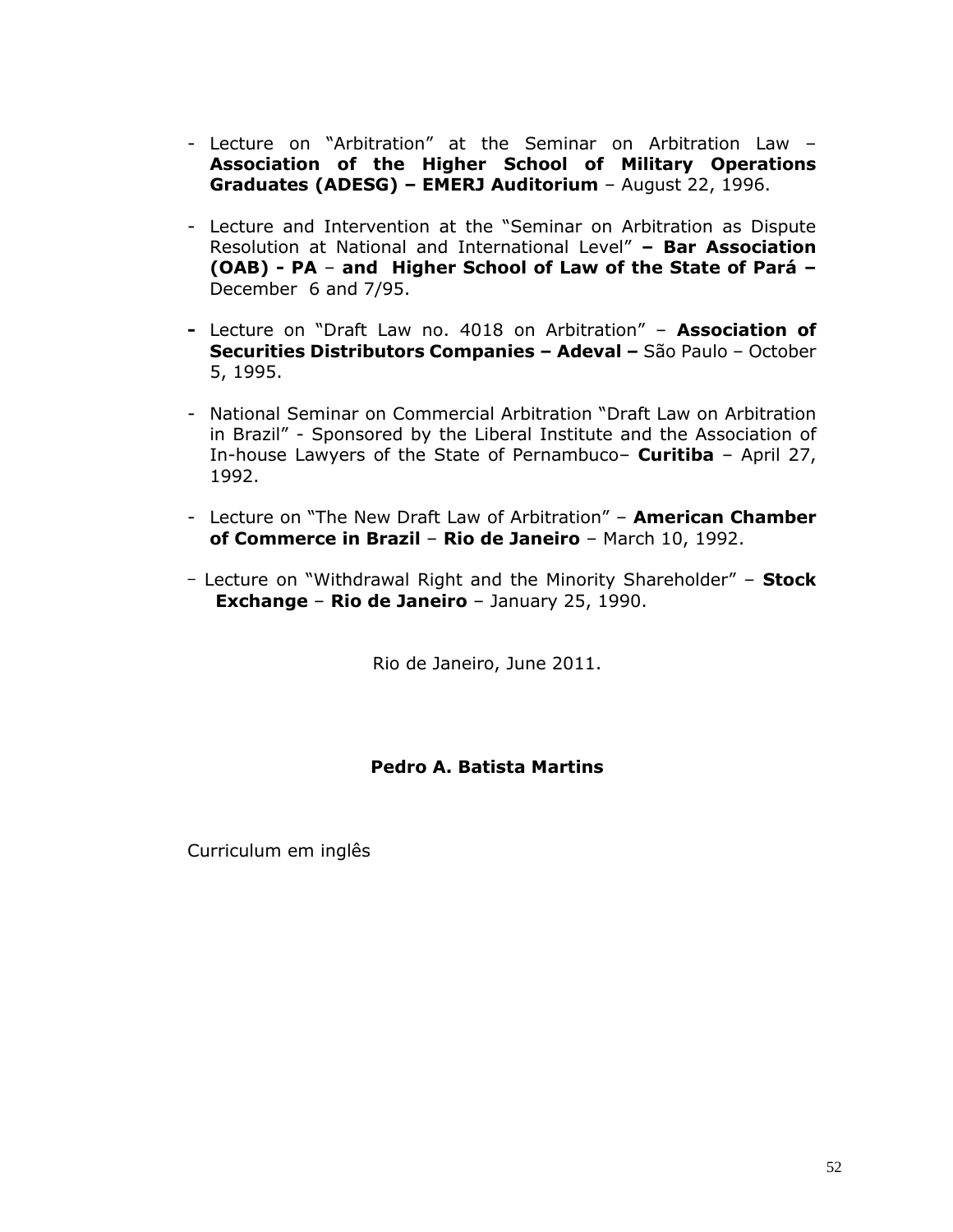- Lecture on "Arbitration" at the Seminar on Arbitration Law – **Association of the Higher School of Military Operations Graduates (ADESG) – EMERJ Auditorium** – August 22, 1996.

- Lecture and Intervention at the "Seminar on Arbitration as Dispute Resolution at National and International Level" **– Bar Association (OAB) - PA** – **and Higher School of Law of the State of Pará –** December 6 and 7/95.

- Lecture on "Draft Law no. 4018 on Arbitration" – **Association of Securities Distributors Companies – Adeval –** São Paulo – October 5, 1995.

- National Seminar on Commercial Arbitration "Draft Law on Arbitration in Brazil" - Sponsored by the Liberal Institute and the Association of In-house Lawyers of the State of Pernambuco– **Curitiba** – April 27, 1992.

- Lecture on "The New Draft Law of Arbitration" – **American Chamber of Commerce in Brazil** – **Rio de Janeiro** – March 10, 1992.

- Lecture on "Withdrawal Right and the Minority Shareholder" – **Stock Exchange** – **Rio de Janeiro** – January 25, 1990.

Rio de Janeiro, June 2011.

**Pedro A. Batista Martins**

Curriculum em inglês